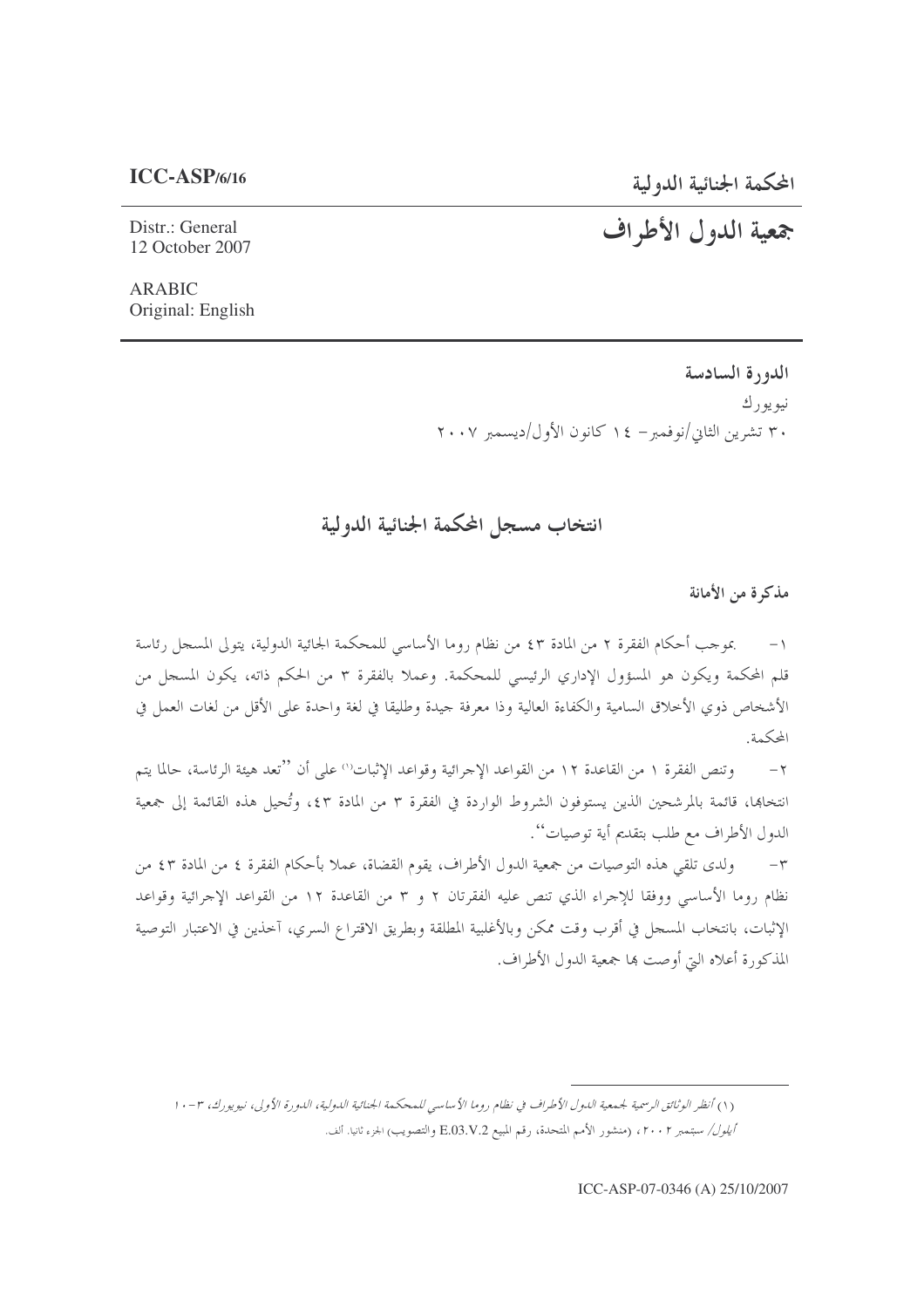**ICC-ASP/6/16**

# المحكمة الجنائية الدولية

# جمعية الدول الأطراف

Distr.: General
12 October 2007

ARABIC
Original: English

**الدورة السادسة**

نيويورك

٣٠ تشرين الثاني/نوفمبر– ١٤ كانون الأول/ديسمبر ٢٠٠٧

## انتخاب مسجل المحكمة الجنائية الدولية

### مذكرة من الأمانة

١- بموجب أحكام الفقرة ٢ من المادة ٤٣ من نظام روما الأساسي للمحكمة الجائية الدولية، يتولى المسجل رئاسة قلم المحكمة ويكون هو المسؤول الإداري الرئيسي للمحكمة. وعملا بالفقرة ٣ من الحكم ذاته، يكون المسجل من الأشخاص ذوي الأخلاق السامية والكفاءة العالية وذا معرفة جيدة وطليقا في لغة واحدة على الأقل من لغات العمل في المحكمة.

٢- وتنص الفقرة ١ من القاعدة ١٢ من القواعد الإجرائية وقواعد الإثبات[1] على أن ''تعد هيئة الرئاسة، حالما يتم انتخابها، قائمة بالمرشحين الذين يستوفون الشروط الواردة في الفقرة ٣ من المادة ٤٣، وتُحيل هذه القائمة إلى جمعية الدول الأطراف مع طلب بتقديم أية توصيات''.

٣- ولدى تلقي هذه التوصيات من جمعية الدول الأطراف، يقوم القضاة، عملا بأحكام الفقرة ٤ من المادة ٤٣ من نظام روما الأساسي ووفقا للإجراء الذي تنص عليه الفقرتان ٢ و ٣ من القاعدة ١٢ من القواعد الإجرائية وقواعد الإثبات، بانتخاب المسجل في أقرب وقت ممكن وبالأغلبية المطلقة وبطريق الاقتراع السري، آخذين في الاعتبار التوصية المذكورة أعلاه التي أوصت بها جمعية الدول الأطراف.

---

(١) *أنظر الوثائق الرسمية لجمعية الدول الأطراف في نظام روما الأساسي للمحكمة الجنائية الدولية، الدورة الأولى، نيويورك، ٣-١٠ أيلول/ سبتمبر ٢٠٠٢*، (منشور الأمم المتحدة، رقم المبيع E.03.V.2 والتصويب) الجزء ثانيا. ألف.

ICC-ASP-07-0346 (A) 25/10/2007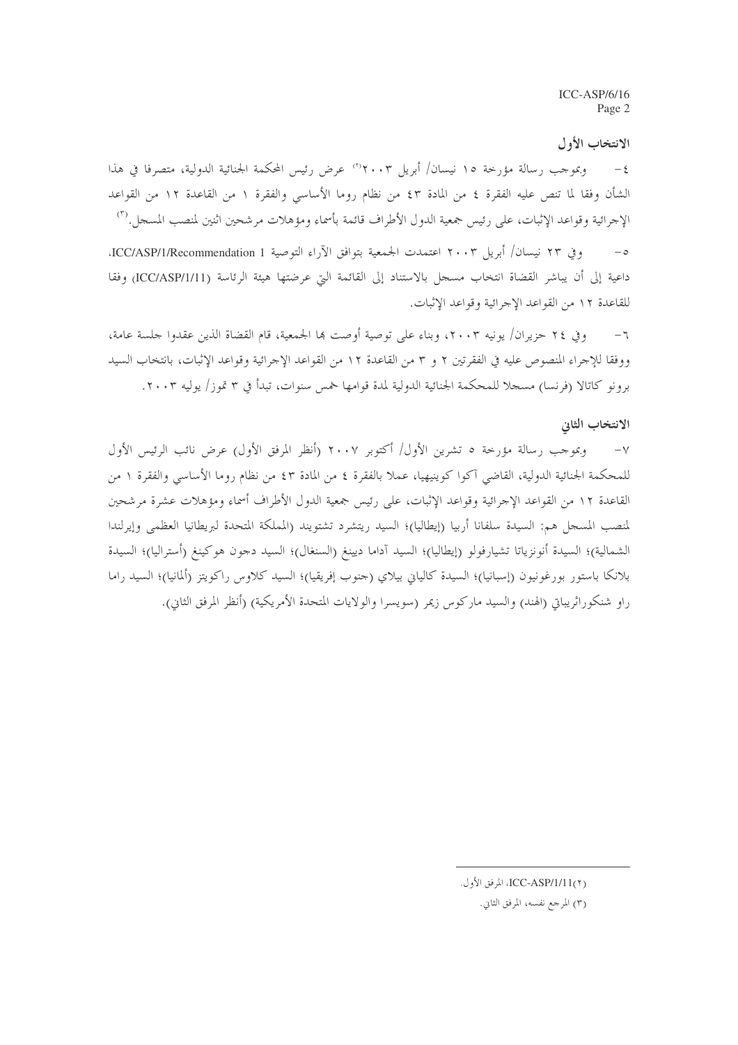## الانتخاب الأول

٤- وبموجب رسالة مؤرخة ١٥ نيسان/ أبريل ٢٠٠٣[٢] عرض رئيس المحكمة الجنائية الدولية، متصرفا في هذا الشأن وفقا لما تنص عليه الفقرة ٤ من المادة ٤٣ من نظام روما الأساسي والفقرة ١ من القاعدة ١٢ من القواعد الإجرائية وقواعد الإثبات، على رئيس جمعية الدول الأطراف قائمة بأسماء ومؤهلات مرشحين اثنين لمنصب المسجل.[٣]

٥- وفي ٢٣ نيسان/ أبريل ٢٠٠٣ اعتمدت الجمعية بتوافق الآراء التوصية ICC/ASP/1/Recommendation 1، داعية إلى أن يباشر القضاة انتخاب مسجل بالاستناد إلى القائمة التي عرضتها هيئة الرئاسة (ICC/ASP/1/11) وفقا للقاعدة ١٢ من القواعد الإجرائية وقواعد الإثبات.

٦- وفي ٢٤ حزيران/ يونيه ٢٠٠٣، وبناء على توصية أوصت بها الجمعية، قام القضاة الذين عقدوا جلسة عامة، ووفقا للإجراء المنصوص عليه في الفقرتين ٢ و ٣ من القاعدة ١٢ من القواعد الإجرائية وقواعد الإثبات، بانتخاب السيد برونو كاتالا (فرنسا) مسجلا للمحكمة الجنائية الدولية لمدة قوامها خمس سنوات، تبدأ في ٣ تموز/ يوليه ٢٠٠٣.

## الانتخاب الثاني

٧- وبموجب رسالة مؤرخة ٥ تشرين الأول/ أكتوبر ٢٠٠٧ (أنظر المرفق الأول) عرض نائب الرئيس الأول للمحكمة الجنائية الدولية، القاضي آكوا كوينيهيا، عملا بالفقرة ٤ من المادة ٤٣ من نظام روما الأساسي والفقرة ١ من القاعدة ١٢ من القواعد الإجرائية وقواعد الإثبات، على رئيس جمعية الدول الأطراف أسماء ومؤهلات عشرة مرشحين لمنصب المسجل هم: السيدة سلفانا أربيا (إيطاليا)؛ السيد ريتشرد تشتويند (المملكة المتحدة لبريطانيا العظمى وإيرلندا الشمالية)؛ السيدة أنونزياتا تشيارفولو (إيطاليا)؛ السيد آداما ديينغ (السنغال)؛ السيد دجون هوكينغ (أستراليا)؛ السيدة بلانكا باستور بورغونيون (إسبانيا)؛ السيدة كاليابي بيلاي (جنوب إفريقيا)؛ السيد كلاوس راكويتز (ألمانيا)؛ السيد راما راو شنكوراثريباتي (الهند) والسيد ماركوس زيمر (سويسرا والولايات المتحدة الأمريكية) (أنظر المرفق الثاني).

---

(٢) ICC-ASP/1/11، المرفق الأول.

(٣) المرجع نفسه، المرفق الثاني.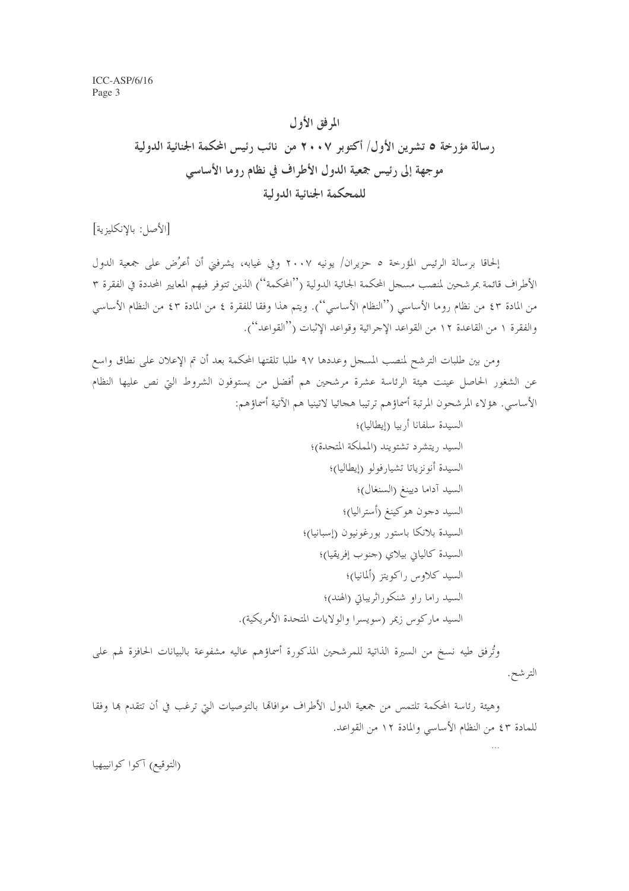# المرفق الأول

## رسالة مؤرخة ٥ تشرين الأول/ أكتوبر ٢٠٠٧ من نائب رئيس المحكمة الجنائية الدولية موجهة إلى رئيس جمعية الدول الأطراف في نظام روما الأساسي للمحكمة الجنائية الدولية

[الأصل: بالإنكليزية]

إلحاقا برسالة الرئيس المؤرخة ٥ حزيران/ يونيه ٢٠٠٧ وفي غيابه، يشرفني أن أعرُض على جمعية الدول الأطراف قائمة بمرشحين لمنصب مسجل المحكمة الجنائية الدولية (''المحكمة'') الذين تتوفر فيهم المعايير المحددة في الفقرة ٣ من المادة ٤٣ من نظام روما الأساسي (''النظام الأساسي''). ويتم هذا وفقا للفقرة ٤ من المادة ٤٣ من النظام الأساسي والفقرة ١ من القاعدة ١٢ من القواعد الإجرائية وقواعد الإثبات (''القواعد'').

ومن بين طلبات الترشح لمنصب المسجل وعددها ٩٧ طلبا تلقتها المحكمة بعد أن تم الإعلان على نطاق واسع عن الشغور الحاصل عينت هيئة الرئاسة عشرة مرشحين هم أفضل من يستوفون الشروط التي نص عليها النظام الأساسي. هؤلاء المرشحون المرتبة أسماؤهم ترتيبا هجائيا لاتينيا هم الآتية أسماؤهم:

السيدة سلفانا أربيا (إيطاليا)؛
السيد ريتشرد تشتويند (المملكة المتحدة)؛
السيدة أنونزياتا تشيارفولو (إيطاليا)؛
السيد آداما ديينغ (السنغال)؛
السيد دجون هوكينغ (أستراليا)؛
السيدة بلانكا باستور بورغونيون (إسبانيا)؛
السيدة كالياني بيلاي (جنوب إفريقيا)؛
السيد كلاوس راكويتز (ألمانيا)؛
السيد راما راو شنكوراثريباتي (الهند)؛
السيد ماركوس زيمر (سويسرا والولايات المتحدة الأمريكية).

وتُرفق طيه نسخ من السيرة الذاتية للمرشحين المذكورة أسماؤهم عاليه مشفوعة بالبيانات الحافزة لهم على الترشح.

وهيئة رئاسة المحكمة تلتمس من جمعية الدول الأطراف موافاتها بالتوصيات التي ترغب في أن تتقدم بها وفقا للمادة ٤٣ من النظام الأساسي والمادة ١٢ من القواعد.

...

(التوقيع) آكوا كوانييهيا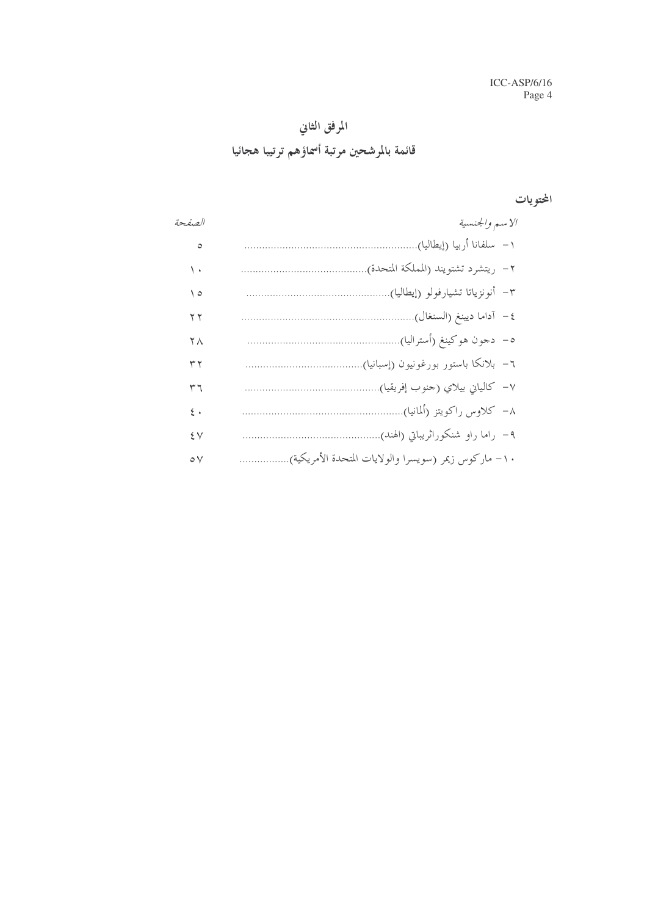# المرفق الثاني

## قائمة بالمرشحين مرتبة أسماؤهم ترتيبا هجائيا

### المحتويات

| *الاسم والجنسية* | *الصفحة* |
| --- | --- |
| ١- سلفانا أربيا (إيطاليا) | ٥ |
| ٢- ريتشرد تشتويند (المملكة المتحدة) | ١٠ |
| ٣- أنونزياتا تشيارفولو (إيطاليا) | ١٥ |
| ٤- آداما ديينغ (السنغال) | ٢٢ |
| ٥- دجون هوكينغ (أستراليا) | ٢٨ |
| ٦- بلانكا باستور بورغونيون (إسبانيا) | ٣٢ |
| ٧- كاليابي بيلاي (جنوب إفريقيا) | ٣٦ |
| ٨- كلاوس راكويتز (ألمانيا) | ٤٠ |
| ٩- راما راو شنكوراثريباتي (الهند) | ٤٧ |
| ١٠- ماركوس زيمر (سويسرا والولايات المتحدة الأمريكية) | ٥٧ |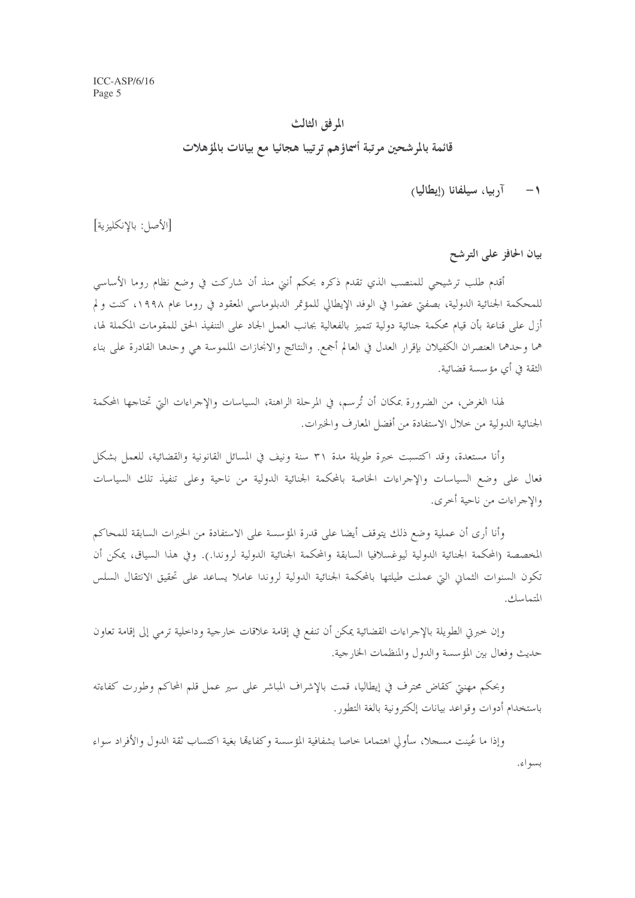## المرفق الثالث

## قائمة بالمرشحين مرتبة أسماؤهم ترتيبا هجائيا مع بيانات بالمؤهلات

### ١- آربيا، سيلفانا (إيطاليا)

[الأصل: بالإنكليزية]

**بيان الحافز على الترشح**

أقدم طلب ترشيحي للمنصب الذي تقدم ذكره بحكم أنني منذ أن شاركت في وضع نظام روما الأساسي للمحكمة الجنائية الدولية، بصفتي عضوا في الوفد الإيطالي للمؤتمر الدبلوماسي المعقود في روما عام ١٩٩٨، كنت ولم أزل على قناعة بأن قيام محكمة جنائية دولية تتميز بالفعالية بجانب العمل الجاد على التنفيذ الحق للمقومات المكملة لها، هما وحدهما العنصران الكفيلان بإقرار العدل في العالم أجمع. والنتائج والانجازات الملموسة هي وحدها القادرة على بناء الثقة في أي مؤسسة قضائية.

لهذا الغرض، من الضرورة بمكان أن تُرسم، في المرحلة الراهنة، السياسات والإجراءات التي تحتاجها المحكمة الجنائية الدولية من خلال الاستفادة من أفضل المعارف والخبرات.

وأنا مستعدة، وقد اكتسبت خبرة طويلة مدة ٣١ سنة ونيف في المسائل القانونية والقضائية، للعمل بشكل فعال على وضع السياسات والإجراءات الخاصة بالمحكمة الجنائية الدولية من ناحية وعلى تنفيذ تلك السياسات والإجراءات من ناحية أخرى.

وأنا أرى أن عملية وضع ذلك يتوقف أيضا على قدرة المؤسسة على الاستفادة من الخبرات السابقة للمحاكم المخصصة (المحكمة الجنائية الدولية ليوغسلافيا السابقة والمحكمة الجنائية الدولية لرواندا.). وفي هذا السياق، يمكن أن تكون السنوات الثماني التي عملت طيلتها بالمحكمة الجنائية الدولية لرواندا عاملا يساعد على تحقيق الانتقال السلس المتماسك.

وإن خبرتي الطويلة بالإجراءات القضائية يمكن أن تنفع في إقامة علاقات خارجية وداخلية ترمي إلى إقامة تعاون حديث وفعال بين المؤسسة والدول والمنظمات الخارجية.

وبحكم مهنتي كقاض محترف في إيطاليا، قمت بالإشراف المباشر على سير عمل قلم المحاكم وطورت كفاءته باستخدام أدوات وقواعد بيانات إلكترونية بالغة التطور.

وإذا ما عُينت مسجلا، سأولي اهتماما خاصا بشفافية المؤسسة وكفاءتها بغية اكتساب ثقة الدول والأفراد سواء بسواء.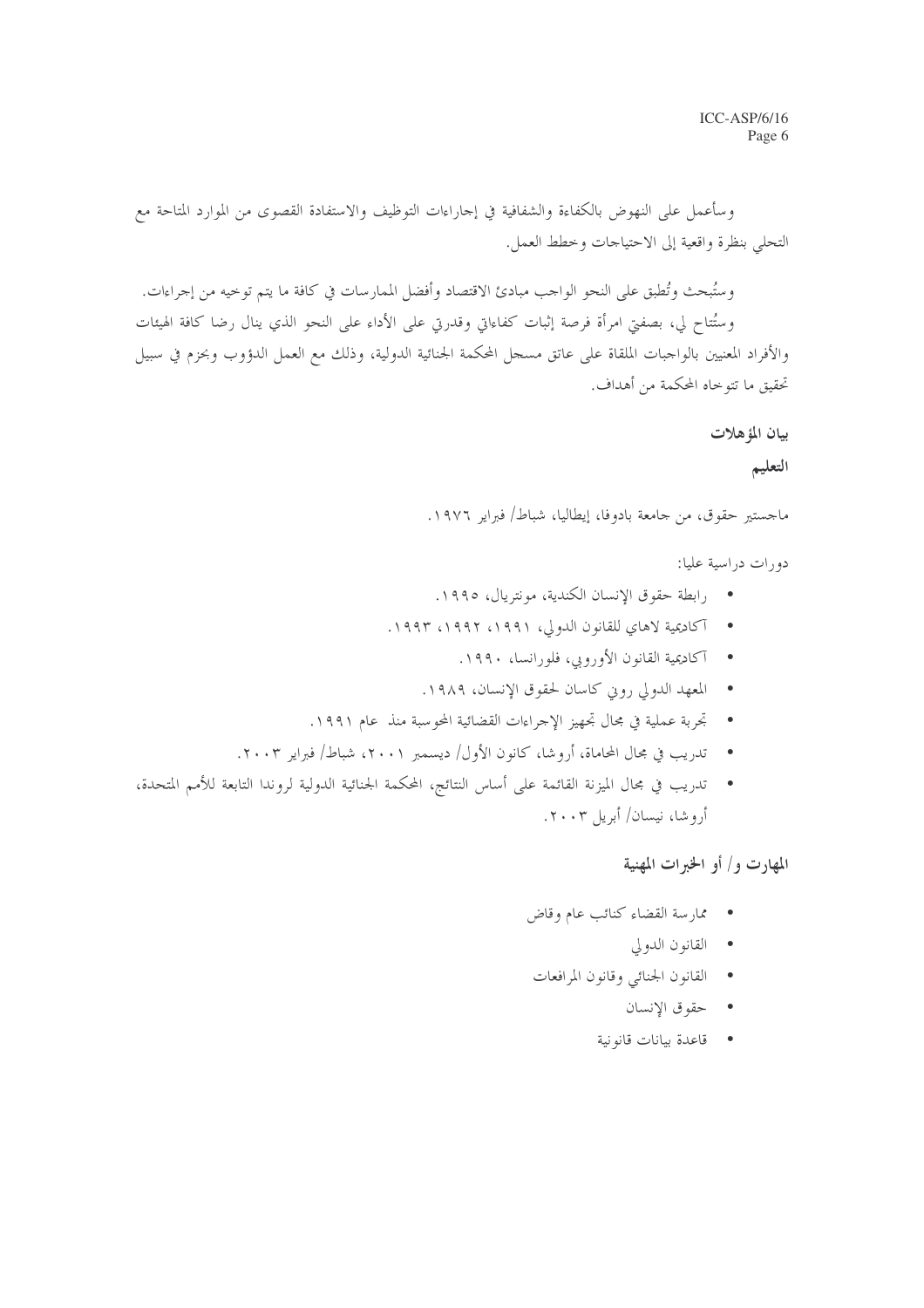وسأعمل على النهوض بالكفاءة والشفافية في إجراءات التوظيف والاستفادة القصوى من الموارد المتاحة مع التحلي بنظرة واقعية إلى الاحتياجات وخطط العمل.

وستُبحث وتُطبق على النحو الواجب مبادئ الاقتصاد وأفضل الممارسات في كافة ما يتم توخيه من إجراءات. وستُتاح لي، بصفتي امرأة فرصة إثبات كفاءاتي وقدرتي على الأداء على النحو الذي ينال رضا كافة الهيئات والأفراد المعنيين بالواجبات الملقاة على عاتق مسجل المحكمة الجنائية الدولية، وذلك مع العمل الدؤوب وبحزم في سبيل تحقيق ما تتوخاه المحكمة من أهداف.

**بيان المؤهلات**

**التعليم**

ماجستير حقوق، من جامعة بادوفا، إيطاليا، شباط/ فبراير ١٩٧٦.

دورات دراسية عليا:

- رابطة حقوق الإنسان الكندية، مونتريال، ١٩٩٥.
- آكاديمية لاهاي للقانون الدولي، ١٩٩١، ١٩٩٢، ١٩٩٣.
- آكاديمية القانون الأوروبي، فلورانسا، ١٩٩٠.
- المعهد الدولي روني كاسان لحقوق الإنسان، ١٩٨٩.
- تجربة عملية في مجال تجهيز الإجراءات القضائية المحوسبة منذ عام ١٩٩١.
- تدريب في مجال المحاماة، أروشا، كانون الأول/ ديسمبر ٢٠٠١، شباط/ فبراير ٢٠٠٣.
- تدريب في مجال الميزنة القائمة على أساس النتائج، المحكمة الجنائية الدولية لروندا التابعة للأمم المتحدة، أروشا، نيسان/ أبريل ٢٠٠٣.

**المهارت و/ أو الخبرات المهنية**

- ممارسة القضاء كنائب عام وقاض
- القانون الدولي
- القانون الجنائي وقانون المرافعات
- حقوق الإنسان
- قاعدة بيانات قانونية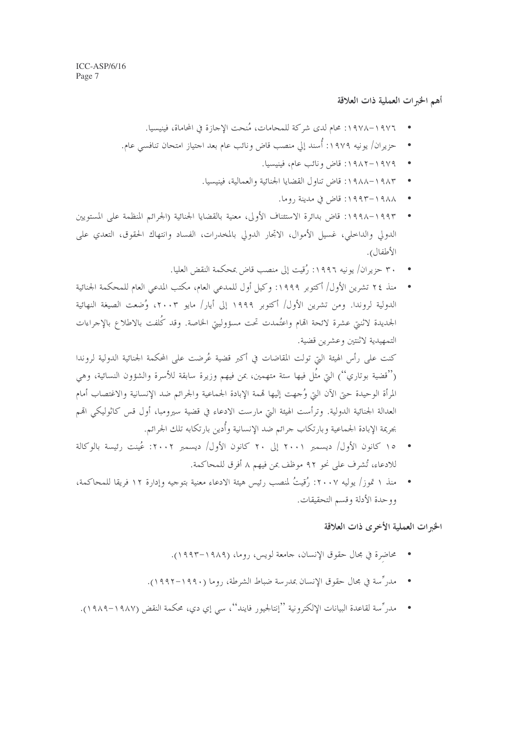## أهم الخبرات العملية ذات العلاقة

- ١٩٧٦-١٩٧٨: محام لدى شركة للمحامات، مُنحت الإجازة في المحاماة، فينيسيا.
- حزيران/ يونيه ١٩٧٩: أُسند إلي منصب قاض ونائب عام بعد اجتياز امتحان تنافسي عام.
- ١٩٧٩-١٩٨٢: قاض ونائب عام، فينيسيا.
- ١٩٨٣-١٩٨٨: قاض تناول القضايا الجنائية والعمالية، فينيسيا.
- ١٩٨٨-١٩٩٣: قاض في مدينة روما.
- ١٩٩٣-١٩٩٨: قاض بدائرة الاستئناف الأولى، معنية بالقضايا الجنائية (الجرائم المنظمة على المستويين الدولي والداخلي، غسيل الأموال، الاتجار الدولي بالمخدرات، الفساد وانتهاك الحقوق، التعدي على الأطفال).
- ٣٠ حزيران/ يونيه ١٩٩٦: رُقيت إلى منصب قاض بمحكمة النقض العليا.
- منذ ٢٤ تشرين الأول/ أكتوبر ١٩٩٩: وكيل أول للمدعي العام، مكتب المدعي العام للمحكمة الجنائية الدولية لرواندا. ومن تشرين الأول/ أكتوبر ١٩٩٩ إلى أيار/ مايو ٢٠٠٣، وُضعت الصيغة النهائية الجديدة لاثنتي عشرة لائحة اتهام واعتُمدت تحت مسؤوليتي الخاصة. وقد كُلفت بالاطلاع بالإجراءات التمهيدية لاثنتين وعشرين قضية.

  كنت على رأس الهيئة التي تولت المقاضات في أكبر قضية عُرضت على المحكمة الجنائية الدولية لرواندا (''قضية بوتاري'') التي مُثل فيها ستة متهمين، بمن فيهم وزيرة سابقة للأسرة والشؤون النسائية، وهي المرأة الوحيدة حتى الآن التي وُجهت إليها تهمة الإبادة الجماعية والجرائم ضد الإنسانية والاغتصاب أمام العدالة الجنائية الدولية. وترأست الهيئة التي مارست الادعاء في قضية سيرومبا، أول قس كاثوليكي اتهم بجريمة الإبادة الجماعية وبارتكاب جرائم ضد الإنسانية وأُدين بارتكابه تلك الجرائم.
- ١٥ كانون الأول/ ديسمبر ٢٠٠١ إلى ٢٠ كانون الأول/ ديسمبر ٢٠٠٢: عُينت رئيسة بالوكالة للادعاء، تُشرف على نحو ٩٢ موظف بمن فيهم ٨ أفرق للمحاكمة.
- منذ ١ تموز/ يوليه ٢٠٠٧: رُقيتُ لمنصب رئيس هيئة الادعاء معنية بتوجيه وإدارة ١٢ فريقا للمحاكمة، ووحدة الأدلة وقسم التحقيقات.

## الخبرات العملية الأخرى ذات العلاقة

- محاضِرة في مجال حقوق الإنسان، جامعة لويس، روما، (١٩٨٩-١٩٩٣).
- مدرِّسة في مجال حقوق الإنسان بمدرسة ضباط الشرطة، روما (١٩٩٠-١٩٩٢).
- مدرِّسة لقاعدة البيانات الإلكترونية ''إنتالجيور فايند''، سي إي دي، محكمة النقض (١٩٨٧-١٩٨٩).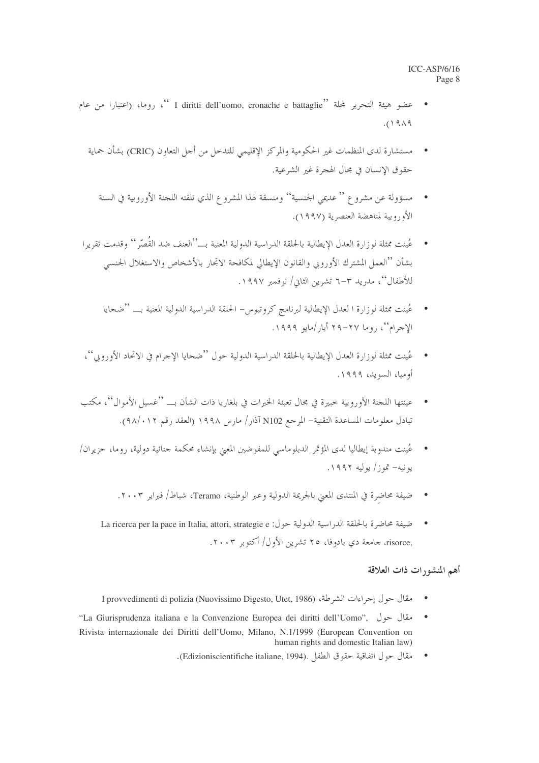- عضو هيئة التحرير لمجلة ''I diritti dell'uomo, cronache e battaglie''، روما، (اعتبارا من عام ١٩٨٩).

- مستشارة لدى المنظمات غير الحكومية والمركز الإقليمي للتدخل من أجل التعاون (CRIC) بشأن حماية حقوق الإنسان في مجال الهجرة غير الشرعية.

- مسؤولة عن مشروع ''عديمي الجنسية'' ومنسقة لهذا المشروع الذي تلقته اللجنة الأوروبية في السنة الأوروبية لمناهضة العنصرية (١٩٩٧).

- عُينت ممثلة لوزارة العدل الإيطالية بالحلقة الدراسية الدولية المعنية بـــ''العنف ضد القُصّر'' وقدمت تقريرا بشأن ''العمل المشترك الأوروبي والقانون الإيطالي لمكافحة الاتجار بالأشخاص والاستغلال الجنسي للأطفال''، مدريد ٣-٦ تشرين الثاني/ نوفمبر ١٩٩٧.

- عُينت ممثلة لوزارة ا لعدل الإيطالية لبرنامج كروتيوس- الحلقة الدراسية الدولية المعنية بـــ ''ضحايا الإجرام''، روما ٢٧-٢٩ أيار/مايو ١٩٩٩.

- عُينت ممثلة لوزارة العدل الإيطالية بالحلقة الدراسية الدولية حول ''ضحايا الإجرام في الاتحاد الأوروبي''، أوميا، السويد، ١٩٩٩.

- عينتها اللجنة الأوروبية خبيرة في مجال تعبئة الخبرات في بلغاريا ذات الشأن بـــ ''غسيل الأموال''، مكتب تبادل معلومات المساعدة التقنية- المرجع N102 آذار/ مارس ١٩٩٨ (العقد رقم ٩٨/٠١٢).

- عُينت مندوبة إيطاليا لدى المؤتمر الدبلوماسي للمفوضين المعني بإنشاء محكمة جنائية دولية، روما، حزيران/ يونيه- تموز/ يوليه ١٩٩٢.

- ضيفة محاضِرة في المنتدى المعني بالجريمة الدولية وعبر الوطنية، Teramo، شباط/ فبراير ٢٠٠٣.

- ضيفة محاضرة بالحلقة الدراسية الدولية حول: La ricerca per la pace in Italia, attori, strategie e risorce,، جامعة دي بادوفا، ٢٥ تشرين الأول/ أكتوبر ٢٠٠٣.

### أهم المنشورات ذات العلاقة

- مقال حول إجراءات الشرطة، I provvedimenti di polizia (Nuovissimo Digesto, Utet, 1986)

- مقال حول "La Giurisprudenza italiana e la Convenzione Europea dei diritti dell'Uomo", Rivista internazionale dei Diritti dell'Uomo, Milano, N.1/1999 (European Convention on human rights and domestic Italian law)

- مقال حول اتفاقية حقوق الطفل .(Edizioniscientifiche italiane, 1994).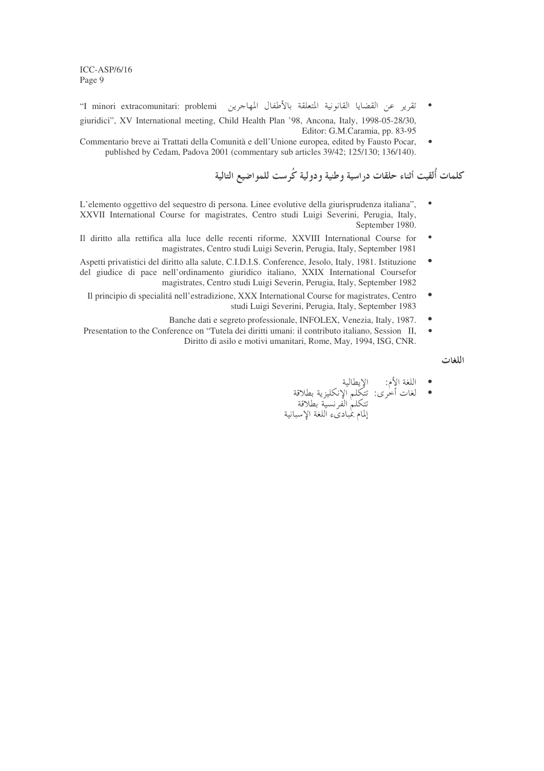- "I minori extracomunitari: problemi giuridici", XV International meeting, Child Health Plan '98, Ancona, Italy, 1998-05-28/30, Editor: G.M.Caramia, pp. 83-95 تقرير عن القضايا القانونية المتعلقة بالأطفال المهاجرين
- Commentario breve ai Trattati della Comunità e dell'Unione europea, edited by Fausto Pocar, published by Cedam, Padova 2001 (commentary sub articles 39/42; 125/130; 136/140).

## كلمات أُلقيت أثناء حلقات دراسية وطنية ودولية كُرست للمواضيع التالية

- L'elemento oggettivo del sequestro di persona. Linee evolutive della giurisprudenza italiana", XXVII International Course for magistrates, Centro studi Luigi Severini, Perugia, Italy, September 1980.
- Il diritto alla rettifica alla luce delle recenti riforme, XXVIII International Course for magistrates, Centro studi Luigi Severin, Perugia, Italy, September 1981
- Aspetti privatistici del diritto alla salute, C.I.D.I.S. Conference, Jesolo, Italy, 1981. Istituzione del giudice di pace nell'ordinamento giuridico italiano, XXIX International Coursefor magistrates, Centro studi Luigi Severin, Perugia, Italy, September 1982
- Il principio di specialitá nell'estradizione, XXX International Course for magistrates, Centro studi Luigi Severini, Perugia, Italy, September 1983
- Banche dati e segreto professionale, INFOLEX, Venezia, Italy, 1987.
- Presentation to the Conference on "Tutela dei diritti umani: il contributo italiano, Session II, Diritto di asilo e motivi umanitari, Rome, May, 1994, ISG, CNR.

## اللغات

- اللغة الأم: الإيطالية
- لغات أخرى: تتكلم الإنكليزية بطلاقة
  تتكلم الفرنسية بطلاقة
  إلمام بمبادىء اللغة الإسبانية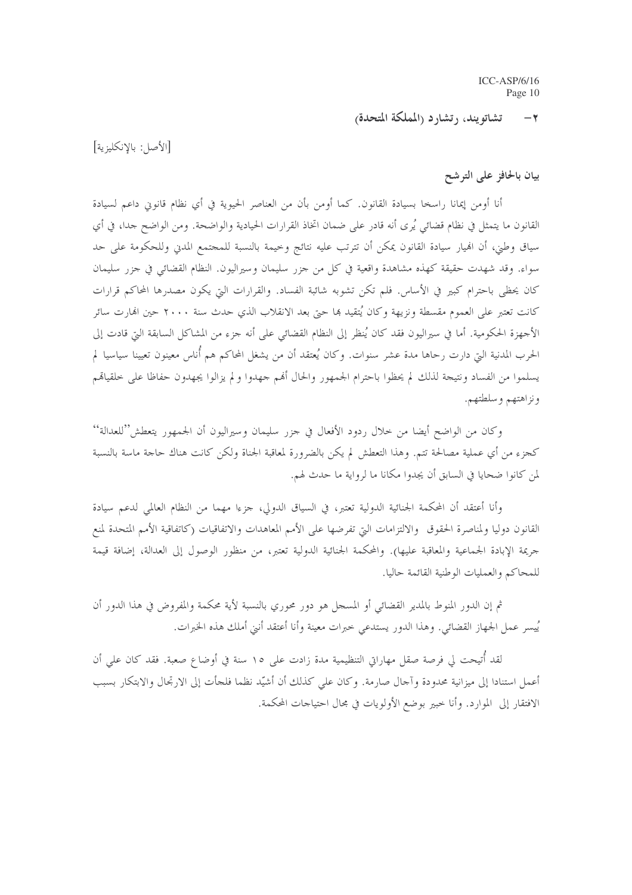## ٢- تشاتويند، رتشارد (المملكة المتحدة)

[الأصل: بالإنكليزية]

### بيان بالحافز على الترشح

أنا أومن إيمانا راسخا بسيادة القانون. كما أومن بأن من العناصر الحيوية في أي نظام قانوني داعم لسيادة القانون ما يتمثل في نظام قضائي يُرى أنه قادر على ضمان اتخاذ القرارات الحيادية والواضحة. ومن الواضح جدا، في أي سياق وطني، أن انهيار سيادة القانون يمكن أن تترتب عليه نتائج وخيمة بالنسبة للمجتمع المدني وللحكومة على حد سواء. وقد شهدت حقيقة كهذه مشاهدة واقعية في كل من جزر سليمان وسيراليون. النظام القضائي في جزر سليمان كان يحظى باحترام كبير في الأساس. فلم تكن تشوبه شائبة الفساد. والقرارات التي يكون مصدرها المحاكم قرارات كانت تعتبر على العموم مقسطة ونزيهة وكان يُتقيد بها حتى بعد الانقلاب الذي حدث سنة ٢٠٠٠ حين انهارت سائر الأجهزة الحكومية. أما في سيراليون فقد كان يُنظر إلى النظام القضائي على أنه جزء من المشاكل السابقة التي قادت إلى الحرب المدنية التي دارت رحاها مدة عشر سنوات. وكان يُعتقد أن من يشغل المحاكم هم أُناس معينون تعيينا سياسيا لم يسلموا من الفساد ونتيجة لذلك لم يحظوا باحترام الجمهور والحال أنهم جهدوا و لم يزالوا يجهدون حفاظا على خلقياتهم ونزاهتهم وسلطتهم.

وكان من الواضح أيضا من خلال ردود الأفعال في جزر سليمان وسيراليون أن الجمهور يتعطش''للعدالة'' كجزء من أي عملية مصالحة تتم. وهذا التعطش لم يكن بالضرورة لمعاقبة الجناة ولكن كانت هناك حاجة ماسة بالنسبة لمن كانوا ضحايا في السابق أن يجدوا مكانا ما لرواية ما حدث لهم.

وأنا أعتقد أن المحكمة الجنائية الدولية تعتبر، في السياق الدولي، جزءا مهما من النظام العالمي لدعم سيادة القانون دوليا ولمناصرة الحقوق والالتزامات التي تفرضها على الأمم المعاهدات والاتفاقيات (كاتفاقية الأمم المتحدة لمنع جريمة الإبادة الجماعية والمعاقبة عليها). والمحكمة الجنائية الدولية تعتبر، من منظور الوصول إلى العدالة، إضافة قيمة للمحاكم والعمليات الوطنية القائمة حاليا.

ثم إن الدور المنوط بالمدير القضائي أو المسجل هو دور محوري بالنسبة لأية محكمة والمفروض في هذا الدور أن يُيسر عمل الجهاز القضائي. وهذا الدور يستدعي خبرات معينة وأنا أعتقد أنني أملك هذه الخبرات.

لقد أُتيحت لي فرصة صقل مهاراتي التنظيمية مدة زادت على ١٥ سنة في أوضاع صعبة. فقد كان علي أن أعمل استنادا إلى ميزانية محدودة وآجال صارمة. وكان علي كذلك أن أشيّد نظما فلجأت إلى الارتجال والابتكار بسبب الافتقار إلى الموارد. وأنا خبير بوضع الأولويات في مجال احتياجات المحكمة.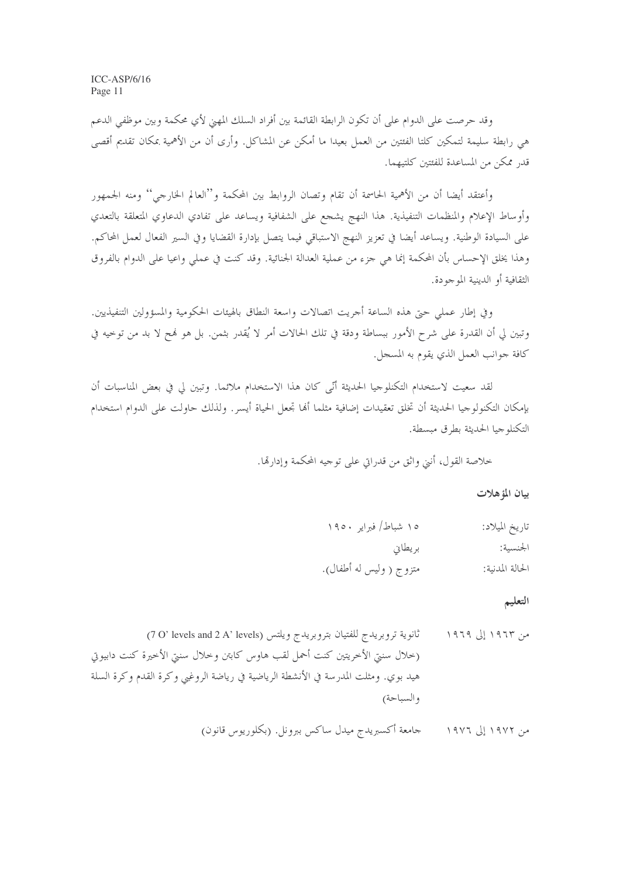وقد حرصت على الدوام على أن تكون الرابطة القائمة بين أفراد السلك المهني لأي محكمة وبين موظفي الدعم هي رابطة سليمة لتمكين كلتا الفئتين من العمل بعيدا ما أمكن عن المشاكل. وأرى أن من الأهمية بمكان تقديم أقصى قدر ممكن من المساعدة للفئتين كلتيهما.

وأعتقد أيضا أن من الأهمية الحاسمة أن تقام وتصان الروابط بين المحكمة و"العالم الخارجي" ومنه الجمهور وأوساط الإعلام والمنظمات التنفيذية. هذا النهج يشجع على الشفافية ويساعد على تفادي الدعاوي المتعلقة بالتعدي على السيادة الوطنية. ويساعد أيضا في تعزيز النهج الاستباقي فيما يتصل بإدارة القضايا وفي السير الفعال لعمل المحاكم. وهذا يخلق الإحساس بأن المحكمة إنما هي جزء من عملية العدالة الجنائية. وقد كنت في عملي واعيا على الدوام بالفروق الثقافية أو الدينية الموجودة.

وفي إطار عملي حتى هذه الساعة أجريت اتصالات واسعة النطاق بالهيئات الحكومية والمسؤولين التنفيذيين. وتبين لي أن القدرة على شرح الأمور ببساطة ودقة في تلك الحالات أمر لا يُقدر بثمن. بل هو نهج لا بد من توخيه في كافة جوانب العمل الذي يقوم به المسجل.

لقد سعيت لاستخدام التكنولوجيا الحديثة أنّى كان هذا الاستخدام ملائما. وتبين لي في بعض المناسبات أن بإمكان التكنولوجيا الحديثة أن تخلق تعقيدات إضافية مثلما أنها تجعل الحياة أيسر. ولذلك حاولت على الدوام استخدام التكنولوجيا الحديثة بطرق مبسطة.

خلاصة القول، أنني واثق من قدراتي على توجيه المحكمة وإدارتها.

**بيان المؤهلات**

| | |
|---|---|
| تاريخ الميلاد: | ١٥ شباط/ فبراير ١٩٥٠ |
| الجنسية: | بريطاني |
| الحالة المدنية: | متزوج ( وليس له أطفال). |

**التعليم**

| | |
|---|---|
| من ١٩٦٣ إلى ١٩٦٩ | ثانوية تروبريدج للفتيان بتروبريدج ويلتس (7 O' levels and 2 A' levels) (خلال سنتي الأخيرتين كنت أحمل لقب هاوس كابتن وخلال سنتي الأخيرة كنت دابيوتي هيد بوي. ومثلت المدرسة في الأنشطة الرياضية في رياضة الروغبي وكرة القدم وكرة السلة والسباحة) |
| من ١٩٧٢ إلى ١٩٧٦ | جامعة أكسبريدج ميدل ساكس برونل. (بكلوريوس قانون) |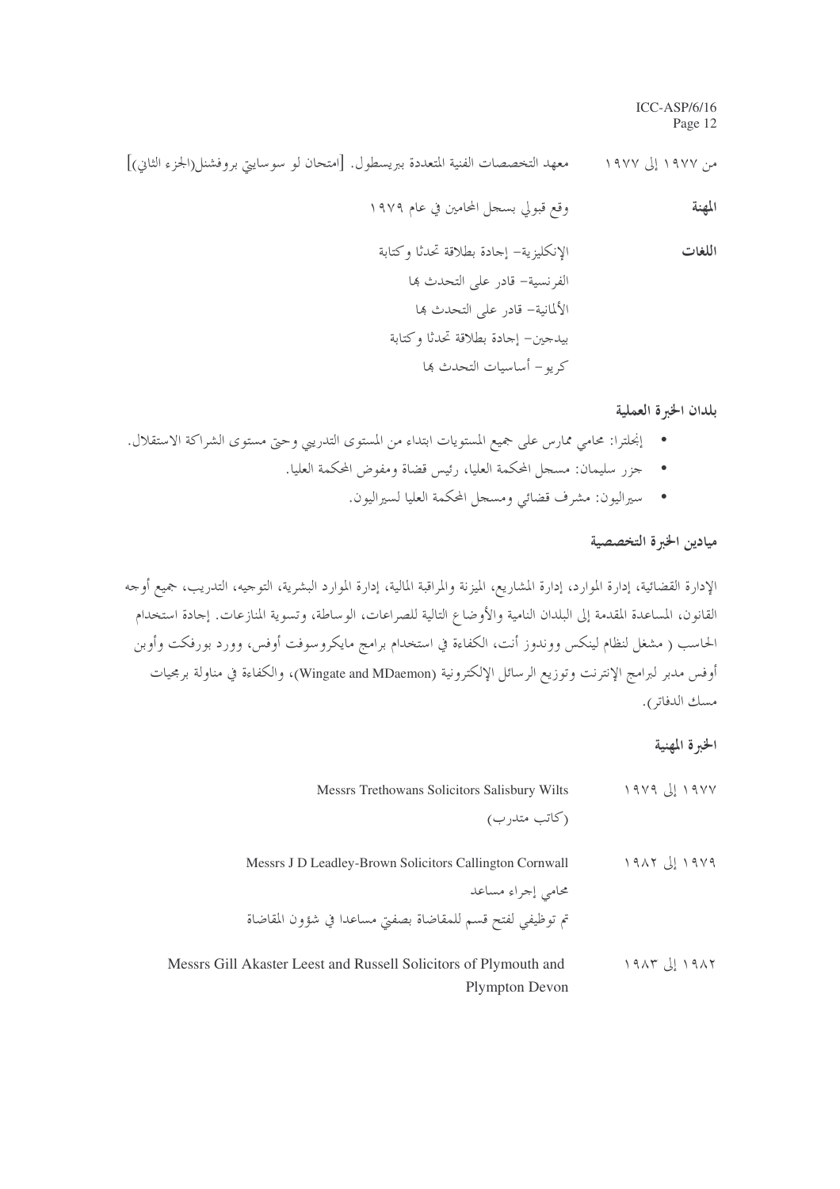من ١٩٧٧ إلى ١٩٧٧ معهد التخصصات الفنية المتعددة ببريسطول. [امتحان لو سوسايتي بروفشنل(الجزء الثاني)]

**المهنة** وقع قبولي بسجل المحامين في عام ١٩٧٩

**اللغات** الإنكليزية– إجادة بطلاقة تحدثا وكتابة
الفرنسية– قادر على التحدث بها
الألمانية– قادر على التحدث بها
بيدجين– إجادة بطلاقة تحدثا وكتابة
كريو– أساسيات التحدث بها

**بلدان الخبرة العملية**

- إنجلترا: محامي ممارس على جميع المستويات ابتداء من المستوى التدريبي وحتى مستوى الشراكة الاستقلال.
- جزر سليمان: مسجل المحكمة العليا، رئيس قضاة ومفوض المحكمة العليا.
- سيراليون: مشرف قضائي ومسجل المحكمة العليا لسيراليون.

**ميادين الخبرة التخصصية**

الإدارة القضائية، إدارة الموارد، إدارة المشاريع، الميزنة والمراقبة المالية، إدارة الموارد البشرية، التوجيه، التدريب، جميع أوجه القانون، المساعدة المقدمة إلى البلدان النامية والأوضاع التالية للصراعات، الوساطة، وتسوية المنازعات. إجادة استخدام الحاسب ( مشغل لنظام لينكس ووندوز أنت، الكفاءة في استخدام برامج مايكروسوفت أوفس، وورد بورفكت وأوبن أوفس مدبر لبرامج الإنترنت وتوزيع الرسائل الإلكترونية (Wingate and MDaemon)، والكفاءة في مناولة برمجيات مسك الدفاتر).

**الخبرة المهنية**

١٩٧٧ إلى ١٩٧٩ Messrs Trethowans Solicitors Salisbury Wilts
(كاتب متدرب)

١٩٧٩ إلى ١٩٨٢ Messrs J D Leadley-Brown Solicitors Callington Cornwall
محامي إجراء مساعد
تم توظيفي لفتح قسم للمقاضاة بصفتي مساعدا في شؤون المقاضاة

١٩٨٢ إلى ١٩٨٣ Messrs Gill Akaster Leest and Russell Solicitors of Plymouth and Plympton Devon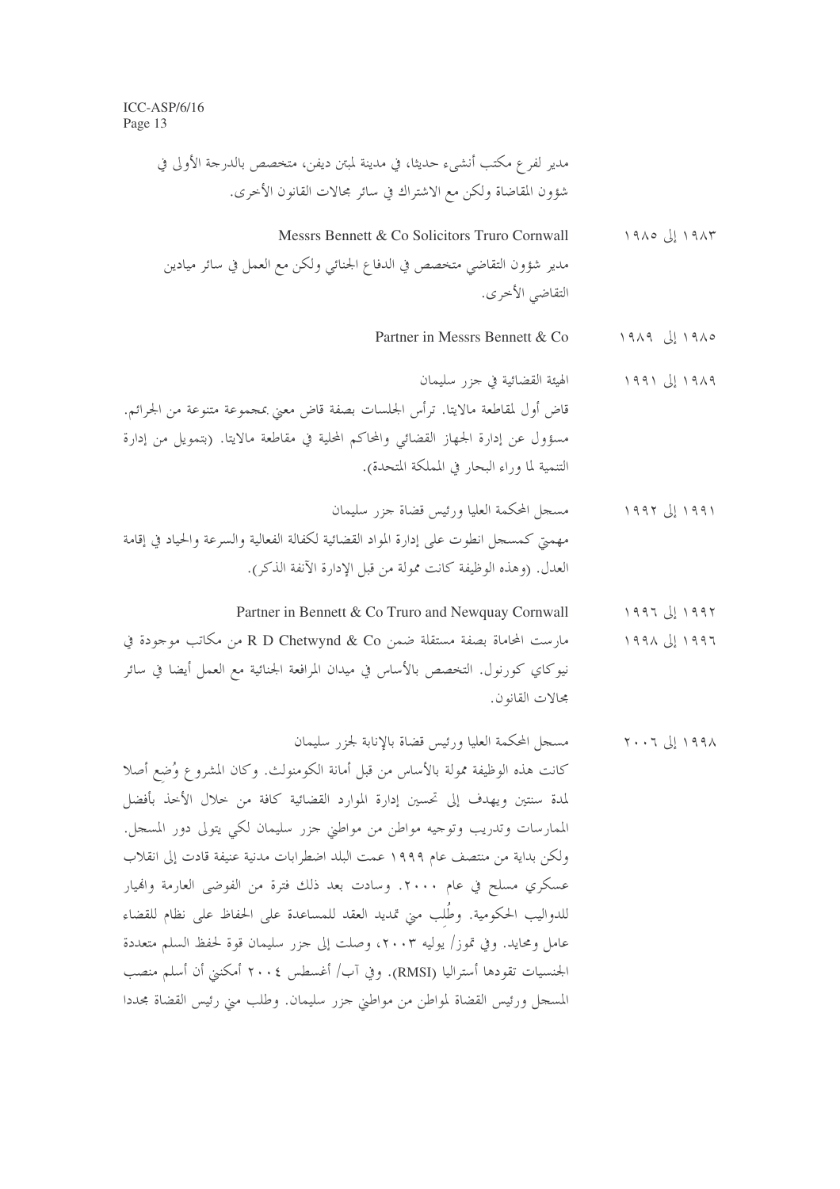مدير لفرع مكتب أنشيء حديثا، في مدينة لمبتن ديفن، متخصص بالدرجة الأولى في شؤون المقاضاة ولكن مع الاشتراك في سائر مجالات القانون الأخرى.

١٩٨٣ إلى ١٩٨٥ Messrs Bennett & Co Solicitors Truro Cornwall

مدير شؤون التقاضي متخصص في الدفاع الجنائي ولكن مع العمل في سائر ميادين التقاضي الأخرى.

١٩٨٥ إلى ١٩٨٩ Partner in Messrs Bennett & Co

١٩٨٩ إلى ١٩٩١ الهيئة القضائية في جزر سليمان

قاض أول لمقاطعة مالايتا. ترأس الجلسات بصفة قاض معني بمجموعة متنوعة من الجرائم. مسؤول عن إدارة الجهاز القضائي والمحاكم المحلية في مقاطعة مالايتا. (بتمويل من إدارة التنمية لما وراء البحار في المملكة المتحدة).

١٩٩١ إلى ١٩٩٢ مسجل المحكمة العليا ورئيس قضاة جزر سليمان

مهمتي كمسجل انطوت على إدارة المواد القضائية لكفالة الفعالية والسرعة والحياد في إقامة العدل. (وهذه الوظيفة كانت ممولة من قبل الإدارة الآنفة الذكر).

١٩٩٢ إلى ١٩٩٦ Partner in Bennett & Co Truro and Newquay Cornwall

١٩٩٦ إلى ١٩٩٨ مارست المحاماة بصفة مستقلة ضمن R D Chetwynd & Co من مكاتب موجودة في نيوكاي كورنول. التخصص بالأساس في ميدان المرافعة الجنائية مع العمل أيضا في سائر مجالات القانون.

١٩٩٨ إلى ٢٠٠٦ مسجل المحكمة العليا ورئيس قضاة بالإنابة لجزر سليمان

كانت هذه الوظيفة ممولة بالأساس من قبل أمانة الكومنولث. وكان المشروع وُضع أصلا لمدة سنتين ويهدف إلى تحسين إدارة الموارد القضائية كافة من خلال الأخذ بأفضل الممارسات وتدريب وتوجيه مواطن من مواطني جزر سليمان لكي يتولى دور المسجل. ولكن بداية من منتصف عام ١٩٩٩ عمت البلد اضطرابات مدنية عنيفة قادت إلى انقلاب عسكري مسلح في عام ٢٠٠٠. وسادت بعد ذلك فترة من الفوضى العارمة والهيار للدواليب الحكومية. وطُلب مني تمديد العقد للمساعدة على الحفاظ على نظام للقضاء عامل ومحايد. وفي تموز/ يوليه ٢٠٠٣، وصلت إلى جزر سليمان قوة لحفظ السلم متعددة الجنسيات تقودها أستراليا (RMSI). وفي آب/ أغسطس ٢٠٠٤ أمكنني أن أسلم منصب المسجل ورئيس القضاة لمواطن من مواطني جزر سليمان. وطلب مني رئيس القضاة مجددا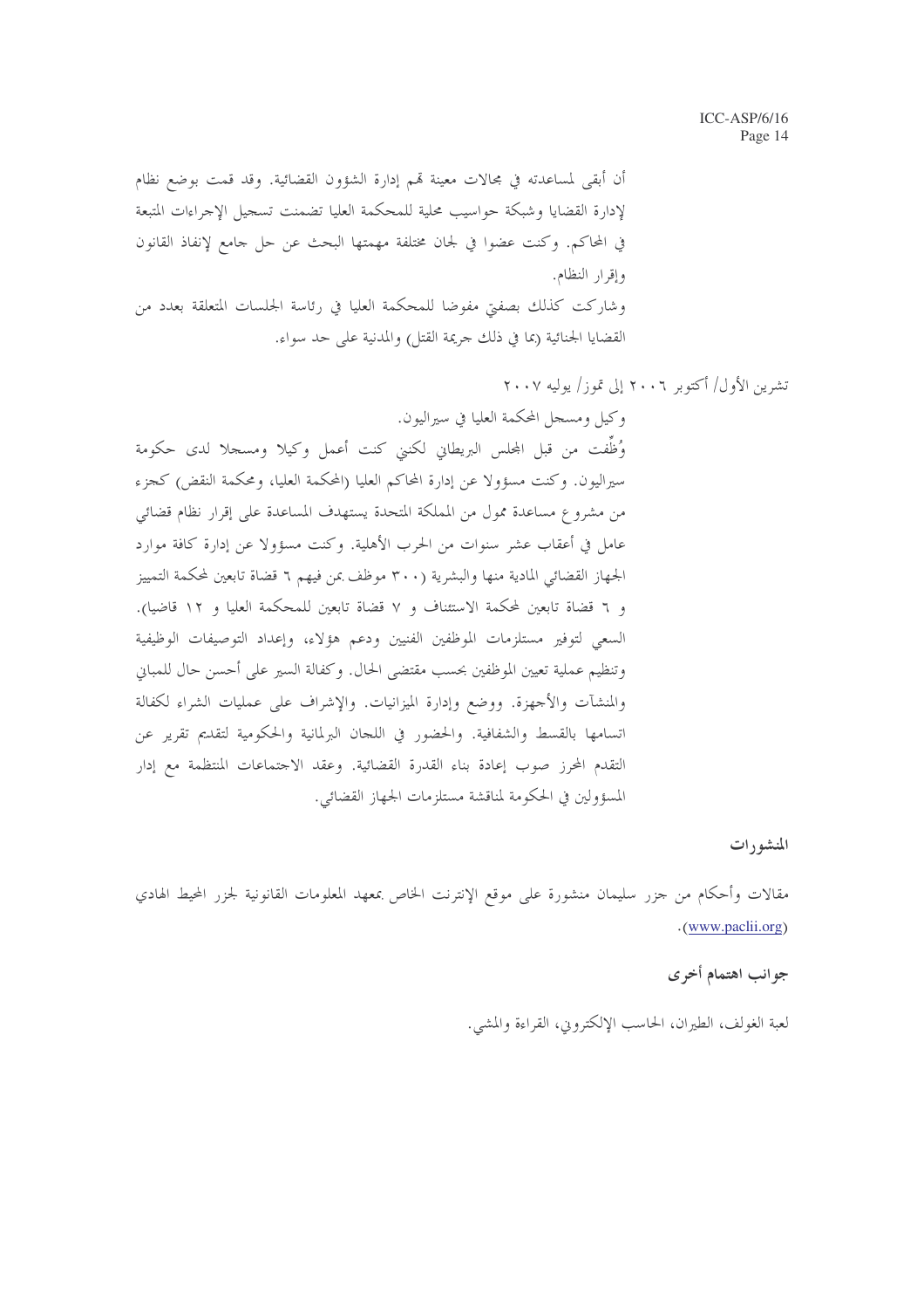أن أبقى لمساعدته في مجالات معينة تهم إدارة الشؤون القضائية. وقد قمت بوضع نظام لإدارة القضايا وشبكة حواسيب محلية للمحكمة العليا تضمنت تسجيل الإجراءات المتبعة في المحاكم. وكنت عضوا في لجان مختلفة مهمتها البحث عن حل جامع لإنفاذ القانون وإقرار النظام.

وشاركت كذلك بصفتي مفوضا للمحكمة العليا في رئاسة الجلسات المتعلقة بعدد من القضايا الجنائية (بما في ذلك جريمة القتل) والمدنية على حد سواء.

تشرين الأول/ أكتوبر ٢٠٠٦ إلى تموز/ يوليه ٢٠٠٧

وكيل ومسجل المحكمة العليا في سيراليون.

وُظّفت من قبل المجلس البريطاني لكنني كنت أعمل وكيلا ومسجلا لدى حكومة سيراليون. وكنت مسؤولا عن إدارة المحاكم العليا (المحكمة العليا، ومحكمة النقض) كجزء من مشروع مساعدة ممول من المملكة المتحدة يستهدف المساعدة على إقرار نظام قضائي عامل في أعقاب عشر سنوات من الحرب الأهلية. وكنت مسؤولا عن إدارة كافة موارد الجهاز القضائي المادية منها والبشرية (٣٠٠ موظف بمن فيهم ٦ قضاة تابعين لمحكمة التمييز و ٦ قضاة تابعين لمحكمة الاستئناف و ٧ قضاة تابعين للمحكمة العليا و ١٢ قاضيا). السعي لتوفير مستلزمات الموظفين الفنيين ودعم هؤلاء، وإعداد التوصيفات الوظيفية وتنظيم عملية تعيين الموظفين بحسب مقتضى الحال. وكفالة السير على أحسن حال للمباني والمنشآت والأجهزة. ووضع وإدارة الميزانيات. والإشراف على عمليات الشراء لكفالة اتسامها بالقسط والشفافية. والحضور في اللجان البرلمانية والحكومية لتقديم تقرير عن التقدم المحرز صوب إعادة بناء القدرة القضائية. وعقد الاجتماعات المنتظمة مع إدار المسؤولين في الحكومة لمناقشة مستلزمات الجهاز القضائي.

**المنشورات**

مقالات وأحكام من جزر سليمان منشورة على موقع الإنترنت الخاص بمعهد المعلومات القانونية لجزر المحيط الهادي (www.paclii.org).

**جوانب اهتمام أخرى**

لعبة الغولف، الطيران، الحاسب الإلكتروني، القراءة والمشي.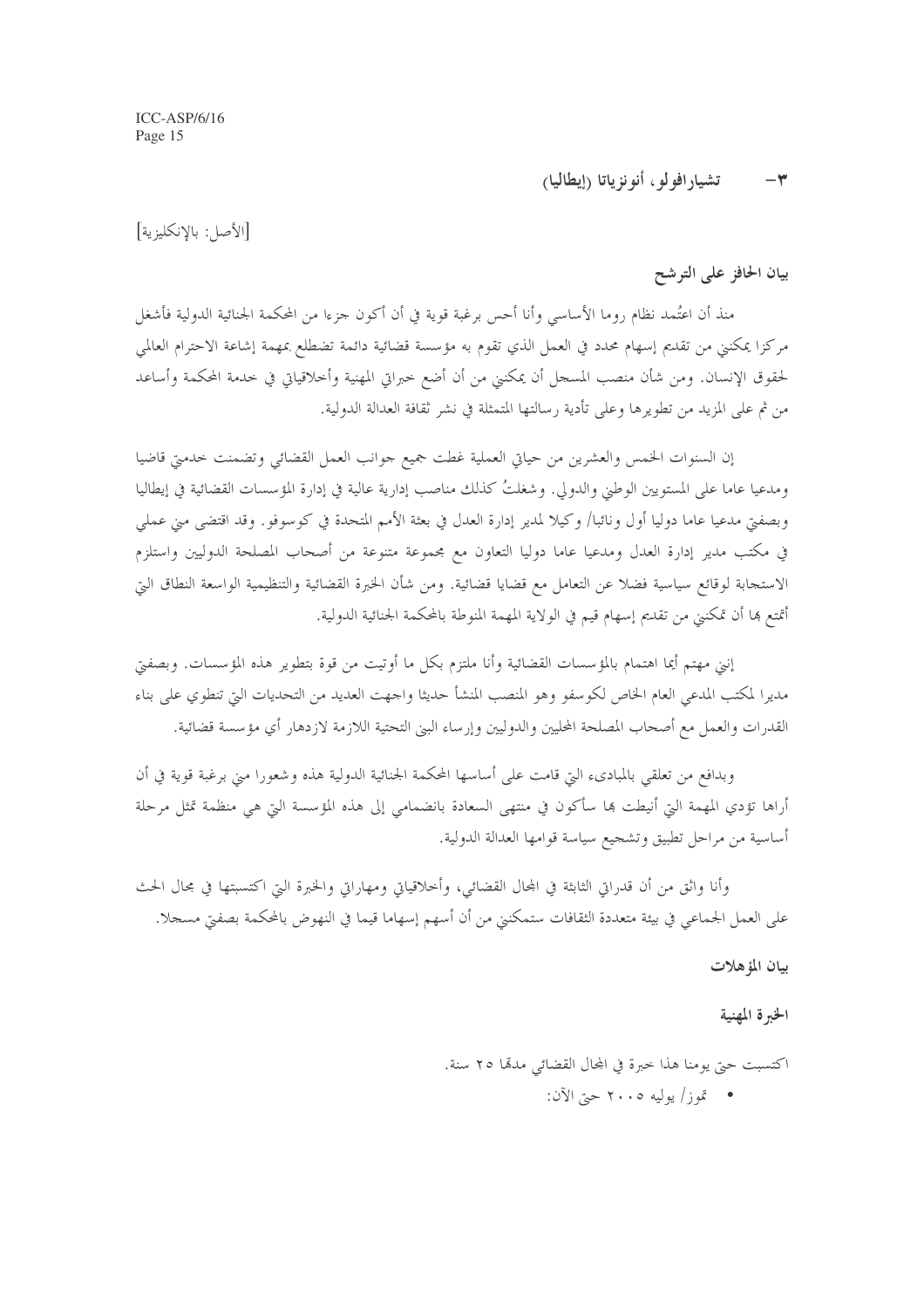### ٣- تشيارافولو، أنونزياتا (إيطاليا)

[الأصل: بالإنكليزية]

## بيان الحافز على الترشح

منذ أن اعتُمد نظام روما الأساسي وأنا أحس برغبة قوية في أن أكون جزءا من المحكمة الجنائية الدولية فأشغل مركزا يمكنني من تقديم إسهام محدد في العمل الذي تقوم به مؤسسة قضائية دائمة تضطلع بمهمة إشاعة الاحترام العالمي لحقوق الإنسان. ومن شأن منصب المسجل أن يمكنني من أن أضع خبراتي المهنية وأخلاقياتي في خدمة المحكمة وأساعد من ثم على المزيد من تطويرها وعلى تأدية رسالتها المتمثلة في نشر ثقافة العدالة الدولية.

إن السنوات الخمس والعشرين من حياتي العملية غطت جميع جوانب العمل القضائي وتضمنت خدمتي قاضيا ومدعيا عاما على المستويين الوطني والدولي. وشغلتُ كذلك مناصب إدارية عالية في إدارة المؤسسات القضائية في إيطاليا وبصفتي مدعيا عاما دوليا أول ونائبا/ وكيلا لمدير إدارة العدل في بعثة الأمم المتحدة في كوسوفو. وقد اقتضى مني عملي في مكتب مدير إدارة العدل ومدعيا عاما دوليا التعاون مع مجموعة متنوعة من أصحاب المصلحة الدوليين واستلزم الاستجابة لوقائع سياسية فضلا عن التعامل مع قضايا قضائية. ومن شأن الخبرة القضائية والتنظيمية الواسعة النطاق التي أتمتع بها أن تمكنني من تقديم إسهام قيم في الولاية المهمة المنوطة بالمحكمة الجنائية الدولية.

إنني مهتم أيما اهتمام بالمؤسسات القضائية وأنا ملتزم بكل ما أوتيت من قوة بتطوير هذه المؤسسات. وبصفتي مديرا لمكتب المدعي العام الخاص لكوسوفو وهو المنصب المنشأ حديثا واجهت العديد من التحديات التي تنطوي على بناء القدرات والعمل مع أصحاب المصلحة المحليين والدوليين وإرساء البنى التحتية اللازمة لازدهار أي مؤسسة قضائية.

وبدافع من تعلقي بالمبادىء التي قامت على أساسها المحكمة الجنائية الدولية هذه وشعورا مني برغبة قوية في أن أراها تؤدي المهمة التي أنيطت بها سأكون في منتهى السعادة بانضمامي إلى هذه المؤسسة التي هي منظمة تمثل مرحلة أساسية من مراحل تطبيق وتشجيع سياسة قوامها العدالة الدولية.

وأنا واثق من أن قدراتي الثابتة في المجال القضائي، وأخلاقياتي ومهاراتي والخبرة التي اكتسبتها في مجال الحث على العمل الجماعي في بيئة متعددة الثقافات ستمكنني من أن أسهم إسهاما قيما في النهوض بالمحكمة بصفتي مسجلا.

## بيان المؤهلات

### الخبرة المهنية

اكتسبت حتى يومنا هذا خبرة في المجال القضائي مدتها ٢٥ سنة.

- تموز/ يوليه ٢٠٠٥ حتى الآن: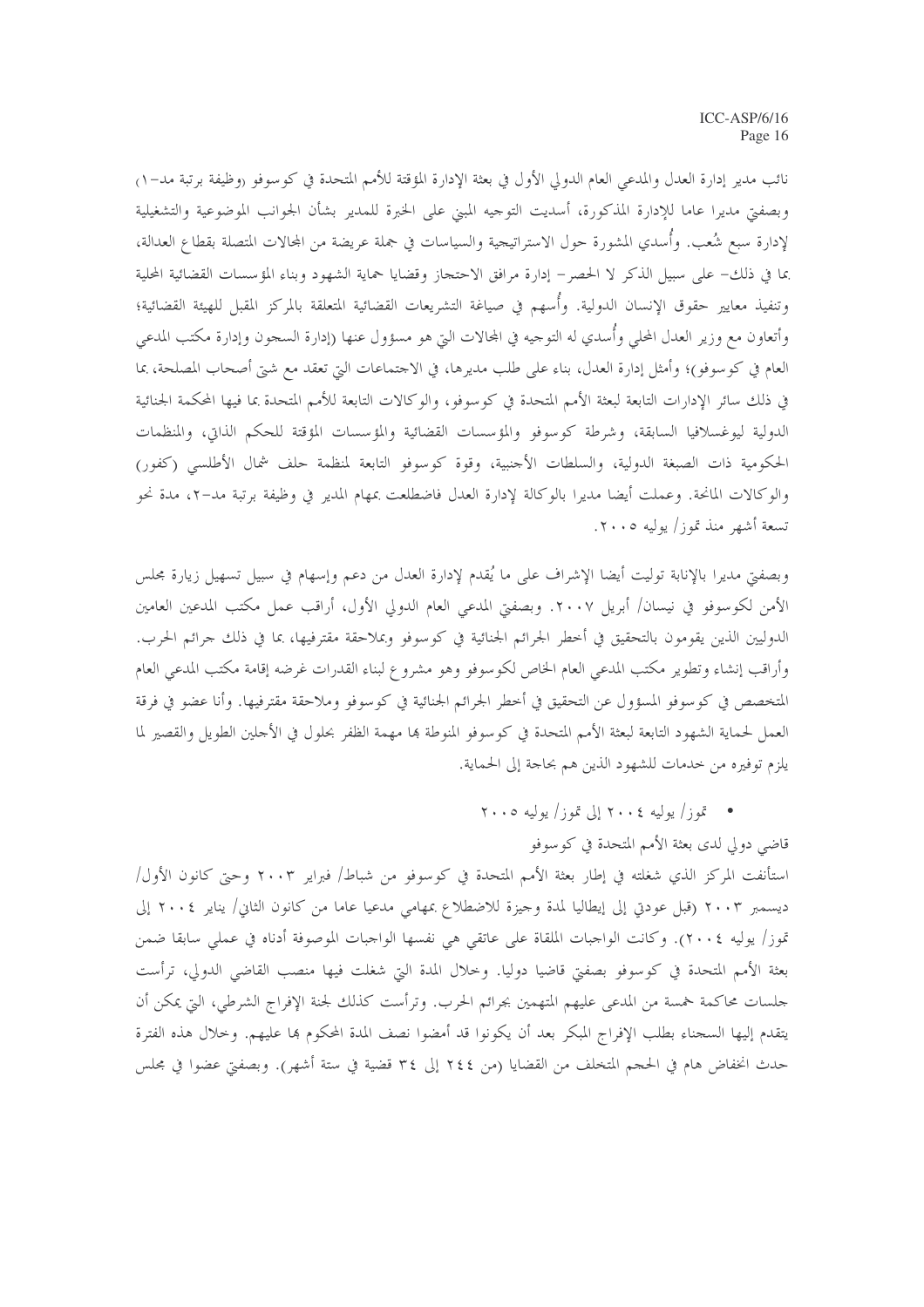نائب مدير إدارة العدل والمدعي العام الدولي الأول في بعثة الإدارة المؤقتة للأمم المتحدة في كوسوفو (وظيفة برتبة مد-١) وبصفتي مديرا عاما للإدارة المذكورة، أسديت التوجيه المبني على الخبرة للمدير بشأن الجوانب الموضوعية والتشغيلية لإدارة سبع شُعب. وأُسدي المشورة حول الاستراتيجية والسياسات في جملة عريضة من المجالات المتصلة بقطاع العدالة، بما في ذلك- على سبيل الذكر لا الحصر- إدارة مرافق الاحتجاز وقضايا حماية الشهود وبناء المؤسسات القضائية المحلية وتنفيذ معايير حقوق الإنسان الدولية. وأُسهم في صياغة التشريعات القضائية المتعلقة بالمركز المقبل للهيئة القضائية؛ وأتعاون مع وزير العدل المحلي وأُسدي له التوجيه في المجالات التي هو مسؤول عنها (إدارة السجون وإدارة مكتب المدعي العام في كوسوفو)؛ وأمثل إدارة العدل، بناء على طلب مديرها، في الاجتماعات التي تعقد مع شتى أصحاب المصلحة، بما في ذلك سائر الإدارات التابعة لبعثة الأمم المتحدة في كوسوفو، والوكالات التابعة للأمم المتحدة بما فيها المحكمة الجنائية الدولية ليوغسلافيا السابقة، وشرطة كوسوفو والمؤسسات القضائية والمؤسسات المؤقتة للحكم الذاتي، والمنظمات الحكومية ذات الصبغة الدولية، والسلطات الأجنبية، وقوة كوسوفو التابعة لمنظمة حلف شمال الأطلسي (كفور) والوكالات المانحة. وعملت أيضا مديرا بالوكالة لإدارة العدل فاضطلعت بمهام المدير في وظيفة برتبة مد-٢، مدة نحو تسعة أشهر منذ تموز/ يوليه ٢٠٠٥.

وبصفتي مديرا بالإنابة توليت أيضا الإشراف على ما يُقدم لإدارة العدل من دعم وإسهام في سبيل تسهيل زيارة مجلس الأمن لكوسوفو في نيسان/ أبريل ٢٠٠٧. وبصفتي المدعي العام الدولي الأول، أراقب عمل مكتب المدعين العامين الدوليين الذين يقومون بالتحقيق في أخطر الجرائم الجنائية في كوسوفو وبملاحقة مقترفيها، بما في ذلك جرائم الحرب. وأراقب إنشاء وتطوير مكتب المدعي العام الخاص لكوسوفو وهو مشروع لبناء القدرات غرضه إقامة مكتب المدعي العام المتخصص في كوسوفو المسؤول عن التحقيق في أخطر الجرائم الجنائية في كوسوفو وملاحقة مقترفيها. وأنا عضو في فرقة العمل لحماية الشهود التابعة لبعثة الأمم المتحدة في كوسوفو المنوطة بها مهمة الظفر بحلول في الأجلين الطويل والقصير لما يلزم توفيره من خدمات للشهود الذين هم بحاجة إلى الحماية.

- تموز/ يوليه ٢٠٠٤ إلى تموز/ يوليه ٢٠٠٥

قاضي دولي لدى بعثة الأمم المتحدة في كوسوفو

استأنفت المركز الذي شغلته في إطار بعثة الأمم المتحدة في كوسوفو من شباط/ فبراير ٢٠٠٣ وحتى كانون الأول/ ديسمبر ٢٠٠٣ (قبل عودتي إلى إيطاليا لمدة وجيزة للاضطلاع بمهامي مدعيا عاما من كانون الثاني/ يناير ٢٠٠٤ إلى تموز/ يوليه ٢٠٠٤). وكانت الواجبات الملقاة على عاتقي هي نفسها الواجبات الموصوفة أدناه في عملي سابقا ضمن بعثة الأمم المتحدة في كوسوفو بصفتي قاضيا دوليا. وخلال المدة التي شغلت فيها منصب القاضي الدولي، ترأست جلسات محاكمة خمسة من المدعى عليهم المتهمين بجرائم الحرب. وترأست كذلك لجنة الإفراج الشرطي، التي يمكن أن يتقدم إليها السجناء بطلب الإفراج المبكر بعد أن يكونوا قد أمضوا نصف المدة المحكوم بها عليهم. وخلال هذه الفترة حدث انخفاض هام في الحجم المتخلف من القضايا (من ٢٤٤ إلى ٣٤ قضية في ستة أشهر). وبصفتي عضوا في مجلس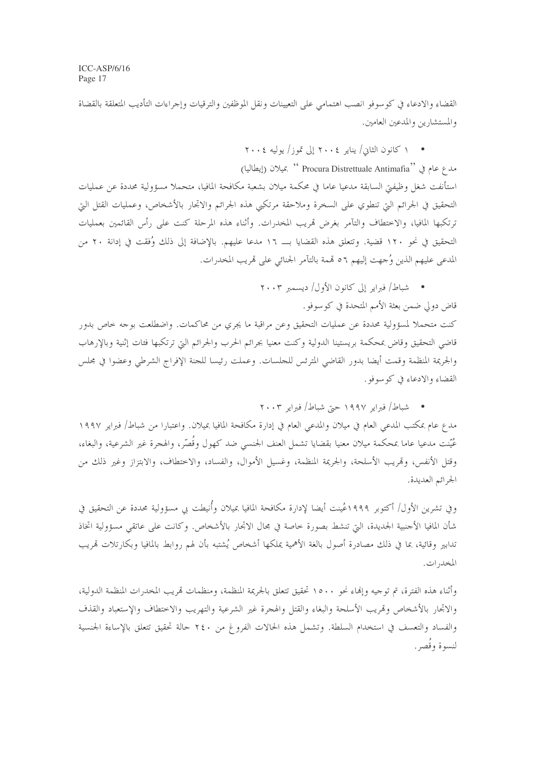القضاء والادعاء في كوسوفو انصب اهتمامي على التعيينات ونقل الموظفين والترقيات وإجراءات التأديب المتعلقة بالقضاة والمستشارين والمدعين العامين.

- ١ كانون الثاني/ يناير ٢٠٠٤ إلى تموز/ يوليه ٢٠٠٤

مدع عام في "Procura Distrettuale Antimafia" بميلان (إيطاليا)

استأنفت شغل وظيفتي السابقة مدعيا عاما في محكمة ميلان بشعبة مكافحة المافيا، متحملا مسؤولية محددة عن عمليات التحقيق في الجرائم التي تنطوي على السخرة وملاحقة مرتكبي هذه الجرائم والاتجار بالأشخاص، وعمليات القتل التي ترتكبها المافيا، والاختطاف، والتآمر بغرض تهريب المخدرات. وأثناء هذه المرحلة كنت على رأس القائمين بعمليات التحقيق في نحو ١٢٠ قضية. وتتعلق هذه القضايا بـــ ١٦ مدعا عليهم. بالإضافة إلى ذلك وُفقت في إدانة ٢٠ من المدعى عليهم الذين وُجهت إليهم ٥٦ تهمة بالتآمر الجنائي على تهريب المخدرات.

- شباط/ فبراير إلى كانون الأول/ ديسمبر ٢٠٠٣

قاض دولي ضمن بعثة الأمم المتحدة في كوسوفو.

كنت متحملا لمسؤولية محددة عن عمليات التحقيق وعن مراقبة ما يجري من محاكمات. واضطلعت بوجه خاص بدور قاضي التحقيق وقاض بمحكمة بريستينا الدولية وكنت معنيا بجرائم الحرب والجرائم التي ترتكبها فئات إثنية وبالإرهاب والجريمة المنظمة وقمت أيضا بدور القاضي المترئس للجلسات. وعملت رئيسا للجنة الإفراج الشرطي وعضوا في مجلس القضاء والادعاء في كوسوفو.

- شباط/ فبراير ١٩٩٧ حتى شباط/ فبراير ٢٠٠٣

مدع عام بمكتب المدعي العام في ميلان والمدعي العام في إدارة مكافحة المافيا بميلان. واعتبارا من شباط/ فبراير ١٩٩٧ عُيّنت مدعيا عاما بمحكمة ميلان معنيا بقضايا تشمل العنف الجنسي ضد كهول وقُصّر، والهجرة غير الشرعية، والبغاء، وقتل الأنفس، وتهريب الأسلحة، والجريمة المنظمة، وغسيل الأموال، والفساد، والاختطاف، والابتزاز وغير ذلك من الجرائم العديدة.

وفي تشرين الأول/ أكتوبر ١٩٩٩عُينت أيضا لإدارة مكافحة المافيا بميلان وأُنيطت بي مسؤولية محددة عن التحقيق في شأن المافيا الأجنبية الجديدة، التي تنشط بصورة خاصة في مجال الاتجار بالأشخاص. وكانت على عاتقي مسؤولية اتخاذ تدابير وقائية، بما في ذلك مصادرة أصول بالغة الأهمية يملكها أشخاص يُشتبه بأن لهم روابط بالمافيا وبكارتلات تهريب المخدرات.

وأثناء هذه الفترة، تم توجيه وإنهاء نحو ١٥٠٠ تحقيق تتعلق بالجريمة المنظمة، ومنظمات تهريب المخدرات المنظمة الدولية، والاتجار بالأشخاص وتهريب الأسلحة والبغاء والقتل والهجرة غير الشرعية والتهريب والاختطاف والإستعباد والقذف والفساد والتعسف في استخدام السلطة. وتشمل هذه الحالات الفروغ من ٢٤٠ حالة تحقيق تتعلق بالإساءة الجنسية لنسوة وقُصر.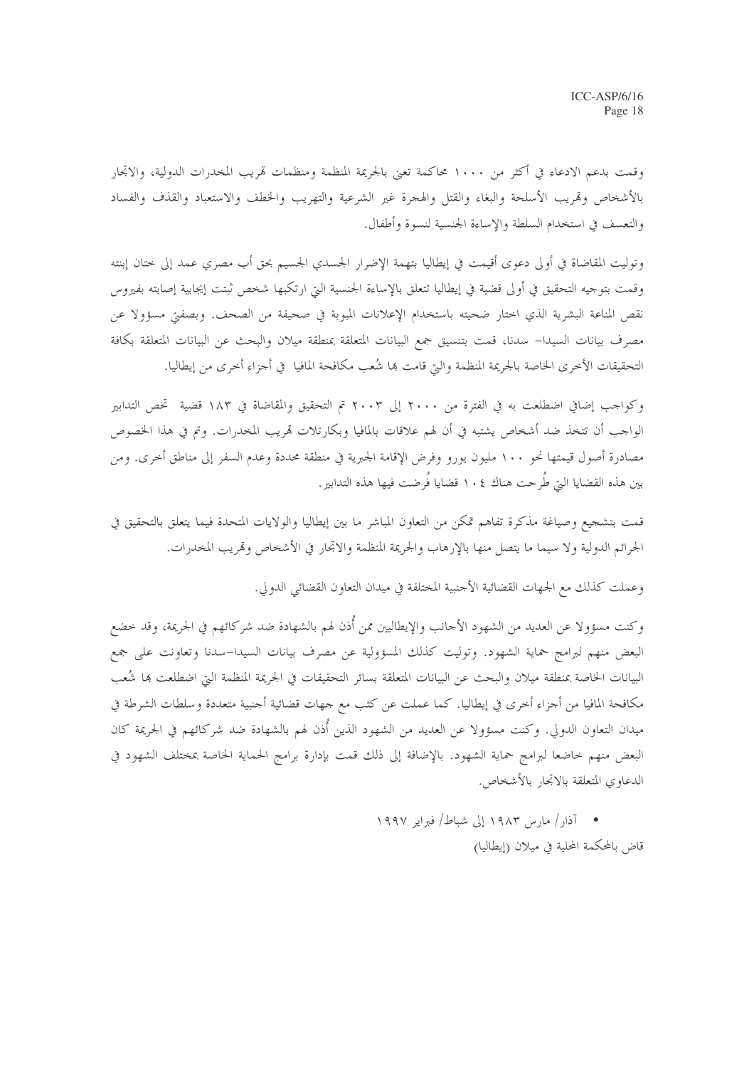وقمت بدعم الادعاء في أكثر من ١٠٠٠ محاكمة تعنى بالجريمة المنظمة ومنظمات تهريب المخدرات الدولية، والاتجار بالأشخاص وتهريب الأسلحة والبغاء والقتل والهجرة غير الشرعية والتهريب والخطف والاستعباد والقذف والفساد والتعسف في استخدام السلطة والإساءة الجنسية لنسوة وأطفال.

وتوليت المقاضاة في أولى دعوى أقيمت في إيطاليا بتهمة الإضرار الجسدي الجسيم بحق أب مصري عمد إلى ختان إبنته وقمت بتوجيه التحقيق في أولى قضية في إيطاليا تتعلق بالإساءة الجنسية التي ارتكبها شخص ثبتت إيجابية إصابته بفيروس نقص المناعة البشرية الذي اختار ضحيته باستخدام الإعلانات المبوبة في صحيفة من الصحف. وبصفتي مسؤولا عن مصرف بيانات السيدا- سدنا، قمت بتنسيق جمع البيانات المتعلقة بمنطقة ميلان والبحث عن البيانات المتعلقة بكافة التحقيقات الأخرى الخاصة بالجريمة المنظمة والتي قامت بها شُعب مكافحة المافيا في أجزاء أخرى من إيطاليا.

وكواجب إضافي اضطلعت به في الفترة من ٢٠٠٠ إلى ٢٠٠٣ تم التحقيق والمقاضاة في ١٨٣ قضية تخص التدابير الواجب أن تتخذ ضد أشخاص يشتبه في أن لهم علاقات بالمافيا وبكارتلات تهريب المخدرات. وتم في هذا الخصوص مصادرة أصول قيمتها نحو ١٠٠ مليون يورو وفرض الإقامة الجبرية في منطقة محددة وعدم السفر إلى مناطق أخرى. ومن بين هذه القضايا التي طُرحت هناك ١٠٤ قضايا فُرضت فيها هذه التدابير.

قمت بتشجيع وصياغة مذكرة تفاهم تمكن من التعاون المباشر ما بين إيطاليا والولايات المتحدة فيما يتعلق بالتحقيق في الجرائم الدولية ولا سيما ما يتصل منها بالإرهاب والجريمة المنظمة والاتجار في الأشخاص وتهريب المخدرات.

وعملت كذلك مع الجهات القضائية الأجنبية المختلفة في ميدان التعاون القضائي الدولي.

وكنت مسؤولا عن العديد من الشهود الأجانب والإيطاليين ممن أُذن لهم بالشهادة ضد شركائهم في الجريمة، وقد خضع البعض منهم لبرامج حماية الشهود. وتوليت كذلك المسؤولية عن مصرف بيانات السيدا-سدنا وتعاونت على جمع البيانات الخاصة بمنطقة ميلان والبحث عن البيانات المتعلقة بسائر التحقيقات في الجريمة المنظمة التي اضطلعت بها شُعب مكافحة المافيا من أجزاء أخرى في إيطاليا. كما عملت عن كثب مع جهات قضائية أجنبية متعددة وسلطات الشرطة في ميدان التعاون الدولي. وكنت مسؤولا عن العديد من الشهود الذين أُذن لهم بالشهادة ضد شركائهم في الجريمة كان البعض منهم خاضعا لبرامج حماية الشهود. بالإضافة إلى ذلك قمت بإدارة برامج الحماية الخاصة بمختلف الشهود في الدعاوي المتعلقة بالاتجار بالأشخاص.

- آذار/ مارس ١٩٨٣ إلى شباط/ فبراير ١٩٩٧

قاض بالمحكمة المحلية في ميلان (إيطاليا)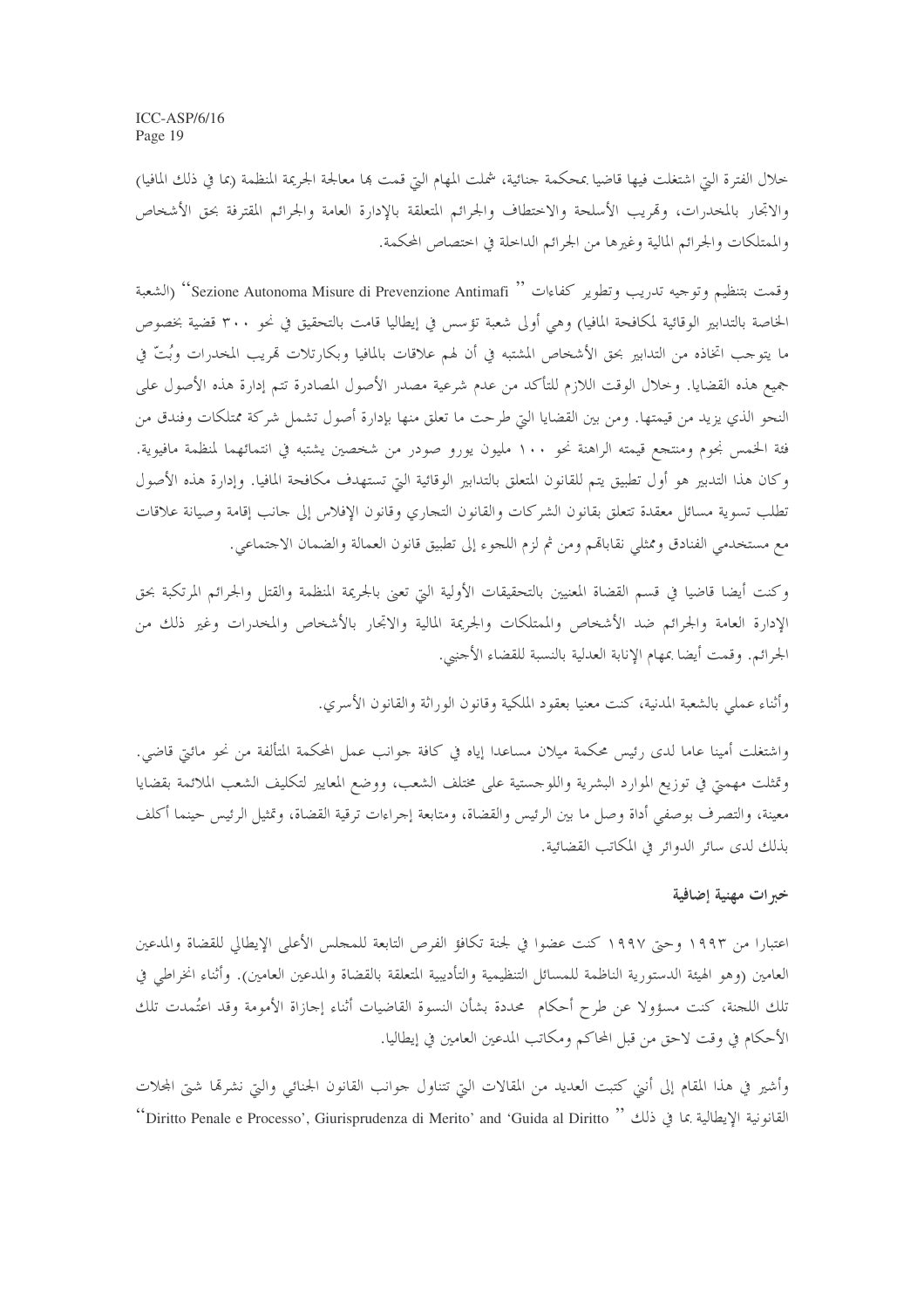خلال الفترة التي اشتغلت فيها قاضيا بمحكمة جنائية، شملت المهام التي قمت بها معالجة الجريمة المنظمة (بما في ذلك المافيا) والاتجار بالمخدرات، وتهريب الأسلحة والاختطاف والجرائم المتعلقة بالإدارة العامة والجرائم المقترفة بحق الأشخاص والممتلكات والجرائم المالية وغيرها من الجرائم الداخلة في اختصاص المحكمة.

وقمت بتنظيم وتوجيه تدريب وتطوير كفاءات "Sezione Autonoma Misure di Prevenzione Antimafi" (الشعبة الخاصة بالتدابير الوقائية لمكافحة المافيا) وهي أولى شعبة تؤسس في إيطاليا قامت بالتحقيق في نحو ٣٠٠ قضية بخصوص ما يتوجب اتخاذه من التدابير بحق الأشخاص المشتبه في أن لهم علاقات بالمافيا وبكارتلات تهريب المخدرات وبُتّ في جميع هذه القضايا. وخلال الوقت اللازم للتأكد من عدم شرعية مصدر الأصول المصادرة تتم إدارة هذه الأصول على النحو الذي يزيد من قيمتها. ومن بين القضايا التي طرحت ما تعلق منها بإدارة أصول تشمل شركة ممتلكات وفندق من فئة الخمس نجوم ومنتجع قيمته الراهنة نحو ١٠٠ مليون يورو صودر من شخصين يشتبه في انتمائهما لمنظمة مافيوية. وكان هذا التدبير هو أول تطبيق يتم للقانون المتعلق بالتدابير الوقائية التي تستهدف مكافحة المافيا. وإدارة هذه الأصول تطلب تسوية مسائل معقدة تتعلق بقانون الشركات والقانون التجاري وقانون الإفلاس إلى جانب إقامة وصيانة علاقات مع مستخدمي الفنادق وممثلي نقاباتهم ومن ثم لزم اللجوء إلى تطبيق قانون العمالة والضمان الاجتماعي.

وكنت أيضا قاضيا في قسم القضاة المعنيين بالتحقيقات الأولية التي تعنى بالجريمة المنظمة والقتل والجرائم المرتكبة بحق الإدارة العامة والجرائم ضد الأشخاص والممتلكات والجريمة المالية والاتجار بالأشخاص والمخدرات وغير ذلك من الجرائم. وقمت أيضا بمهام الإنابة العدلية بالنسبة للقضاء الأجنبي.

وأثناء عملي بالشعبة المدنية، كنت معنيا بعقود الملكية وقانون الوراثة والقانون الأسري.

واشتغلت أمينا عاما لدى رئيس محكمة ميلان مساعدا إياه في كافة جوانب عمل المحكمة المتألفة من نحو مائتي قاضي. وتمثلت مهمتي في توزيع الموارد البشرية واللوجستية على مختلف الشعب، ووضع المعايير لتكليف الشعب الملائمة بقضايا معينة، والتصرف بوصفي أداة وصل ما بين الرئيس والقضاة، ومتابعة إجراءات ترقية القضاة، وتمثيل الرئيس حينما أكلف بذلك لدى سائر الدوائر في المكاتب القضائية.

### خبرات مهنية إضافية

اعتبارا من ١٩٩٣ وحتى ١٩٩٧ كنت عضوا في لجنة تكافؤ الفرص التابعة للمجلس الأعلى الإيطالي للقضاة والمدعين العامين (وهو الهيئة الدستورية الناظمة للمسائل التنظيمية والتأديبية المتعلقة بالقضاة والمدعين العامين). وأثناء انخراطي في تلك اللجنة، كنت مسؤولا عن طرح أحكام محددة بشأن النسوة القاضيات أثناء إجازة الأمومة وقد اعتُمدت تلك الأحكام في وقت لاحق من قبل المحاكم ومكاتب المدعين العامين في إيطاليا.

وأشير في هذا المقام إلى أنني كتبت العديد من المقالات التي تتناول جوانب القانون الجنائي والتي نشرتها شتى المجلات القانونية الإيطالية بما في ذلك "Diritto Penale e Processo', Giurisprudenza di Merito' and 'Guida al Diritto"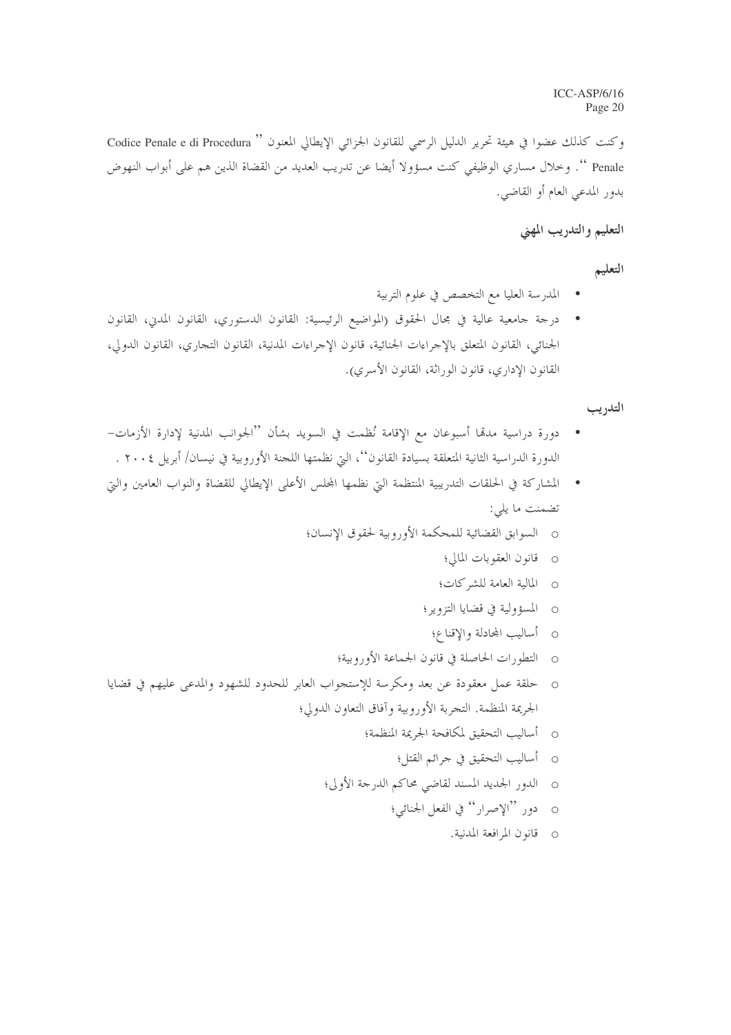وكنت كذلك عضوا في هيئة تحرير الدليل الرسمي للقانون الجزائي الإيطالي المعنون " Codice Penale e di Procedura Penale ". وخلال مساري الوظيفي كنت مسؤولا أيضا عن تدريب العديد من القضاة الذين هم على أبواب النهوض بدور المدعي العام أو القاضي.

### التعليم والتدريب المهني

#### التعليم

- المدرسة العليا مع التخصص في علوم التربية
- درجة جامعية عالية في مجال الحقوق (المواضيع الرئيسية: القانون الدستوري، القانون المدني، القانون الجنائي، القانون المتعلق بالإجراءات الجنائية، قانون الإجراءات المدنية، القانون التجاري، القانون الدولي، القانون الإداري، قانون الوراثة، القانون الأسري).

#### التدريب

- دورة دراسية مدهّا أسبوعان مع الإقامة نُظمت في السويد بشأن "الجوانب المدنية لإدارة الأزمات- الدورة الدراسية الثانية المتعلقة بسيادة القانون"، التي نظمتها اللجنة الأوروبية في نيسان/ أبريل ٢٠٠٤ .
- المشاركة في الحلقات التدريبية المنتظمة التي نظمها المجلس الأعلى الإيطالي للقضاة والنواب العامين والتي تضمنت ما يلي:
  - السوابق القضائية للمحكمة الأوروبية لحقوق الإنسان؛
  - قانون العقوبات المالي؛
  - المالية العامة للشركات؛
  - المسؤولية في قضايا التزوير؛
  - أساليب المجادلة والإقناع؛
  - التطورات الحاصلة في قانون الجماعة الأوروبية؛
  - حلقة عمل معقودة عن بعد ومكرسة للإستجواب العابر للحدود للشهود والمدعى عليهم في قضايا الجريمة المنظمة. التجربة الأوروبية وآفاق التعاون الدولي؛
  - أساليب التحقيق لمكافحة الجريمة المنظمة؛
  - أساليب التحقيق في جرائم القتل؛
  - الدور الجديد المسند لقاضي محاكم الدرجة الأولى؛
  - دور "الإصرار" في الفعل الجنائي؛
  - قانون المرافعة المدنية.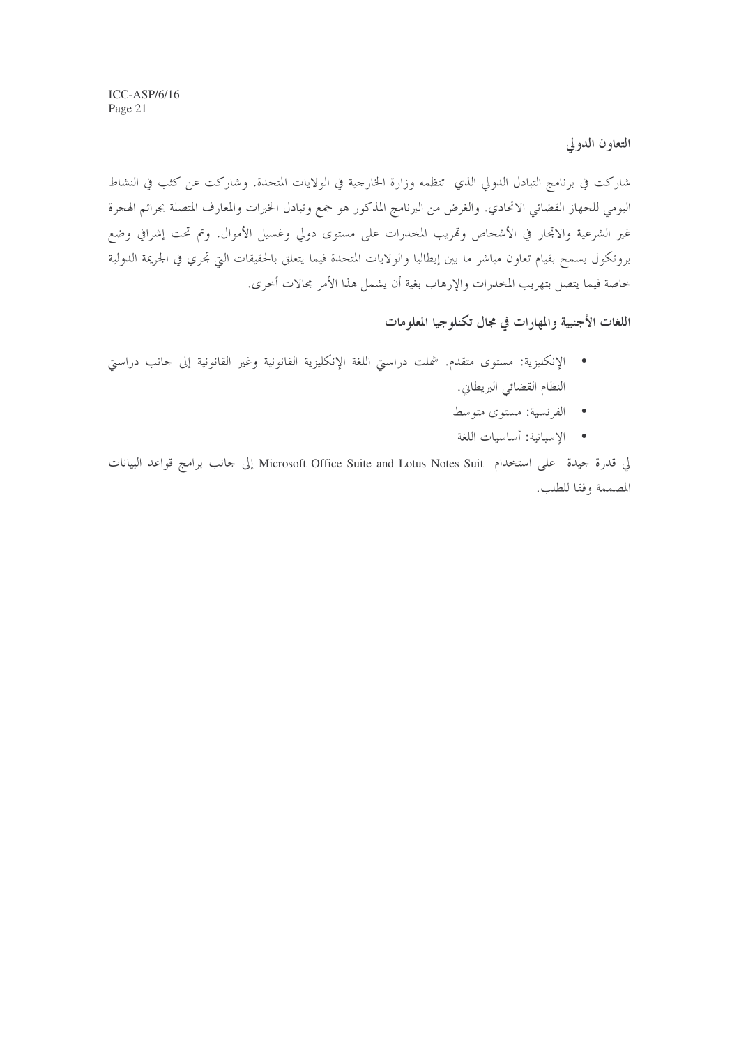## التعاون الدولي

شاركت في برنامج التبادل الدولي الذي تنظمه وزارة الخارجية في الولايات المتحدة. وشاركت عن كثب في النشاط اليومي للجهاز القضائي الاتحادي. والغرض من البرنامج المذكور هو جمع وتبادل الخبرات والمعارف المتصلة بجرائم الهجرة غير الشرعية والاتجار في الأشخاص وتهريب المخدرات على مستوى دولي وغسيل الأموال. وتم تحت إشرافي وضع بروتكول يسمح بقيام تعاون مباشر ما بين إيطاليا والولايات المتحدة فيما يتعلق بالحقيقات التي تجري في الجريمة الدولية خاصة فيما يتصل بتهريب المخدرات والإرهاب بغية أن يشمل هذا الأمر مجالات أخرى.

## اللغات الأجنبية والمهارات في مجال تكنلوجيا المعلومات

- الإنكليزية: مستوى متقدم. شملت دراستي اللغة الإنكليزية القانونية وغير القانونية إلى جانب دراستي النظام القضائي البريطاني.
- الفرنسية: مستوى متوسط
- الإسبانية: أساسيات اللغة

لي قدرة جيدة على استخدام Microsoft Office Suite and Lotus Notes Suit إلى جانب برامج قواعد البيانات المصممة وفقا للطلب.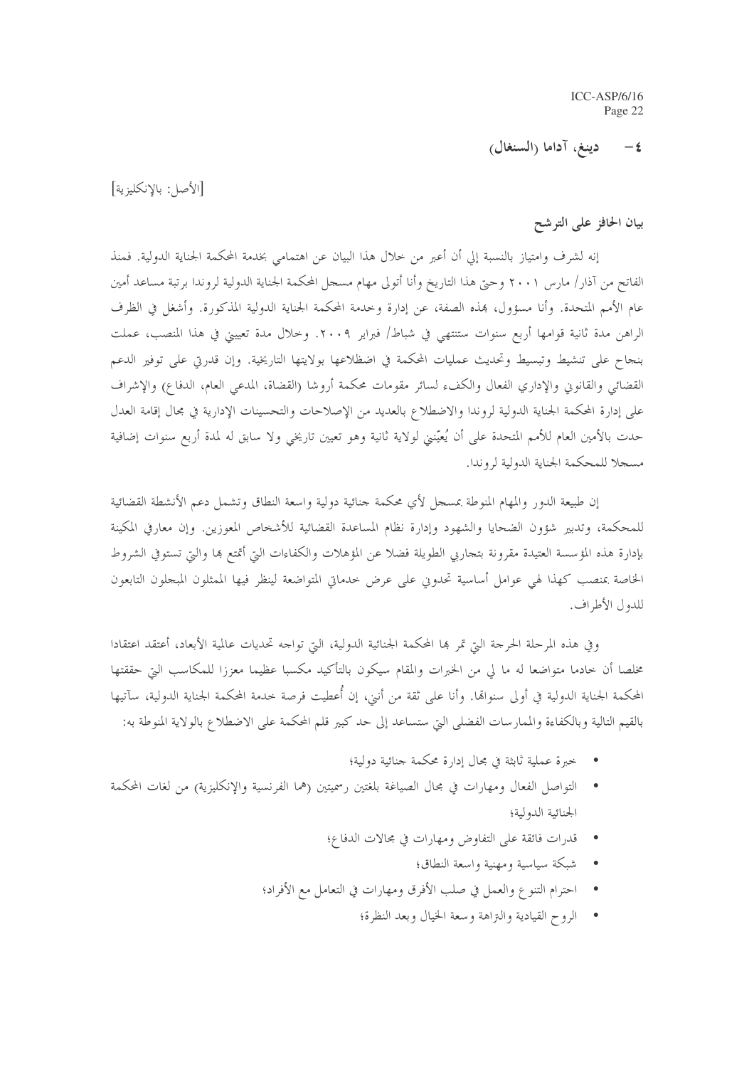## ٤- دينغ، آداما (السنغال)

[الأصل: بالإنكليزية]

### بيان الحافز على الترشح

إنه لشرف وامتياز بالنسبة إلي أن أعبر من خلال هذا البيان عن اهتمامي بخدمة المحكمة الجنائية الدولية. فمنذ الفاتح من آذار/ مارس ٢٠٠١ وحتى هذا التاريخ وأنا أتولى مهام مسجل المحكمة الجنائية الدولية لروندا برتبة مساعد أمين عام الأمم المتحدة. وأنا مسؤول، بهذه الصفة، عن إدارة وخدمة المحكمة الجنائية الدولية المذكورة. وأشغل في الظرف الراهن مدة ثانية قوامها أربع سنوات ستنتهي في شباط/ فبراير ٢٠٠٩. وخلال مدة تعييني في هذا المنصب، عملت بنجاح على تنشيط وتبسيط وتحديث عمليات المحكمة في اضطلاعها بولاياتها التاريخية. وإن قدرتي على توفير الدعم القضائي والقانوني والإداري الفعال والكفء لسائر مقومات محكمة أروشا (القضاة، المدعي العام، الدفاع) والإشراف على إدارة المحكمة الجنائية الدولية لروندا والاضطلاع بالعديد من الإصلاحات والتحسينات الإدارية في مجال إقامة العدل حدت بالأمين العام للأمم المتحدة على أن يُعيّنني لولاية ثانية وهو تعيين تاريخي ولا سابق له لمدة أربع سنوات إضافية مسجلا للمحكمة الجنائية الدولية لروندا.

إن طبيعة الدور والمهام المنوطة بمسجل لأي محكمة جنائية دولية واسعة النطاق وتشمل دعم الأنشطة القضائية للمحكمة، وتدبير شؤون الضحايا والشهود وإدارة نظام المساعدة القضائية للأشخاص المعوزين. وإن معارفي المكينة بإدارة هذه المؤسسة العتيدة مقرونة بتجاربي الطويلة فضلا عن المؤهلات والكفاءات التي أتمتع بها والتي تستوفي الشروط الخاصة بمنصب كهذا لهي عوامل أساسية تحدوني على عرض خدماتي المتواضعة لينظر فيها الممثلون المبجلون التابعون للدول الأطراف.

وفي هذه المرحلة الحرجة التي تمر بها المحكمة الجنائية الدولية، التي تواجه تحديات عالمية الأبعاد، أعتقد اعتقادا مخلصا أن خادما متواضعا له ما لي من الخبرات والمقام سيكون بالتأكيد مكسبا عظيما معززا للمكاسب التي حققتها المحكمة الجنائية الدولية في أولى سنواتها. وأنا على ثقة من أنني، إن أُعطيت فرصة خدمة المحكمة الجنائية الدولية، سآتيها بالقيم التالية وبالكفاءة والممارسات الفضلى التي ستساعد إلى حد كبير قلم المحكمة على الاضطلاع بالولاية المنوطة به:

- خبرة عملية ثابتة في مجال إدارة محكمة جنائية دولية؛
- التواصل الفعال ومهارات في مجال الصياغة بلغتين رسميتين (هما الفرنسية والإنكليزية) من لغات المحكمة الجنائية الدولية؛
- قدرات فائقة على التفاوض ومهارات في مجالات الدفاع؛
- شبكة سياسية ومهنية واسعة النطاق؛
- احترام التنوع والعمل في صلب الأفرق ومهارات في التعامل مع الأفراد؛
- الروح القيادية والنزاهة وسعة الخيال وبعد النظرة؛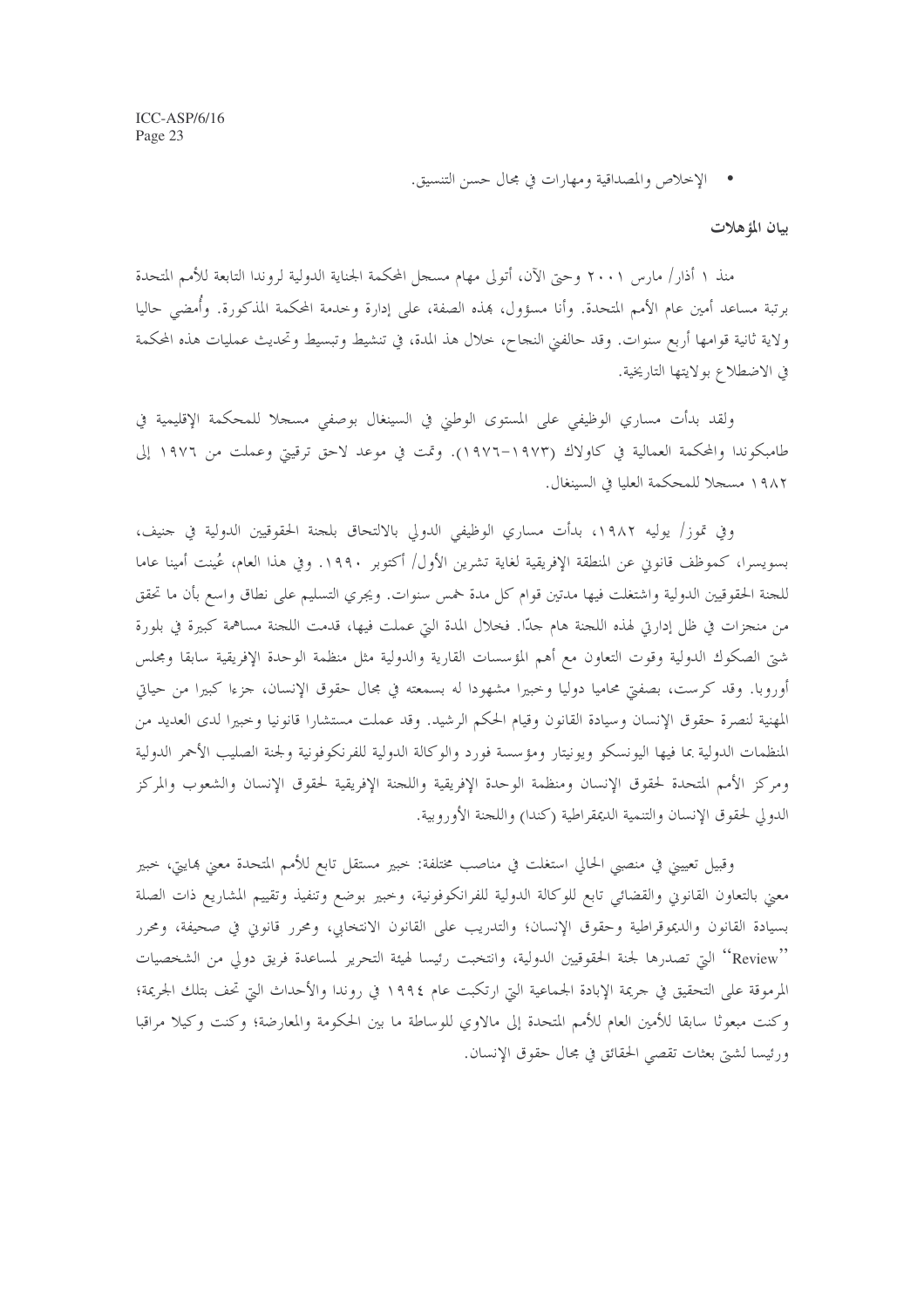- الإخلاص والمصداقية ومهارات في مجال حسن التنسيق.

## بيان المؤهلات

منذ ١ أذار/ مارس ٢٠٠١ وحتى الآن، أتولى مهام مسجل المحكمة الجنائية الدولية لروندا التابعة للأمم المتحدة برتبة مساعد أمين عام الأمم المتحدة. وأنا مسؤول، بهذه الصفة، على إدارة وخدمة المحكمة المذكورة. وأُمضي حاليا ولاية ثانية قوامها أربع سنوات. وقد حالفني النجاح، خلال هذ المدة، في تنشيط وتبسيط وتحديث عمليات هذه المحكمة في الاضطلاع بولايتها التاريخية.

ولقد بدأت مساري الوظيفي على المستوى الوطني في السينغال بوصفي مسجلا للمحكمة الإقليمية في طامبكوندا والمحكمة العمالية في كاولاك (١٩٧٣-١٩٧٦). وتمت في موعد لاحق ترقيتي وعملت من ١٩٧٦ إلى ١٩٨٢ مسجلا للمحكمة العليا في السينغال.

وفي تموز/ يوليه ١٩٨٢، بدأت مساري الوظيفي الدولي بالالتحاق بلجنة الحقوقيين الدولية في جنيف، بسويسرا، كموظف قانوني عن المنطقة الإفريقية لغاية تشرين الأول/ أكتوبر ١٩٩٠. وفي هذا العام، عُينت أمينا عاما للجنة الحقوقيين الدولية واشتغلت فيها مدتين قوام كل مدة خمس سنوات. ويجري التسليم على نطاق واسع بأن ما تحقق من منجزات في ظل إدارتي لهذه اللجنة هام جدّا. فخلال المدة التي عملت فيها، قدمت اللجنة مساهمة كبيرة في بلورة شتى الصكوك الدولية وقوت التعاون مع أهم المؤسسات القارية والدولية مثل منظمة الوحدة الإفريقية سابقا ومجلس أوروبا. وقد كرست، بصفتي محاميا دوليا وخبيرا مشهودا له بسمعته في مجال حقوق الإنسان، جزءا كبيرا من حياتي المهنية لنصرة حقوق الإنسان وسيادة القانون وقيام الحكم الرشيد. وقد عملت مستشارا قانونيا وخبيرا لدى العديد من المنظمات الدولية بما فيها اليونسكو ويونيتار ومؤسسة فورد والوكالة الدولية للفرنكوفونية ولجنة الصليب الأحمر الدولية ومركز الأمم المتحدة لحقوق الإنسان ومنظمة الوحدة الإفريقية واللجنة الإفريقية لحقوق الإنسان والشعوب والمركز الدولي لحقوق الإنسان والتنمية الديمقراطية (كندا) واللجنة الأوروبية.

وقبيل تعييني في منصبي الحالي استغلت في مناصب مختلفة: خبير مستقل تابع للأمم المتحدة معني بهايتي، خبير معني بالتعاون القانوني والقضائي تابع للوكالة الدولية للفرانكوفونية، وخبير بوضع وتنفيذ وتقييم المشاريع ذات الصلة بسيادة القانون والديموقراطية وحقوق الإنسان؛ والتدريب على القانون الانتخابي، ومحرر قانوني في صحيفة، ومحرر "Review" التي تصدرها لجنة الحقوقيين الدولية، وانتخبت رئيسا لهيئة التحرير لمساعدة فريق دولي من الشخصيات المرموقة على التحقيق في جريمة الإبادة الجماعية التي ارتكبت عام ١٩٩٤ في روندا والأحداث التي تحف بتلك الجريمة؛ وكنت مبعوثا سابقا للأمين العام للأمم المتحدة إلى مالاوي للوساطة ما بين الحكومة والمعارضة؛ وكنت وكيلا مراقبا ورئيسا لشتى بعثات تقصي الحقائق في مجال حقوق الإنسان.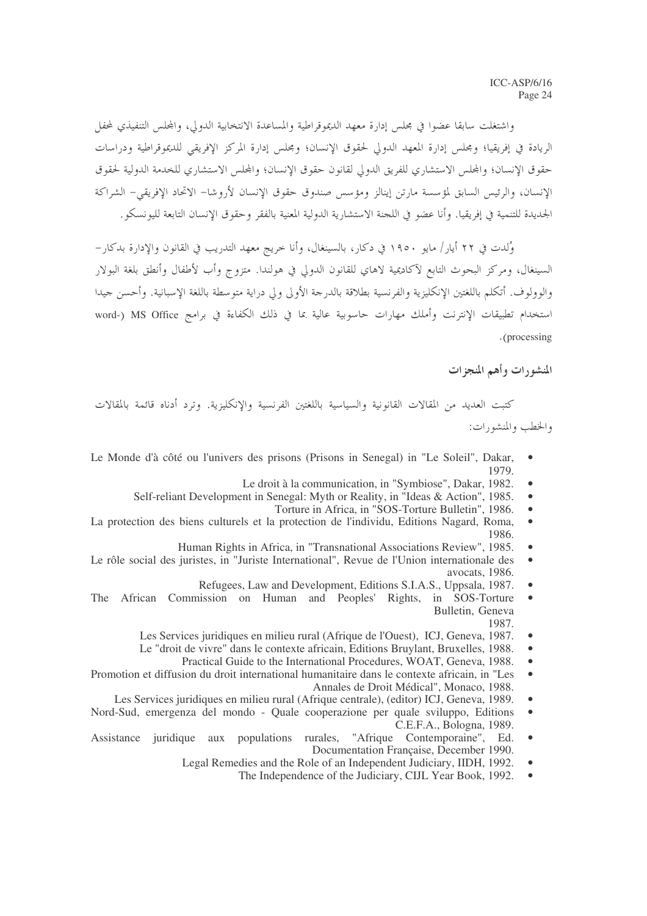واشتغلت سابقا عضوا في مجلس إدارة معهد الديموقراطية والمساعدة الانتخابية الدولي، والمجلس التنفيذي لمحفل الريادة في إفريقيا؛ ومجلس إدارة المعهد الدولي لحقوق الإنسان؛ ومجلس إدارة المركز الإفريقي للديموقراطية ودراسات حقوق الإنسان؛ والمجلس الاستشاري للفريق الدولي لقانون حقوق الإنسان؛ والمجلس الاستشاري للخدمة الدولية لحقوق الإنسان، والرئيس السابق لمؤسسة مارتن إينالز ومؤسس صندوق حقوق الإنسان لأروشا- الاتحاد الإفريقي- الشراكة الجديدة للتنمية في إفريقيا. وأنا عضو في اللجنة الاستشارية الدولية المعنية بالفقر وحقوق الإنسان التابعة لليونسكو.

وُلدت في ٢٢ أيار/ مايو ١٩٥٠ في دكار، بالسينغال، وأنا خريج معهد التدريب في القانون والإدارة بدكار- السينغال، ومركز البحوث التابع لأكاديمية لاهاي للقانون الدولي في هولندا. متزوج وأب لأطفال وأنطق بلغة البولار والوولوف. أتكلم باللغتين الإنكليزية والفرنسية بطلاقة بالدرجة الأولى ولي دراية متوسطة باللغة الإسبانية. وأحسن جيدا استخدام تطبيقات الإنترنت وأملك مهارات حاسوبية عالية بما في ذلك الكفاءة في برامج MS Office (word-processing).

## المنشورات وأهم المنجزات

كتبت العديد من المقالات القانونية والسياسية باللغتين الفرنسية والإنكليزية. وترد أدناه قائمة بالمقالات والخطب والمنشورات:

- Le Monde d'à côté ou l'univers des prisons (Prisons in Senegal) in "Le Soleil", Dakar, 1979.
- Le droit à la communication, in "Symbiose", Dakar, 1982.
- Self-reliant Development in Senegal: Myth or Reality, in "Ideas & Action", 1985.
- Torture in Africa, in "SOS-Torture Bulletin", 1986.
- La protection des biens culturels et la protection de l'individu, Editions Nagard, Roma, 1986.
- Human Rights in Africa, in "Transnational Associations Review", 1985.
- Le rôle social des juristes, in "Juriste International", Revue de l'Union internationale des avocats, 1986.
- Refugees, Law and Development, Editions S.I.A.S., Uppsala, 1987.
- The African Commission on Human and Peoples' Rights, in SOS-Torture Bulletin, Geneva 1987.
- Les Services juridiques en milieu rural (Afrique de l'Ouest), ICJ, Geneva, 1987.
- Le "droit de vivre" dans le contexte africain, Editions Bruylant, Bruxelles, 1988.
- Practical Guide to the International Procedures, WOAT, Geneva, 1988.
- Promotion et diffusion du droit international humanitaire dans le contexte africain, in "Les Annales de Droit Médical", Monaco, 1988.
- Les Services juridiques en milieu rural (Afrique centrale), (editor) ICJ, Geneva, 1989.
- Nord-Sud, emergenza del mondo - Quale cooperazione per quale sviluppo, Editions C.E.F.A., Bologna, 1989.
- Assistance juridique aux populations rurales, "Afrique Contemporaine", Ed. Documentation Française, December 1990.
- Legal Remedies and the Role of an Independent Judiciary, IIDH, 1992.
- The Independence of the Judiciary, CIJL Year Book, 1992.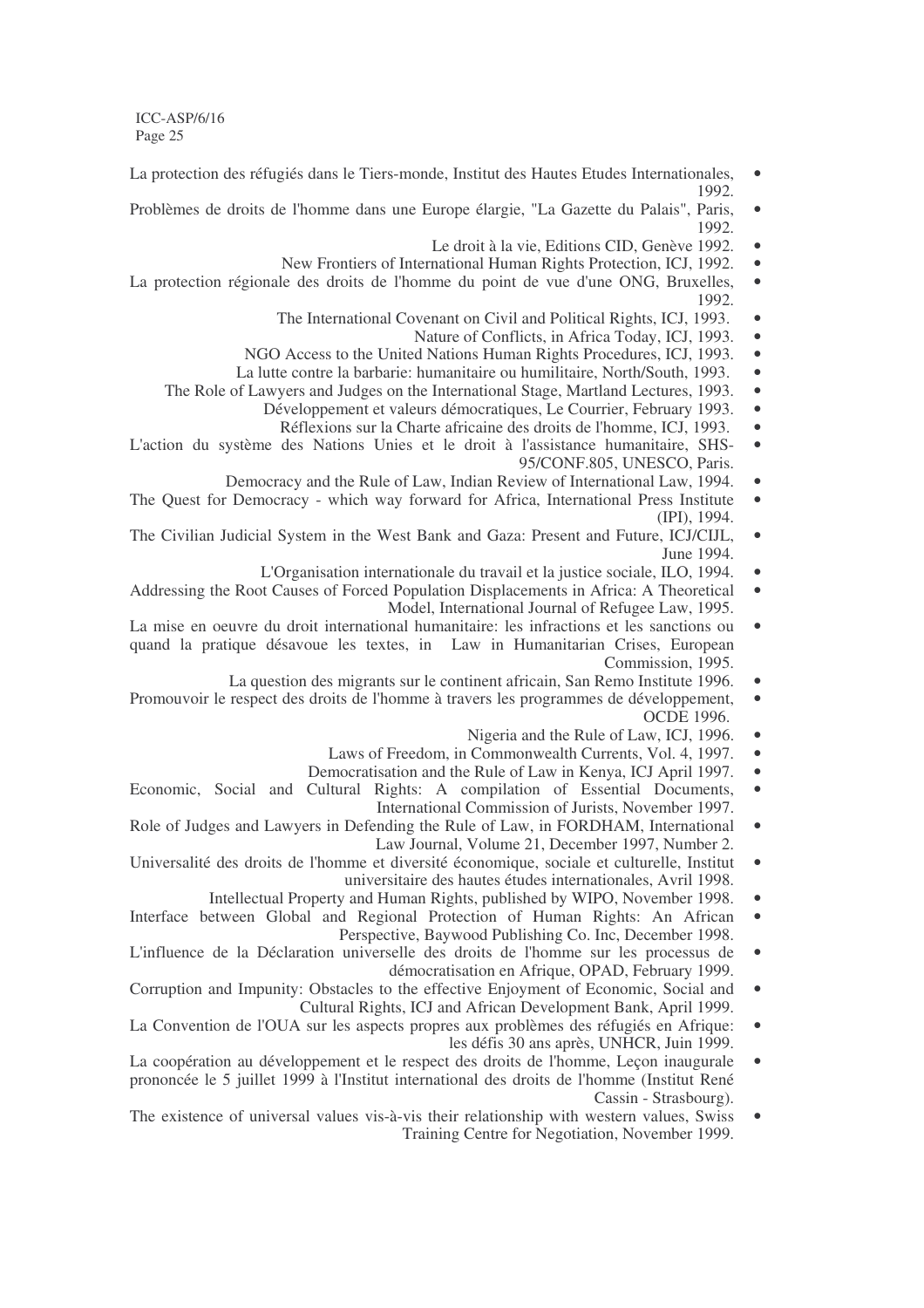- La protection des réfugiés dans le Tiers-monde, Institut des Hautes Etudes Internationales, 1992.
- Problèmes de droits de l'homme dans une Europe élargie, "La Gazette du Palais", Paris, 1992.
- Le droit à la vie, Editions CID, Genève 1992.
- New Frontiers of International Human Rights Protection, ICJ, 1992.
- La protection régionale des droits de l'homme du point de vue d'une ONG, Bruxelles, 1992.
- The International Covenant on Civil and Political Rights, ICJ, 1993.
- Nature of Conflicts, in Africa Today, ICJ, 1993.
- NGO Access to the United Nations Human Rights Procedures, ICJ, 1993.
- La lutte contre la barbarie: humanitaire ou humilitaire, North/South, 1993.
- The Role of Lawyers and Judges on the International Stage, Martland Lectures, 1993.
- Développement et valeurs démocratiques, Le Courrier, February 1993.
- Réflexions sur la Charte africaine des droits de l'homme, ICJ, 1993.
- L'action du système des Nations Unies et le droit à l'assistance humanitaire, SHS-95/CONF.805, UNESCO, Paris.
- Democracy and the Rule of Law, Indian Review of International Law, 1994.
- The Quest for Democracy - which way forward for Africa, International Press Institute (IPI), 1994.
- The Civilian Judicial System in the West Bank and Gaza: Present and Future, ICJ/CIJL, June 1994.
- L'Organisation internationale du travail et la justice sociale, ILO, 1994.
- Addressing the Root Causes of Forced Population Displacements in Africa: A Theoretical Model, International Journal of Refugee Law, 1995.
- La mise en oeuvre du droit international humanitaire: les infractions et les sanctions ou quand la pratique désavoue les textes, in Law in Humanitarian Crises, European Commission, 1995.
- La question des migrants sur le continent africain, San Remo Institute 1996.
- Promouvoir le respect des droits de l'homme à travers les programmes de développement, OCDE 1996.
- Nigeria and the Rule of Law, ICJ, 1996.
- Laws of Freedom, in Commonwealth Currents, Vol. 4, 1997.
- Democratisation and the Rule of Law in Kenya, ICJ April 1997.
- Economic, Social and Cultural Rights: A compilation of Essential Documents, International Commission of Jurists, November 1997.
- Role of Judges and Lawyers in Defending the Rule of Law, in FORDHAM, International Law Journal, Volume 21, December 1997, Number 2.
- Universalité des droits de l'homme et diversité économique, sociale et culturelle, Institut universitaire des hautes études internationales, Avril 1998.
- Intellectual Property and Human Rights, published by WIPO, November 1998.
- Interface between Global and Regional Protection of Human Rights: An African Perspective, Baywood Publishing Co. Inc, December 1998.
- L'influence de la Déclaration universelle des droits de l'homme sur les processus de démocratisation en Afrique, OPAD, February 1999.
- Corruption and Impunity: Obstacles to the effective Enjoyment of Economic, Social and Cultural Rights, ICJ and African Development Bank, April 1999.
- La Convention de l'OUA sur les aspects propres aux problèmes des réfugiés en Afrique: les défis 30 ans après, UNHCR, Juin 1999.
- La coopération au développement et le respect des droits de l'homme, Leçon inaugurale prononcée le 5 juillet 1999 à l'Institut international des droits de l'homme (Institut René Cassin - Strasbourg).
- The existence of universal values vis-à-vis their relationship with western values, Swiss Training Centre for Negotiation, November 1999.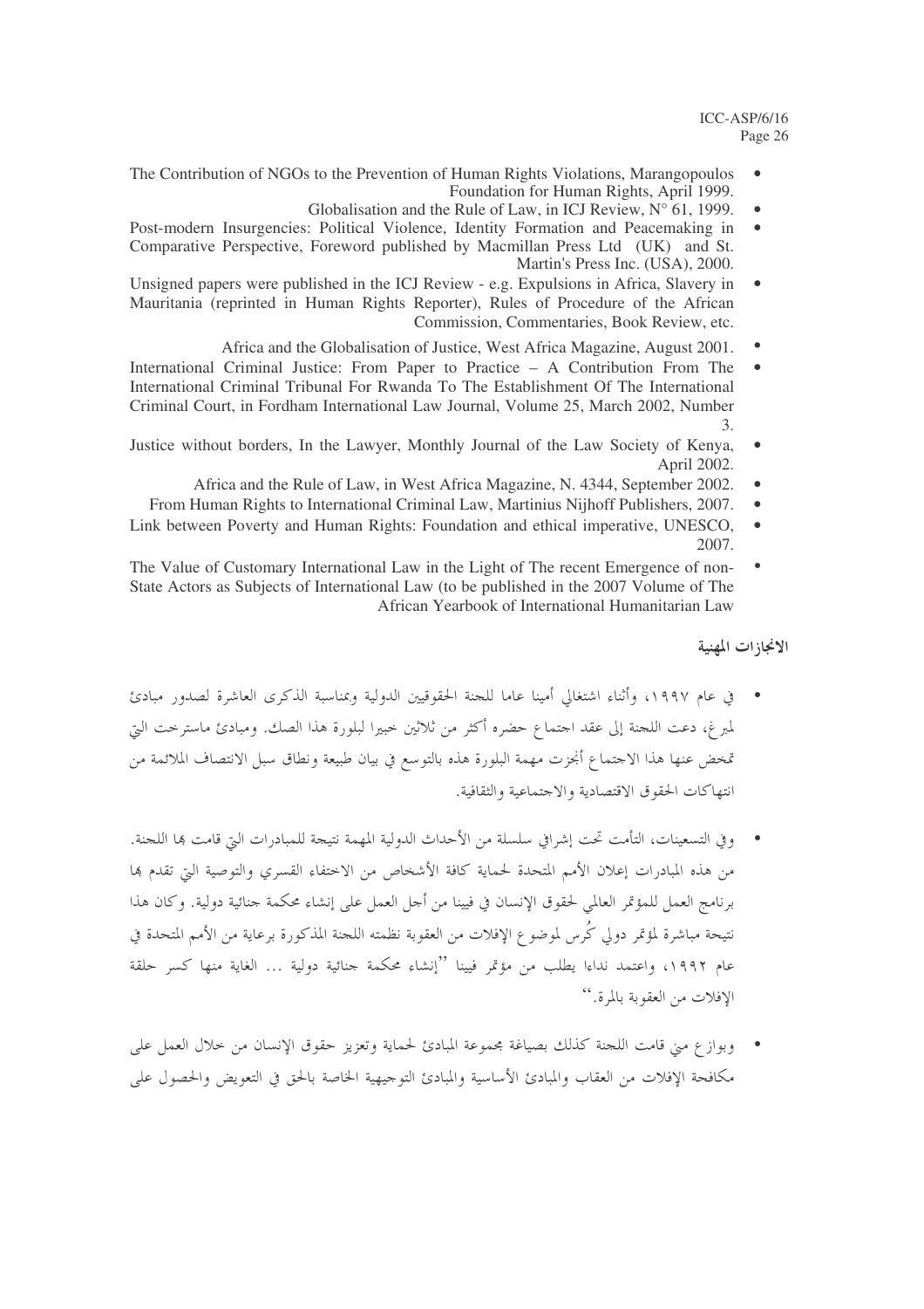- The Contribution of NGOs to the Prevention of Human Rights Violations, Marangopoulos Foundation for Human Rights, April 1999.
- Globalisation and the Rule of Law, in ICJ Review, N° 61, 1999.
- Post-modern Insurgencies: Political Violence, Identity Formation and Peacemaking in Comparative Perspective, Foreword published by Macmillan Press Ltd (UK) and St. Martin's Press Inc. (USA), 2000.
- Unsigned papers were published in the ICJ Review - e.g. Expulsions in Africa, Slavery in Mauritania (reprinted in Human Rights Reporter), Rules of Procedure of the African Commission, Commentaries, Book Review, etc.
- Africa and the Globalisation of Justice, West Africa Magazine, August 2001.
- International Criminal Justice: From Paper to Practice – A Contribution From The International Criminal Tribunal For Rwanda To The Establishment Of The International Criminal Court, in Fordham International Law Journal, Volume 25, March 2002, Number 3.
- Justice without borders, In the Lawyer, Monthly Journal of the Law Society of Kenya, April 2002.
- Africa and the Rule of Law, in West Africa Magazine, N. 4344, September 2002.
- From Human Rights to International Criminal Law, Martinius Nijhoff Publishers, 2007.
- Link between Poverty and Human Rights: Foundation and ethical imperative, UNESCO, 2007.
- The Value of Customary International Law in the Light of The recent Emergence of non-State Actors as Subjects of International Law (to be published in the 2007 Volume of The African Yearbook of International Humanitarian Law

## الانجازات المهنية

- في عام ١٩٩٧، وأثناء اشتغالي أمينا عاما للجنة الحقوقيين الدولية وبمناسبة الذكرى العاشرة لصدور مبادئ لمبرغ، دعت اللجنة إلى عقد اجتماع حضره أكثر من ثلاثين خبيرا لبلورة هذا الصك. ومبادئ ماسترخت التي تمخض عنها هذا الاجتماع أنجزت مهمة البلورة هذه بالتوسع في بيان طبيعة ونطاق سبل الانتصاف الملائمة من انتهاكات الحقوق الاقتصادية والاجتماعية والثقافية.

- وفي التسعينات، التأمت تحت إشرافي سلسلة من الأحداث الدولية المهمة نتيجة للمبادرات التي قامت بها اللجنة. من هذه المبادرات إعلان الأمم المتحدة لحماية كافة الأشخاص من الاختفاء القسري والتوصية التي تقدم بها برنامج العمل للمؤتمر العالمي لحقوق الإنسان في فيينا من أجل العمل على إنشاء محكمة جنائية دولية. وكان هذا نتيجة مباشرة لمؤتمر دولي كُرس لموضوع الإفلات من العقوبة نظمته اللجنة المذكورة برعاية من الأمم المتحدة في عام ١٩٩٢، واعتمد نداءا يطلب من مؤتمر فيينا "إنشاء محكمة جنائية دولية ... الغاية منها كسر حلقة الإفلات من العقوبة بالمرة."

- وبوازع مني قامت اللجنة كذلك بصياغة مجموعة المبادئ لحماية وتعزيز حقوق الإنسان من خلال العمل على مكافحة الإفلات من العقاب والمبادئ الأساسية والمبادئ التوجيهية الخاصة بالحق في التعويض والحصول على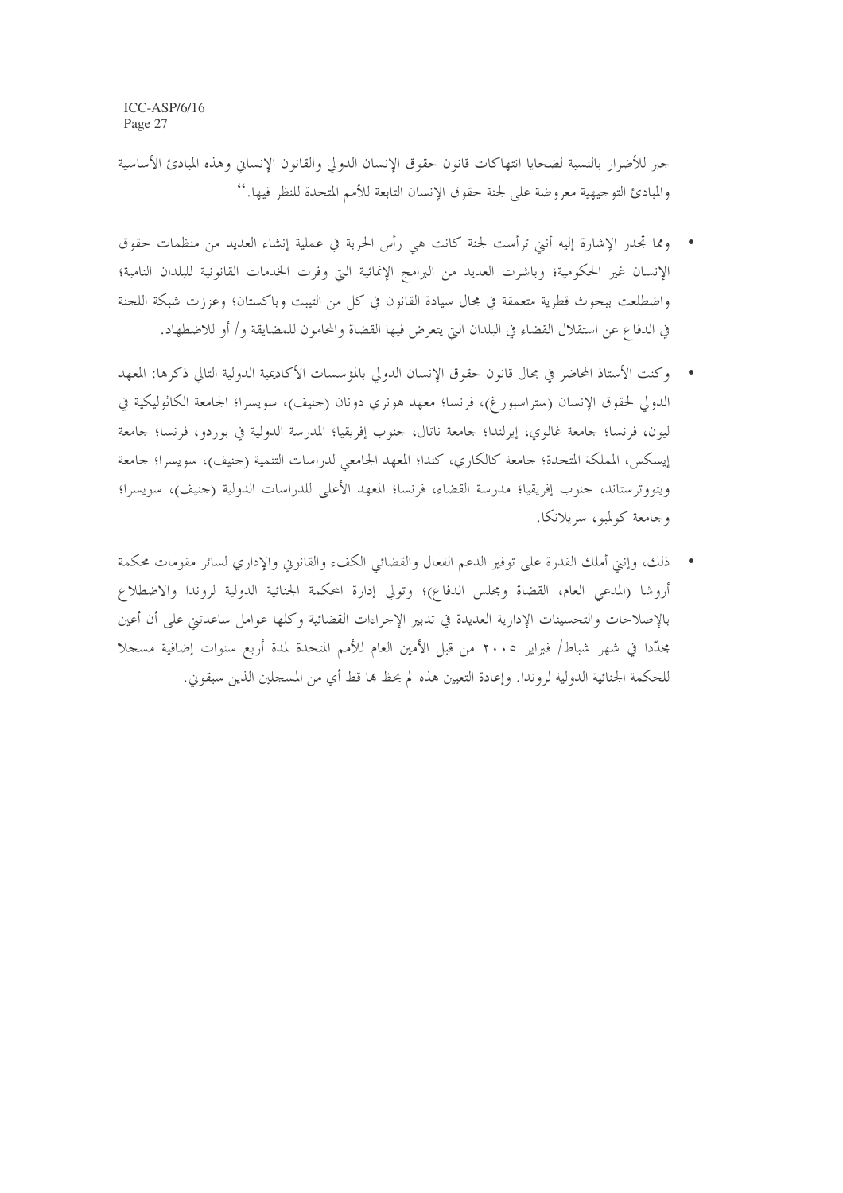جبر للأضرار بالنسبة لضحايا انتهاكات قانون حقوق الإنسان الدولي والقانون الإنساني وهذه المبادئ الأساسية والمبادئ التوجيهية معروضة على لجنة حقوق الإنسان التابعة للأمم المتحدة للنظر فيها.''

- ومما تجدر الإشارة إليه أنني ترأست لجنة كانت هي رأس الحربة في عملية إنشاء العديد من منظمات حقوق الإنسان غير الحكومية؛ وباشرت العديد من البرامج الإنمائية التي وفرت الخدمات القانونية للبلدان النامية؛ واضطلعت ببحوث قطرية متعمقة في مجال سيادة القانون في كل من التيبت وباكستان؛ وعززت شبكة اللجنة في الدفاع عن استقلال القضاء في البلدان التي يتعرض فيها القضاة والمحامون للمضايقة و/ أو للاضطهاد.

- وكنت الأستاذ المحاضر في مجال قانون حقوق الإنسان الدولي بالمؤسسات الأكاديمية الدولية التالي ذكرها: المعهد الدولي لحقوق الإنسان (ستراسبورغ)، فرنسا؛ معهد هونري دونان (جنيف)، سويسرا؛ الجامعة الكاثوليكية في ليون، فرنسا؛ جامعة غالوي، إيرلندا؛ جامعة ناتال، جنوب إفريقيا؛ المدرسة الدولية في بوردو، فرنسا؛ جامعة إيسكس، المملكة المتحدة؛ جامعة كالكاري، كندا؛ المعهد الجامعي لدراسات التنمية (جنيف)، سويسرا؛ جامعة ويتووترستاند، جنوب إفريقيا؛ مدرسة القضاء، فرنسا؛ المعهد الأعلى للدراسات الدولية (جنيف)، سويسرا؛ وجامعة كولمبو، سريلانكا.

- ذلك، وإنني أملك القدرة على توفير الدعم الفعال والقضائي الكفء والقانوني والإداري لسائر مقومات محكمة أروشا (المدعي العام، القضاة ومجلس الدفاع)؛ وتولي إدارة المحكمة الجنائية الدولية لروندا والاضطلاع بالإصلاحات والتحسينات الإدارية العديدة في تدبير الإجراءات القضائية وكلها عوامل ساعدتني على أن أعين مجدّدا في شهر شباط/ فبراير ٢٠٠٥ من قبل الأمين العام للأمم المتحدة لمدة أربع سنوات إضافية مسجلا للمحكمة الجنائية الدولية لروندا. وإعادة التعيين هذه لم يحظ بها قط أي من المسجلين الذين سبقوني.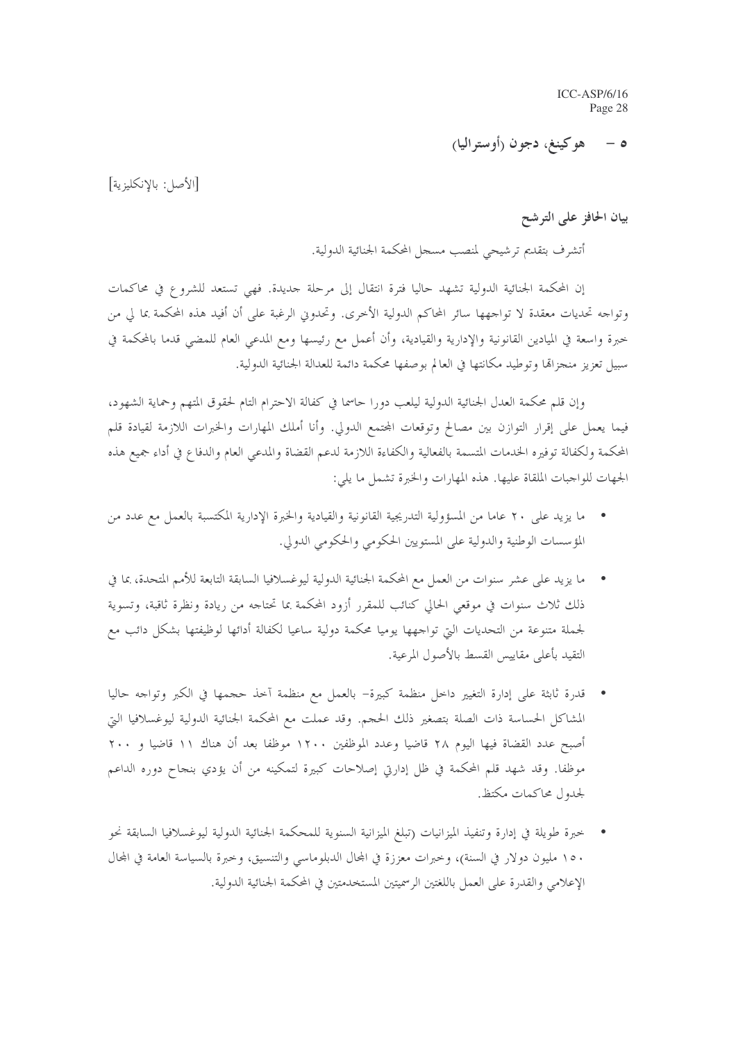## ٥ – هوكينغ، دجون (أوستراليا)

[الأصل: بالإنكليزية]

### بيان الحافز على الترشح

أتشرف بتقديم ترشيحي لمنصب مسجل المحكمة الجنائية الدولية.

إن المحكمة الجنائية الدولية تشهد حاليا فترة انتقال إلى مرحلة جديدة. فهي تستعد للشروع في محاكمات وتواجه تحديات معقدة لا تواجهها سائر المحاكم الدولية الأخرى. وتحدوني الرغبة على أن أفيد هذه المحكمة بما لي من خبرة واسعة في الميادين القانونية والإدارية والقيادية، وأن أعمل مع رئيسها ومع المدعي العام للمضي قدما بالمحكمة في سبيل تعزيز منجزاتها وتوطيد مكانتها في العالم بوصفها محكمة دائمة للعدالة الجنائية الدولية.

وإن قلم محكمة العدل الجنائية الدولية ليلعب دورا حاسما في كفالة الاحترام التام لحقوق المتهم وحماية الشهود، فيما يعمل على إقرار التوازن بين مصالح وتوقعات المجتمع الدولي. وأنا أملك المهارات والخبرات اللازمة لقيادة قلم المحكمة ولكفالة توفيره الخدمات المتسمة بالفعالية والكفاءة اللازمة لدعم القضاة والمدعي العام والدفاع في أداء جميع هذه الجهات للواجبات الملقاة عليها. هذه المهارات والخبرة تشمل ما يلي:

- ما يزيد على ٢٠ عاما من المسؤولية التدريجية القانونية والقيادية والخبرة الإدارية المكتسبة بالعمل مع عدد من المؤسسات الوطنية والدولية على المستويين الحكومي والحكومي الدولي.

- ما يزيد على عشر سنوات من العمل مع المحكمة الجنائية الدولية ليوغسلافيا السابقة التابعة للأمم المتحدة، بما في ذلك ثلاث سنوات في موقعي الحالي كنائب للمقرر أزود المحكمة بما تحتاجه من ريادة ونظرة ثاقبة، وتسوية لجملة متنوعة من التحديات التي تواجهها يوميا محكمة دولية ساعيا لكفالة أدائها لوظيفتها بشكل دائب مع التقيد بأعلى مقاييس القسط بالأصول المرعية.

- قدرة ثابتة على إدارة التغيير داخل منظمة كبيرة– بالعمل مع منظمة آخذ حجمها في الكبر وتواجه حاليا المشاكل الحساسة ذات الصلة بتصغير ذلك الحجم. وقد عملت مع المحكمة الجنائية الدولية ليوغسلافيا التي أصبح عدد القضاة فيها اليوم ٢٨ قاضيا وعدد الموظفين ١٢٠٠ موظفا بعد أن هناك ١١ قاضيا و ٢٠٠ موظفا. وقد شهد قلم المحكمة في ظل إدارتي إصلاحات كبيرة لتمكينه من أن يؤدي بنجاح دوره الداعم لجدول محاكمات مكتظ.

- خبرة طويلة في إدارة وتنفيذ الميزانيات (تبلغ الميزانية السنوية للمحكمة الجنائية الدولية ليوغسلافيا السابقة نحو ١٥٠ مليون دولار في السنة)، وخبرات معززة في المجال الدبلوماسي والتنسيق، وخبرة بالسياسة العامة في المجال الإعلامي والقدرة على العمل باللغتين الرسميتين المستخدمتين في المحكمة الجنائية الدولية.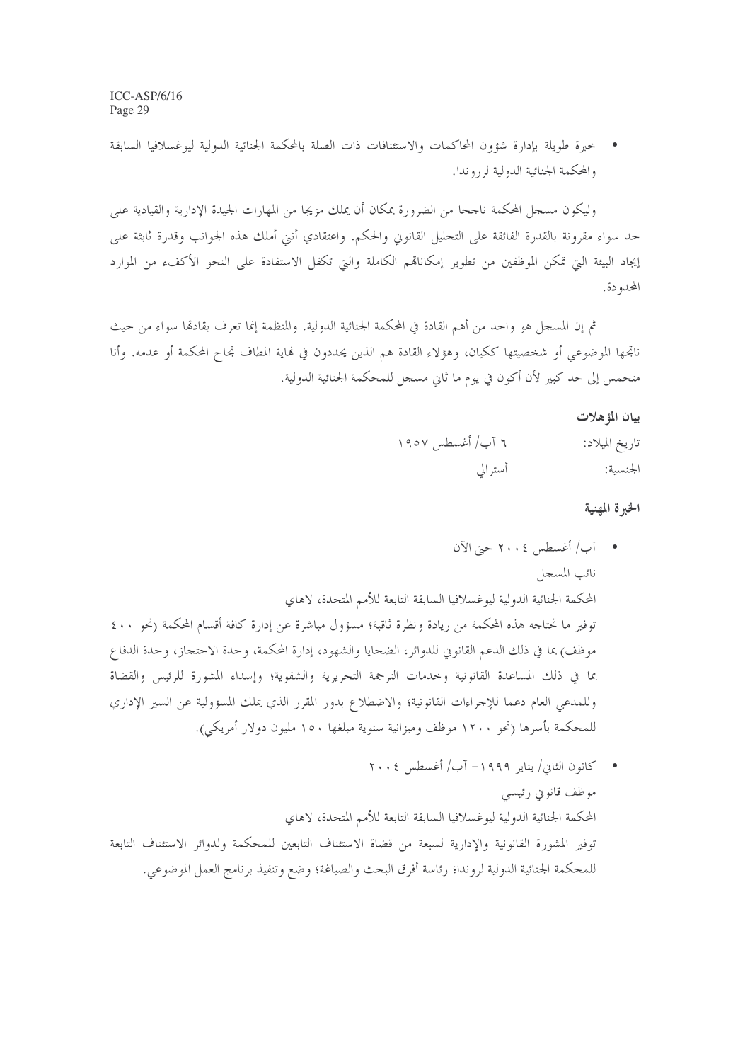- خبرة طويلة بإدارة شؤون المحاكمات والاستئنافات ذات الصلة بالمحكمة الجنائية الدولية ليوغسلافيا السابقة والمحكمة الجنائية الدولية لرروندا.

وليكون مسجل المحكمة ناجحا من الضرورة بمكان أن يملك مزيجا من المهارات الجيدة الإدارية والقيادية على حد سواء مقرونة بالقدرة الفائقة على التحليل القانوني والحكم. واعتقادي أنني أملك هذه الجوانب وقدرة ثابتة على إيجاد البيئة التي تمكن الموظفين من تطوير إمكاناتهم الكاملة والتي تكفل الاستفادة على النحو الأكفء من الموارد المحدودة.

ثم إن المسجل هو واحد من أهم القادة في المحكمة الجنائية الدولية. والمنظمة إنما تعرف بقادتها سواء من حيث ناتجها الموضوعي أو شخصيتها ككيان، وهؤلاء القادة هم الذين يحددون في نهاية المطاف نجاح المحكمة أو عدمه. وأنا متحمس إلى حد كبير لأن أكون في يوم ما ثاني مسجل للمحكمة الجنائية الدولية.

**بيان المؤهلات**

تاريخ الميلاد: ٦ آب/ أغسطس ١٩٥٧

الجنسية: أسترالي

**الخبرة المهنية**

- آب/ أغسطس ٢٠٠٤ حتى الآن

  نائب المسجل

  المحكمة الجنائية الدولية ليوغسلافيا السابقة التابعة للأمم المتحدة، لاهاي

  توفير ما تحتاجه هذه المحكمة من ريادة ونظرة ثاقبة؛ مسؤول مباشرة عن إدارة كافة أقسام المحكمة (نحو ٤٠٠ موظف) بما في ذلك الدعم القانوني للدوائر، الضحايا والشهود، إدارة المحكمة، وحدة الاحتجاز، وحدة الدفاع بما في ذلك المساعدة القانونية وخدمات الترجمة التحريرية والشفوية؛ وإسداء المشورة للرئيس والقضاة وللمدعي العام دعما للإجراءات القانونية؛ والاضطلاع بدور المقرر الذي يملك المسؤولية عن السير الإداري للمحكمة بأسرها (نحو ١٢٠٠ موظف وميزانية سنوية مبلغها ١٥٠ مليون دولار أمريكي).

- كانون الثاني/ يناير ١٩٩٩ - آب/ أغسطس ٢٠٠٤

  موظف قانوني رئيسي

  المحكمة الجنائية الدولية ليوغسلافيا السابقة التابعة للأمم المتحدة، لاهاي

  توفير المشورة القانونية والإدارية لسبعة من قضاة الاستئناف التابعين للمحكمة ولدوائر الاستئناف التابعة للمحكمة الجنائية الدولية لروندا؛ رئاسة أفرق البحث والصياغة؛ وضع وتنفيذ برنامج العمل الموضوعي.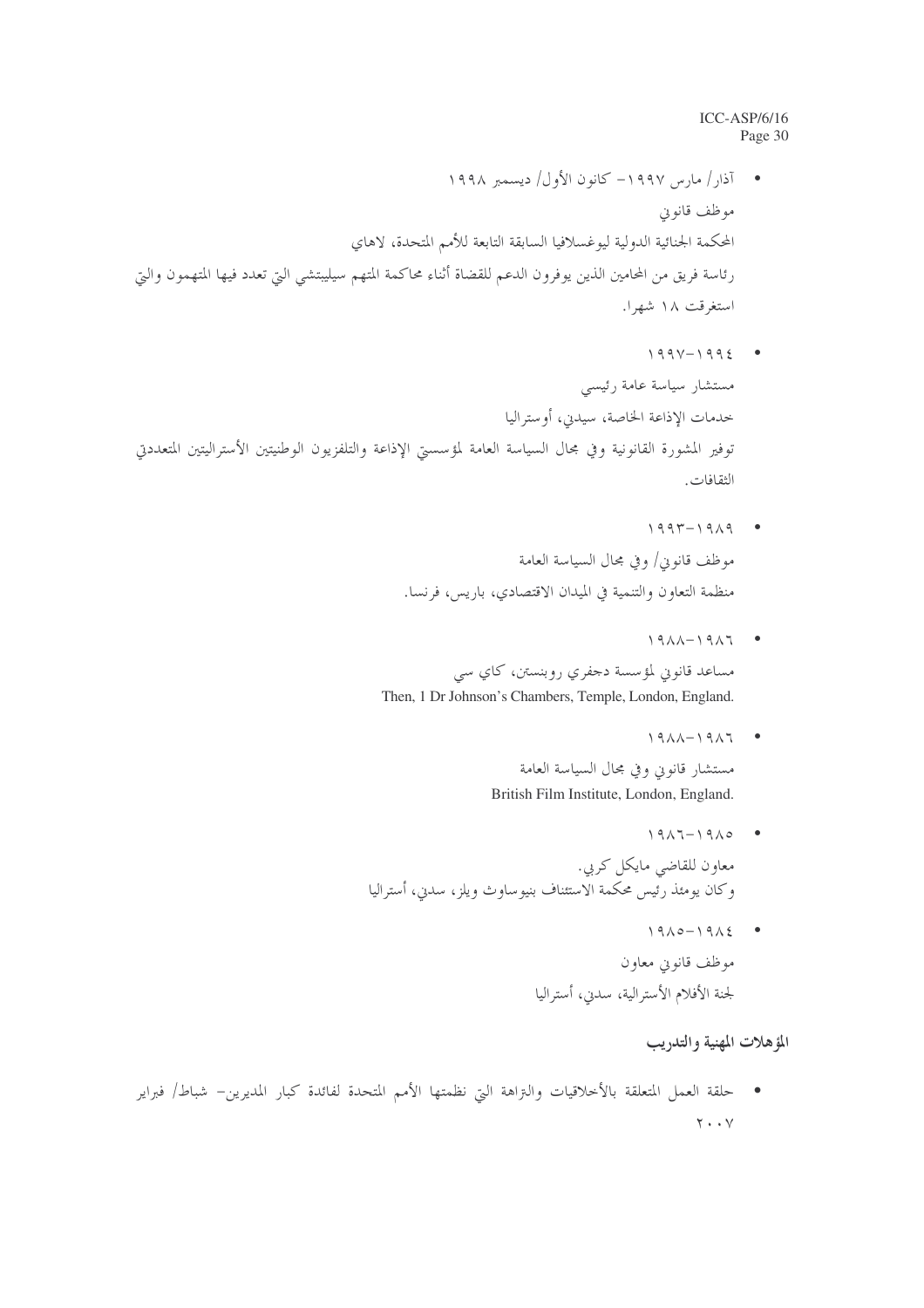- آذار/ مارس ١٩٩٧- كانون الأول/ ديسمبر ١٩٩٨

  موظف قانوني

  المحكمة الجنائية الدولية ليوغسلافيا السابقة التابعة للأمم المتحدة، لاهاي

  رئاسة فريق من المحامين الذين يوفرون الدعم للقضاة أثناء محاكمة المتهم سيليبيتشي التي تعدد فيها المتهمون والتي استغرقت ١٨ شهرا.

- ١٩٩٤-١٩٩٧

  مستشار سياسة عامة رئيسي

  خدمات الإذاعة الخاصة، سيدني، أوستراليا

  توفير المشورة القانونية وفي مجال السياسة العامة لمؤسستي الإذاعة والتلفزيون الوطنيتين الأستراليتين المتعددتي الثقافات.

- ١٩٨٩-١٩٩٣

  موظف قانوني/ وفي مجال السياسة العامة

  منظمة التعاون والتنمية في الميدان الاقتصادي، باريس، فرنسا.

- ١٩٨٦-١٩٨٨

  مساعد قانوني لمؤسسة دجفري روبنستن، كاي سي

  Then, 1 Dr Johnson's Chambers, Temple, London, England.

- ١٩٨٦-١٩٨٨

  مستشار قانوني وفي مجال السياسة العامة

  British Film Institute, London, England.

- ١٩٨٥-١٩٨٦

  معاون للقاضي مايكل كربي.

  وكان يومئذ رئيس محكمة الاستئناف بنيوساوث ويلز، سدني، أستراليا

- ١٩٨٤-١٩٨٥

  موظف قانوني معاون

  لجنة الأفلام الأسترالية، سدني، أستراليا

**المؤهلات المهنية والتدريب**

- حلقة العمل المتعلقة بالأخلاقيات والنزاهة التي نظمتها الأمم المتحدة لفائدة كبار المديرين- شباط/ فبراير ٢٠٠٧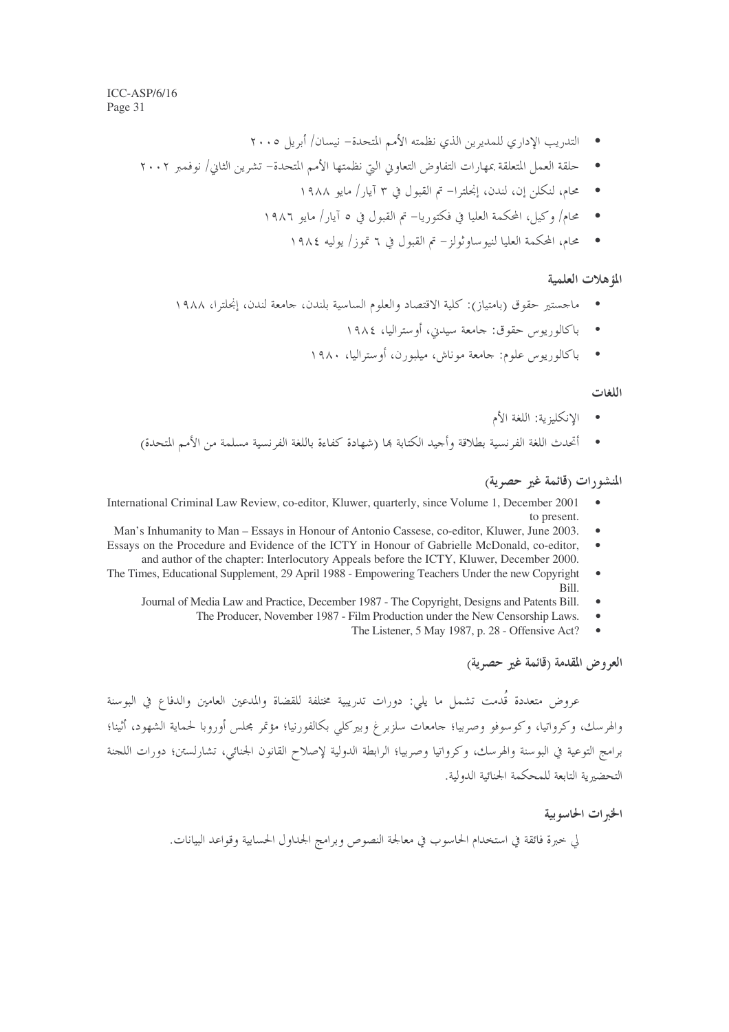- التدريب الإداري للمديرين الذي نظمته الأمم المتحدة- نيسان/ أبريل ٢٠٠٥
- حلقة العمل المتعلقة بمهارات التفاوض التعاوني التي نظمتها الأمم المتحدة- تشرين الثاني/ نوفمبر ٢٠٠٢
- محام، لنكلن إن، لندن، إنجلترا- تم القبول في ٣ آيار/ مايو ١٩٨٨
- محام/ وكيل، المحكمة العليا في فكتوريا- تم القبول في ٥ آيار/ مايو ١٩٨٦
- محام، المحكمة العليا لنيوساوثولز- تم القبول في ٦ تموز/ يوليه ١٩٨٤

### المؤهلات العلمية

- ماجستير حقوق (بامتياز): كلية الاقتصاد والعلوم الساسية بلندن، جامعة لندن، إنجلترا، ١٩٨٨
- باكالوريوس حقوق: جامعة سيدني، أوستراليا، ١٩٨٤
- باكالوريوس علوم: جامعة موناش، ميلبورن، أوستراليا، ١٩٨٠

### اللغات

- الإنكليزية: اللغة الأم
- أتحدث اللغة الفرنسية بطلاقة وأجيد الكتابة بها (شهادة كفاءة باللغة الفرنسية مسلمة من الأمم المتحدة)

### المنشورات (قائمة غير حصرية)

- International Criminal Law Review, co-editor, Kluwer, quarterly, since Volume 1, December 2001 to present.
- Man's Inhumanity to Man – Essays in Honour of Antonio Cassese, co-editor, Kluwer, June 2003.
- Essays on the Procedure and Evidence of the ICTY in Honour of Gabrielle McDonald, co-editor, and author of the chapter: Interlocutory Appeals before the ICTY, Kluwer, December 2000.
- The Times, Educational Supplement, 29 April 1988 - Empowering Teachers Under the new Copyright Bill.
- Journal of Media Law and Practice, December 1987 - The Copyright, Designs and Patents Bill.
- The Producer, November 1987 - Film Production under the New Censorship Laws.
- The Listener, 5 May 1987, p. 28 - Offensive Act?

### العروض المقدمة (قائمة غير حصرية)

عروض متعددة قُدمت تشمل ما يلي: دورات تدريبية مختلفة للقضاة والمدعين العامين والدفاع في البوسنة والهرسك، وكرواتيا، وكوسوفو وصربيا؛ جامعات سلزبرغ وبيركلي بكالفورنيا؛ مؤتمر مجلس أوروبا لحماية الشهود، أثينا؛ برامج التوعية في البوسنة والهرسك، وكرواتيا وصربيا؛ الرابطة الدولية لإصلاح القانون الجنائي، تشارلستن؛ دورات اللجنة التحضيرية التابعة للمحكمة الجنائية الدولية.

### الخبرات الحاسوبية

لي خبرة فائقة في استخدام الحاسوب في معالجة النصوص وبرامج الجداول الحسابية وقواعد البيانات.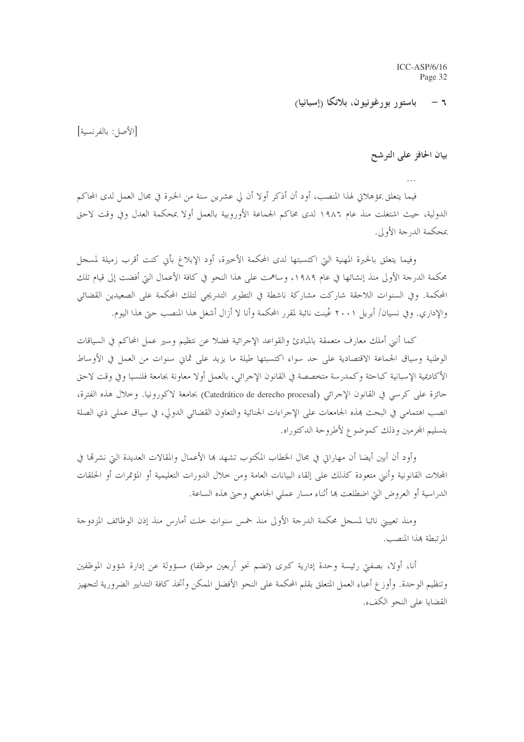٦ – باستور بورغونيون، بلانكا (إسبانيا)

[الأصل: بالفرنسية]

**بيان الحافز على الترشح**

...

فيما يتعلق بمؤهلاتي لهذا المنصب، أود أن أذكر أولا أن لي عشرين سنة من الخبرة في مجال العمل لدى المحاكم الدولية، حيث اشتغلت منذ عام ١٩٨٦ لدى محاكم الجماعة الأوروبية بالعمل أولا بمحكمة العدل وفي وقت لاحق بمحكمة الدرجة الأولى.

وفيما يتعلق بالخبرة المهنية التي اكتسبتها لدى المحكمة الأخيرة، أود الإبلاغ بأني كنت أقرب زميلة لمسجل محكمة الدرجة الأولى منذ إنشائها في عام ١٩٨٩، وساهمت على هذا النحو في كافة الأعمال التي أفضت إلى قيام تلك المحكمة. وفي السنوات اللاحقة شاركت مشاركة ناشطة في التطوير التدريجي لتلك المحكمة على الصعيدين القضائي والإداري. وفي نيسان/ أبريل ٢٠٠١ عُينت نائبة لمقرر المحكمة وأنا لا أزال أشغل هذا المنصب حتى هذا اليوم.

كما أنني أملك معارف متعمقة بالمبادئ والقواعد الإجرائية فضلا عن تنظيم وسير عمل المحاكم في السياقات الوطنية وسياق الجماعة الاقتصادية على حد سواء اكتسبتها طيلة ما يزيد على ثماني سنوات من العمل في الأوساط الأكاديمية الإسبانية كباحثة وكمدرسة متخصصة في القانون الإجرائي، بالعمل أولا معاونة بجامعة فلنسيا وفي وقت لاحق حائزة على كرسي في القانون الإجرائي (Catedrático de derecho procesal) بجامعة لاكورونيا. وخلال هذه الفترة، انصب اهتمامي في البحث بهذه الجامعات على الإجراءات الجنائية والتعاون القضائي الدولي، في سياق عملي ذي الصلة بتسليم المجرمين وذلك كموضوع لأطروحة الدكتوراه.

وأود أن أبين أيضا أن مهاراتي في مجال الخطاب المكتوب تشهد بها الأعمال والمقالات العديدة التي نشرتها في المجلات القانونية وأنني متعودة كذلك على إلقاء البيانات العامة ومن خلال الدورات التعليمية أو المؤتمرات أو الحلقات الدراسية أو العروض التي اضطلعت بها أثناء مسار عملي الجامعي وحتى هذه الساعة.

ومنذ تعييني نائبا لمسجل محكمة الدرجة الأولى منذ خمس سنوات خلت أمارس منذ إذن الوظائف المزدوجة المرتبطة بهذا المنصب.

أنا، أولا، بصفتي رئيسة وحدة إدارية كبرى (تضم نحو أربعين موظفا) مسؤولة عن إدارة شؤون الموظفين وتنظيم الوحدة. وأوزع أعباء العمل المتعلق بقلم المحكمة على النحو الأفضل الممكن وأتخذ كافة التدابير الضرورية لتجهيز القضايا على النحو الكفء.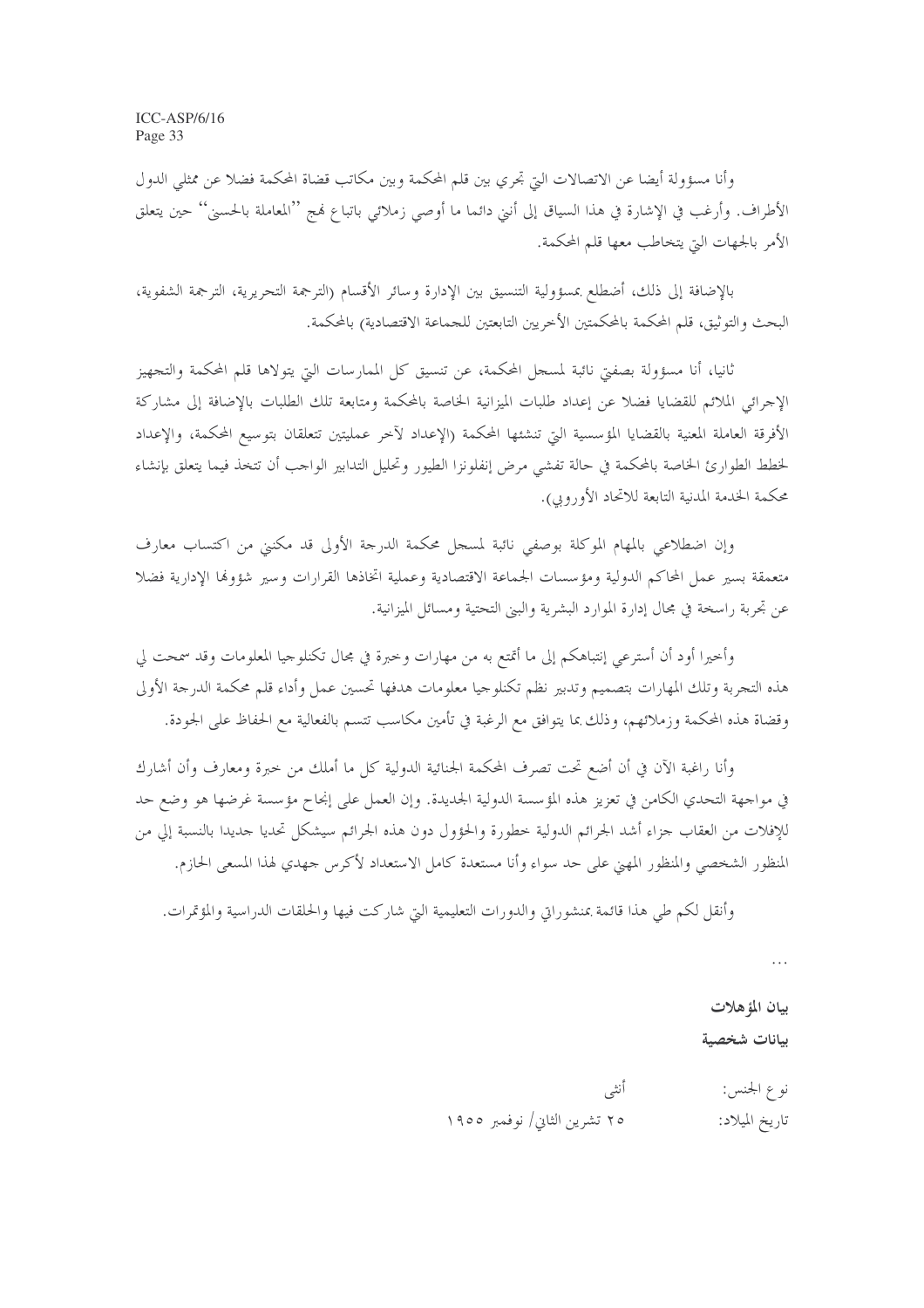وأنا مسؤولة أيضا عن الاتصالات التي تجري بين قلم المحكمة وبين مكاتب قضاة المحكمة فضلا عن ممثلي الدول الأطراف. وأرغب في الإشارة في هذا السياق إلى أنني دائما ما أوصي زملائي باتباع نهج ''المعاملة بالحسنى'' حين يتعلق الأمر بالجهات التي يتخاطب معها قلم المحكمة.

بالإضافة إلى ذلك، أضطلع بمسؤولية التنسيق بين الإدارة وسائر الأقسام (الترجمة التحريرية، الترجمة الشفوية، البحث والتوثيق، قلم المحكمة بالمحكمتين الأخريين التابعتين للجماعة الاقتصادية) بالمحكمة.

ثانيا، أنا مسؤولة بصفتي نائبة لمسجل المحكمة، عن تنسيق كل الممارسات التي يتولاها قلم المحكمة والتجهيز الإجرائي الملائم للقضايا فضلا عن إعداد طلبات الميزانية الخاصة بالمحكمة ومتابعة تلك الطلبات بالإضافة إلى مشاركة الأفرقة العاملة المعنية بالقضايا المؤسسية التي تنشئها المحكمة (الإعداد لآخر عمليتين تتعلقان بتوسيع المحكمة، والإعداد لخطط الطوارئ الخاصة بالمحكمة في حالة تفشي مرض إنفلونزا الطيور وتحليل التدابير الواجب أن تتخذ فيما يتعلق بإنشاء محكمة الخدمة المدنية التابعة للاتحاد الأوروبي).

وإن اضطلاعي بالمهام الموكلة بوصفي نائبة لمسجل محكمة الدرجة الأولى قد مكنني من اكتساب معارف متعمقة بسير عمل المحاكم الدولية ومؤسسات الجماعة الاقتصادية وعملية اتخاذها القرارات وسير شؤونها الإدارية فضلا عن تجربة راسخة في مجال إدارة الموارد البشرية والبنى التحتية ومسائل الميزانية.

وأخيرا أود أن أسترعي إنتباهكم إلى ما أتمتع به من مهارات وخبرة في مجال تكنولوجيا المعلومات وقد سمحت لي هذه التجربة وتلك المهارات بتصميم وتدبير نظم تكنولوجيا معلومات هدفها تحسين عمل وأداء قلم محكمة الدرجة الأولى وقضاة هذه المحكمة وزملائهم، وذلك بما يتوافق مع الرغبة في تأمين مكاسب تتسم بالفعالية مع الحفاظ على الجودة.

وأنا راغبة الآن في أن أضع تحت تصرف المحكمة الجنائية الدولية كل ما أملك من خبرة ومعارف وأن أشارك في مواجهة التحدي الكامن في تعزيز هذه المؤسسة الدولية الجديدة. وإن العمل على إنجاح مؤسسة غرضها هو وضع حد للإفلات من العقاب جزاء أشد الجرائم الدولية خطورة والحؤول دون هذه الجرائم سيشكل تحديا جديدا بالنسبة إلى من المنظور الشخصي والمنظور المهني على حد سواء وأنا مستعدة كامل الاستعداد لأكرس جهدي لهذا المسعى الحازم.

وأنقل لكم طي هذا قائمة بمنشوراتي والدورات التعليمية التي شاركت فيها والحلقات الدراسية والمؤتمرات.

...

**بيان المؤهلات**

**بيانات شخصية**

نوع الجنس: أنثى

تاريخ الميلاد: ٢٥ تشرين الثاني/ نوفمبر ١٩٥٥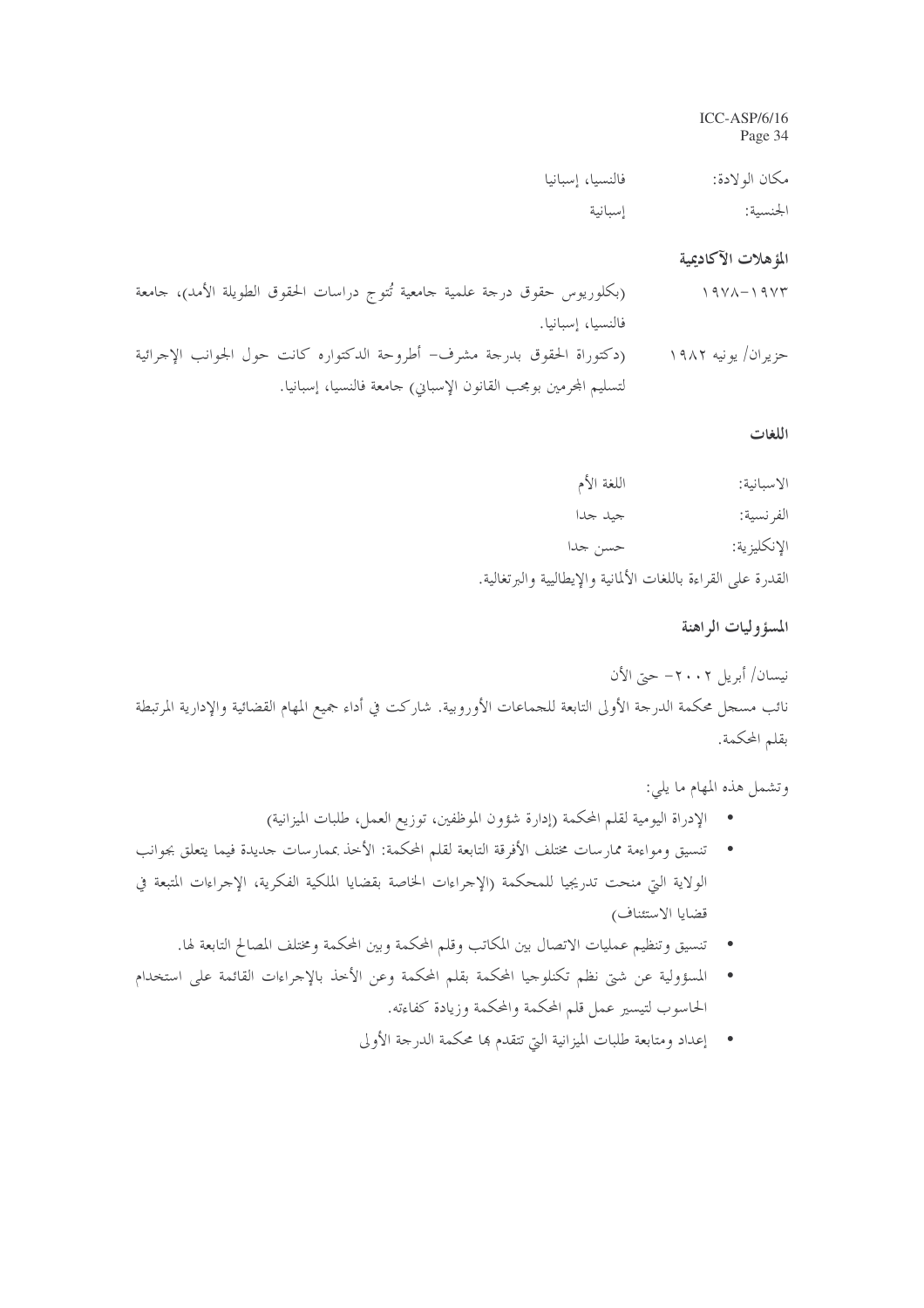مكان الولادة: فالنسيا، إسبانيا

الجنسية: إسبانية

## المؤهلات الآكاديمية

١٩٧٣-١٩٧٨ (بكلوريوس حقوق درجة علمية جامعية تُتوج دراسات الحقوق الطويلة الأمد)، جامعة فالنسيا، إسبانيا.

حزيران/ يونيه ١٩٨٢ (دكتوراة الحقوق بدرجة مشرف- أطروحة الدكتوراه كانت حول الجوانب الإجرائية لتسليم المجرمين بموجب القانون الإسباني) جامعة فالنسيا، إسبانيا.

## اللغات

الاسبانية: اللغة الأم

الفرنسية: جيد جدا

الإنكليزية: حسن جدا

القدرة على القراءة باللغات الألمانية والإيطاليية والبرتغالية.

## المسؤوليات الراهنة

نيسان/ أبريل ٢٠٠٢- حتى الأن

نائب مسجل محكمة الدرجة الأولى التابعة للجماعات الأوروبية. شاركت في أداء جميع المهام القضائية والإدارية المرتبطة بقلم المحكمة.

وتشمل هذه المهام ما يلي:

- الإدراة اليومية لقلم المحكمة (إدارة شؤون الموظفين، توزيع العمل، طلبات الميزانية)
- تنسيق ومواءمة ممارسات مختلف الأفرقة التابعة لقلم المحكمة: الأخذ بممارسات جديدة فيما يتعلق بجوانب الولاية التي منحت تدريجيا للمحكمة (الإجراءات الخاصة بقضايا الملكية الفكرية، الإجراءات المتبعة في قضايا الاستئناف)
- تنسيق وتنظيم عمليات الاتصال بين المكاتب وقلم المحكمة وبين المحكمة ومختلف المصالح التابعة لها.
- المسؤولية عن شتى نظم تكنلوجيا المحكمة بقلم المحكمة وعن الأخذ بالإجراءات القائمة على استخدام الحاسوب لتيسير عمل قلم المحكمة والمحكمة وزيادة كفاءته.
- إعداد ومتابعة طلبات الميزانية التي تتقدم بها محكمة الدرجة الأولى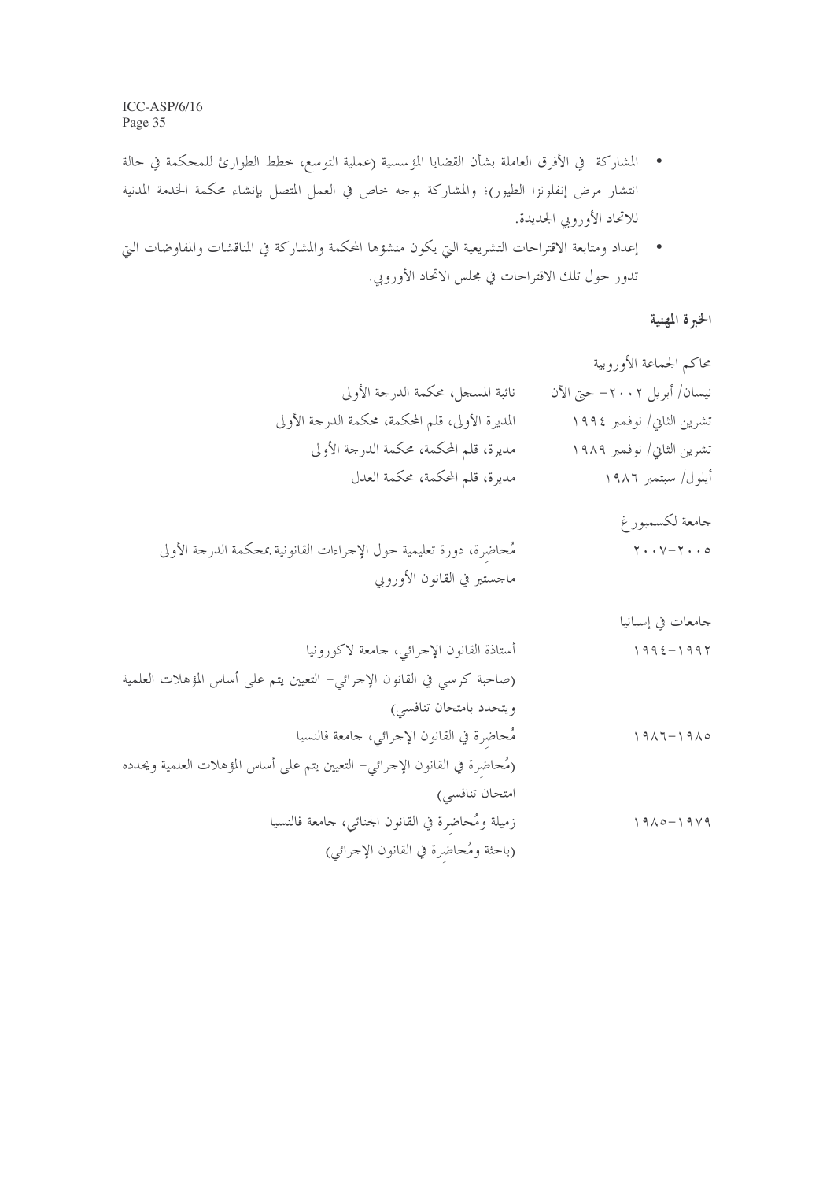- المشاركة في الأفرق العاملة بشأن القضايا المؤسسية (عملية التوسع، خطط الطوارئ للمحكمة في حالة انتشار مرض إنفلونزا الطيور)؛ والمشاركة بوجه خاص في العمل المتصل بإنشاء محكمة الخدمة المدنية للاتحاد الأوروبي الجديدة.
- إعداد ومتابعة الاقتراحات التشريعية التي يكون منشؤها المحكمة والمشاركة في المناقشات والمفاوضات التي تدور حول تلك الاقتراحات في مجلس الاتحاد الأوروبي.

## الخبرة المهنية

محاكم الجماعة الأوروبية

| | |
|---|---|
| نيسان/ أبريل ٢٠٠٢– حتى الآن | نائبة المسجل، محكمة الدرجة الأولى |
| تشرين الثاني/ نوفمبر ١٩٩٤ | المديرة الأولى، قلم المحكمة، محكمة الدرجة الأولى |
| تشرين الثاني/ نوفمبر ١٩٨٩ | مديرة، قلم المحكمة، محكمة الدرجة الأولى |
| أيلول/ سبتمبر ١٩٨٦ | مديرة، قلم المحكمة، محكمة العدل |

جامعة لكسمبورغ

| | |
|---|---|
| ٢٠٠٥–٢٠٠٧ | مُحاضِرة، دورة تعليمية حول الإجراءات القانونية بمحكمة الدرجة الأولى ماجستير في القانون الأوروبي |

جامعات في إسبانيا

| | |
|---|---|
| ١٩٩٢–١٩٩٤ | أستاذة القانون الإجرائي، جامعة لاكورونيا (صاحبة كرسي في القانون الإجرائي– التعيين يتم على أساس المؤهلات العلمية ويتحدد بامتحان تنافسي) |
| ١٩٨٥–١٩٨٦ | مُحاضِرة في القانون الإجرائي، جامعة فالنسيا (مُحاضِرة في القانون الإجرائي– التعيين يتم على أساس المؤهلات العلمية ويحدده امتحان تنافسي) |
| ١٩٧٩–١٩٨٥ | زميلة ومُحاضِرة في القانون الجنائي، جامعة فالنسيا (باحثة ومُحاضِرة في القانون الإجرائي) |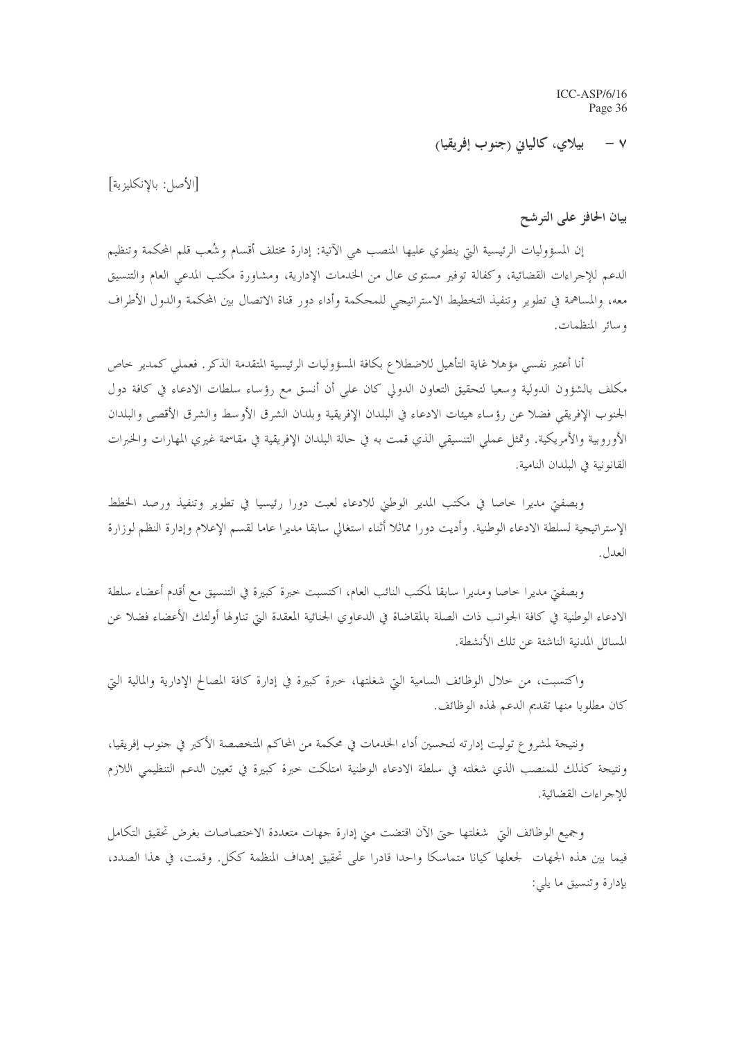## ٧ – بيلاي، كاليابي (جنوب إفريقيا)

[الأصل: بالإنكليزية]

**بيان الحافز على الترشح**

إن المسؤوليات الرئيسية التي ينطوي عليها المنصب هي الآتية: إدارة مختلف أقسام وشُعب قلم المحكمة وتنظيم الدعم للإجراءات القضائية، وكفالة توفير مستوى عال من الخدمات الإدارية، ومشاورة مكتب المدعي العام والتنسيق معه، والمساهمة في تطوير وتنفيذ التخطيط الاستراتيجي للمحكمة وأداء دور قناة الاتصال بين المحكمة والدول الأطراف وسائر المنظمات.

أنا أعتبر نفسي مؤهلا غاية التأهيل للاضطلاع بكافة المسؤوليات الرئيسية المتقدمة الذكر. فعملي كمدير خاص مكلف بالشؤون الدولية وسعيا لتحقيق التعاون الدولي كان علي أن أنسق مع رؤساء سلطات الادعاء في كافة دول الجنوب الإفريقي فضلا عن رؤساء هيئات الادعاء في البلدان الإفريقية وبلدان الشرق الأوسط والشرق الأقصى والبلدان الأوروبية والأمريكية. وتمثل عملي التنسيقي الذي قمت به في حالة البلدان الإفريقية في مقاسمة غيري المهارات والخبرات القانونية في البلدان النامية.

وبصفتي مديرا خاصا في مكتب المدير الوطني للادعاء لعبت دورا رئيسيا في تطوير وتنفيذ ورصد الخطط الإستراتيجية لسلطة الادعاء الوطنية. وأديت دورا مماثلا أثناء اشتغالي سابقا مديرا عاما لقسم الإعلام وإدارة النظم لوزارة العدل.

وبصفتي مديرا خاصا ومديرا سابقا لمكتب النائب العام، اكتسبت خبرة كبيرة في التنسيق مع أقدم أعضاء سلطة الادعاء الوطنية في كافة الجوانب ذات الصلة بالمقاضاة في الدعاوي الجنائية المعقدة التي تناولها أولئك الأعضاء فضلا عن المسائل المدنية الناشئة عن تلك الأنشطة.

واكتسبت، من خلال الوظائف السامية التي شغلتها، خبرة كبيرة في إدارة كافة المصالح الإدارية والمالية التي كان مطلوبا منها تقديم الدعم لهذه الوظائف.

ونتيجة لمشروع توليت إدارته لتحسين أداء الخدمات في محكمة من المحاكم المتخصصة الأكبر في جنوب إفريقيا، ونتيجة كذلك للمنصب الذي شغلته في سلطة الادعاء الوطنية امتلكت خبرة كبيرة في تعيين الدعم التنظيمي اللازم للإجراءات القضائية.

وجميع الوظائف التي شغلتها حتى الآن اقتضت مني إدارة جهات متعددة الاختصاصات بغرض تحقيق التكامل فيما بين هذه الجهات لجعلها كيانا متماسكا واحدا قادرا على تحقيق إهداف المنظمة ككل. وقمت، في هذا الصدد، بإدارة وتنسيق ما يلي: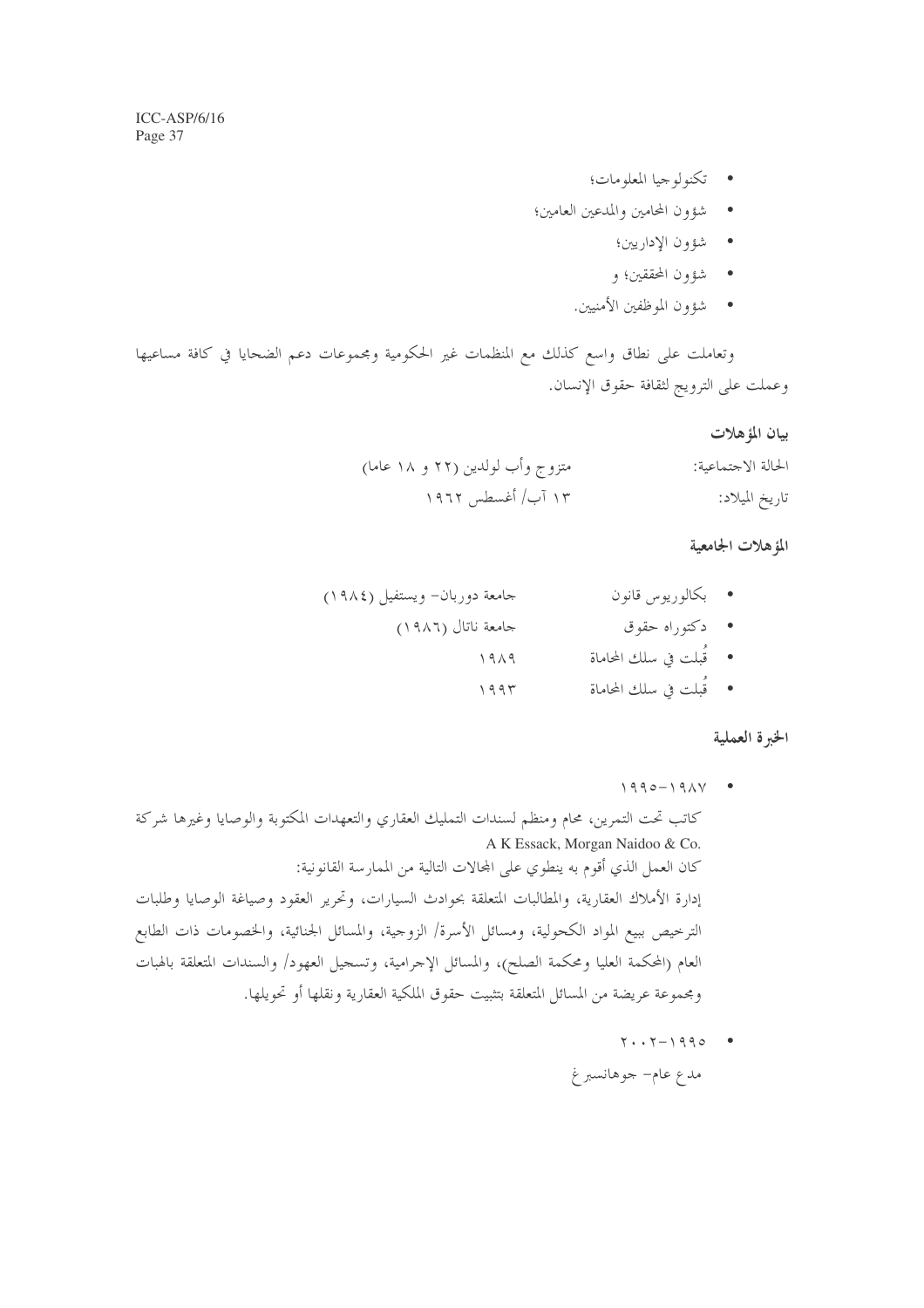- تكنولوجيا المعلومات؛
- شؤون المحامين والمدعين العامين؛
- شؤون الإداريين؛
- شؤون المحققين؛ و
- شؤون الموظفين الأمنيين.

وتعاملت على نطاق واسع كذلك مع المنظمات غير الحكومية ومجموعات دعم الضحايا في كافة مساعيها وعملت على الترويج لثقافة حقوق الإنسان.

### بيان المؤهلات

| | |
|---|---|
| الحالة الاجتماعية: | متزوج وأب لولدين (٢٢ و ١٨ عاما) |
| تاريخ الميلاد: | ١٣ آب/ أغسطس ١٩٦٢ |

### المؤهلات الجامعية

| | |
|---|---|
| • بكالوريوس قانون | جامعة دوربان- ويستفيل (١٩٨٤) |
| • دكتوراه حقوق | جامعة ناتال (١٩٨٦) |
| • قُبلت في سلك المحاماة | ١٩٨٩ |
| • قُبلت في سلك المحاماة | ١٩٩٣ |

### الخبرة العملية

- ١٩٨٧-١٩٩٥

كاتب تحت التمرين، محام ومنظم لسندات التمليك العقاري والتعهدات المكتوبة والوصايا وغيرها شركة A K Essack, Morgan Naidoo & Co.

كان العمل الذي أقوم به ينطوي على المجالات التالية من الممارسة القانونية:

إدارة الأملاك العقارية، والمطالبات المتعلقة بحوادث السيارات، وتحرير العقود وصياغة الوصايا وطلبات الترخيص ببيع المواد الكحولية، ومسائل الأسرة/ الزوجية، والمسائل الجنائية، والخصومات ذات الطابع العام (المحكمة العليا ومحكمة الصلح)، والمسائل الإجرامية، وتسجيل العهود/ والسندات المتعلقة بالهبات ومجموعة عريضة من المسائل المتعلقة بتثبيت حقوق الملكية العقارية ونقلها أو تحويلها.

- ١٩٩٥-٢٠٠٢

مدع عام- جوهانسبرغ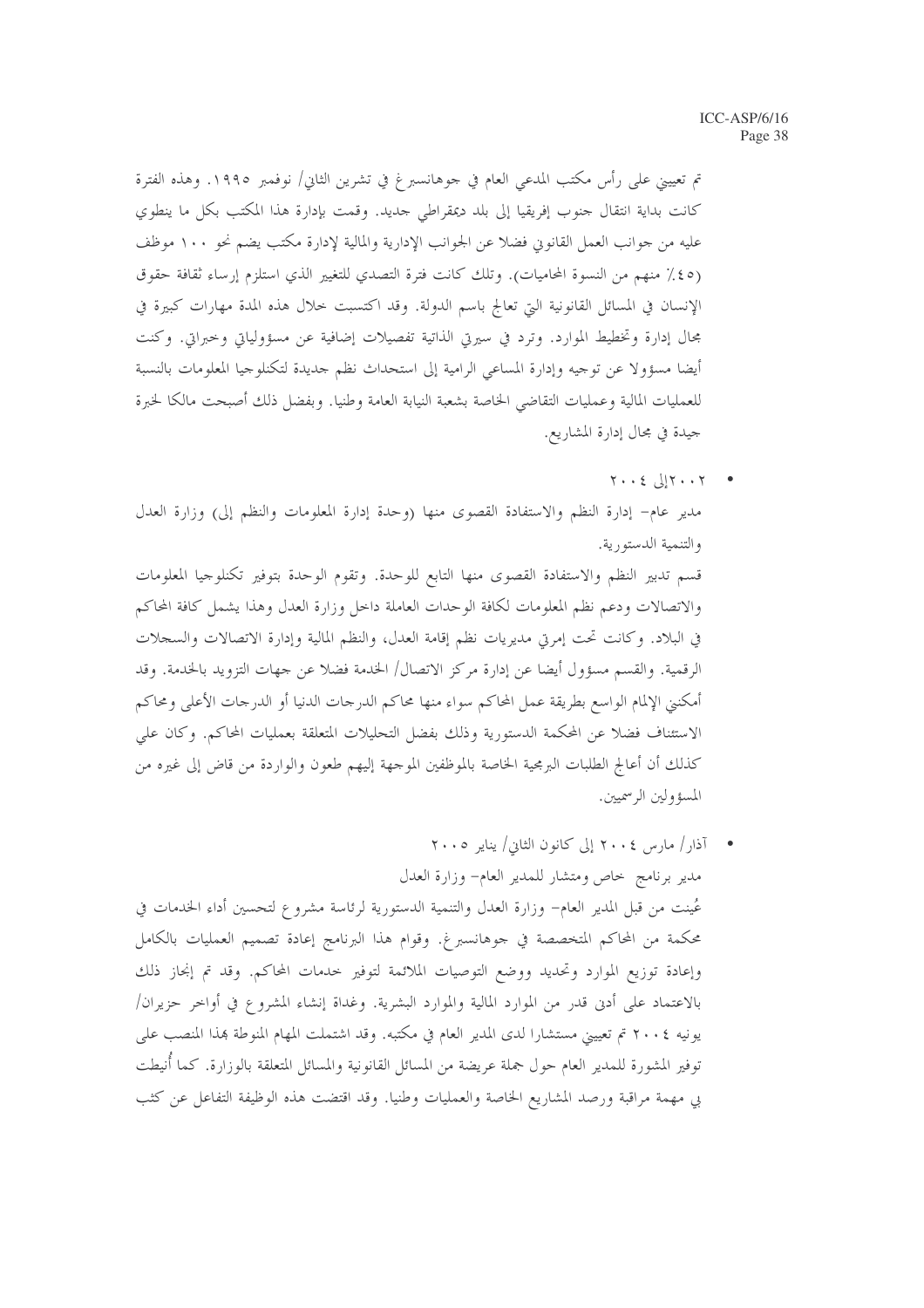تم تعييني على رأس مكتب المدعي العام في جوهانسبرغ في تشرين الثاني/ نوفمبر ١٩٩٥. وهذه الفترة كانت بداية انتقال جنوب إفريقيا إلى بلد ديمقراطي جديد. وقمت بإدارة هذا المكتب بكل ما ينطوي عليه من جوانب العمل القانوني فضلا عن الجوانب الإدارية والمالية لإدارة مكتب يضم نحو ١٠٠ موظف (٤٥٪ منهم من النسوة المحاميات). وتلك كانت فترة التصدي للتغيير الذي استلزم إرساء ثقافة حقوق الإنسان في المسائل القانونية التي تعالج باسم الدولة. وقد اكتسبت خلال هذه المدة مهارات كبيرة في مجال إدارة وتخطيط الموارد. وترد في سيرتي الذاتية تفصيلات إضافية عن مسؤولياتي وخبراتي. وكنت أيضا مسؤولا عن توجيه وإدارة المساعي الرامية إلى استحداث نظم جديدة لتكنولوجيا المعلومات بالنسبة للعمليات المالية وعمليات التقاضي الخاصة بشعبة النيابة العامة وطنيا. وبفضل ذلك أصبحت مالكا لخبرة جيدة في مجال إدارة المشاريع.

- ٢٠٠٢إلى ٢٠٠٤

مدير عام- إدارة النظم والاستفادة القصوى منها (وحدة إدارة المعلومات والنظم إلى) وزارة العدل والتنمية الدستورية.

قسم تدبير النظم والاستفادة القصوى منها التابع للوحدة. وتقوم الوحدة بتوفير تكنولوجيا المعلومات والاتصالات ودعم نظم المعلومات لكافة الوحدات العاملة داخل وزارة العدل وهذا يشمل كافة المحاكم في البلاد. وكانت تحت إمرتي مديريات نظم إقامة العدل، والنظم المالية وإدارة الاتصالات والسجلات الرقمية. والقسم مسؤول أيضا عن إدارة مركز الاتصال/ الخدمة فضلا عن جهات التزويد بالخدمة. وقد أمكنني الإلمام الواسع بطريقة عمل المحاكم سواء منها محاكم الدرجات الدنيا أو الدرجات الأعلى ومحاكم الاستئناف فضلا عن المحكمة الدستورية وذلك بفضل التحليلات المتعلقة بعمليات المحاكم. وكان علي كذلك أن أعالج الطلبات البرمجية الخاصة بالموظفين الموجهة إليهم طعون والواردة من قاض إلى غيره من المسؤولين الرسميين.

- آذار/ مارس ٢٠٠٤ إلى كانون الثاني/ يناير ٢٠٠٥

مدير برنامج خاص ومتشار للمدير العام- وزارة العدل

عُينت من قبل المدير العام- وزارة العدل والتنمية الدستورية لرئاسة مشروع لتحسين أداء الخدمات في محكمة من المحاكم المتخصصة في جوهانسبرغ. وقوام هذا البرنامج إعادة تصميم العمليات بالكامل وإعادة توزيع الموارد وتحديد ووضع التوصيات الملائمة لتوفير خدمات المحاكم. وقد تم إنجاز ذلك بالاعتماد على أدنى قدر من الموارد المالية والموارد البشرية. وغداة إنشاء المشروع في أواخر حزيران/ يونيه ٢٠٠٤ تم تعييني مستشارا لدى المدير العام في مكتبه. وقد اشتملت المهام المنوطة بهذا المنصب على توفير المشورة للمدير العام حول جملة عريضة من المسائل القانونية والمسائل المتعلقة بالوزارة. كما أُنيطت بي مهمة مراقبة ورصد المشاريع الخاصة والعمليات وطنيا. وقد اقتضت هذه الوظيفة التفاعل عن كثب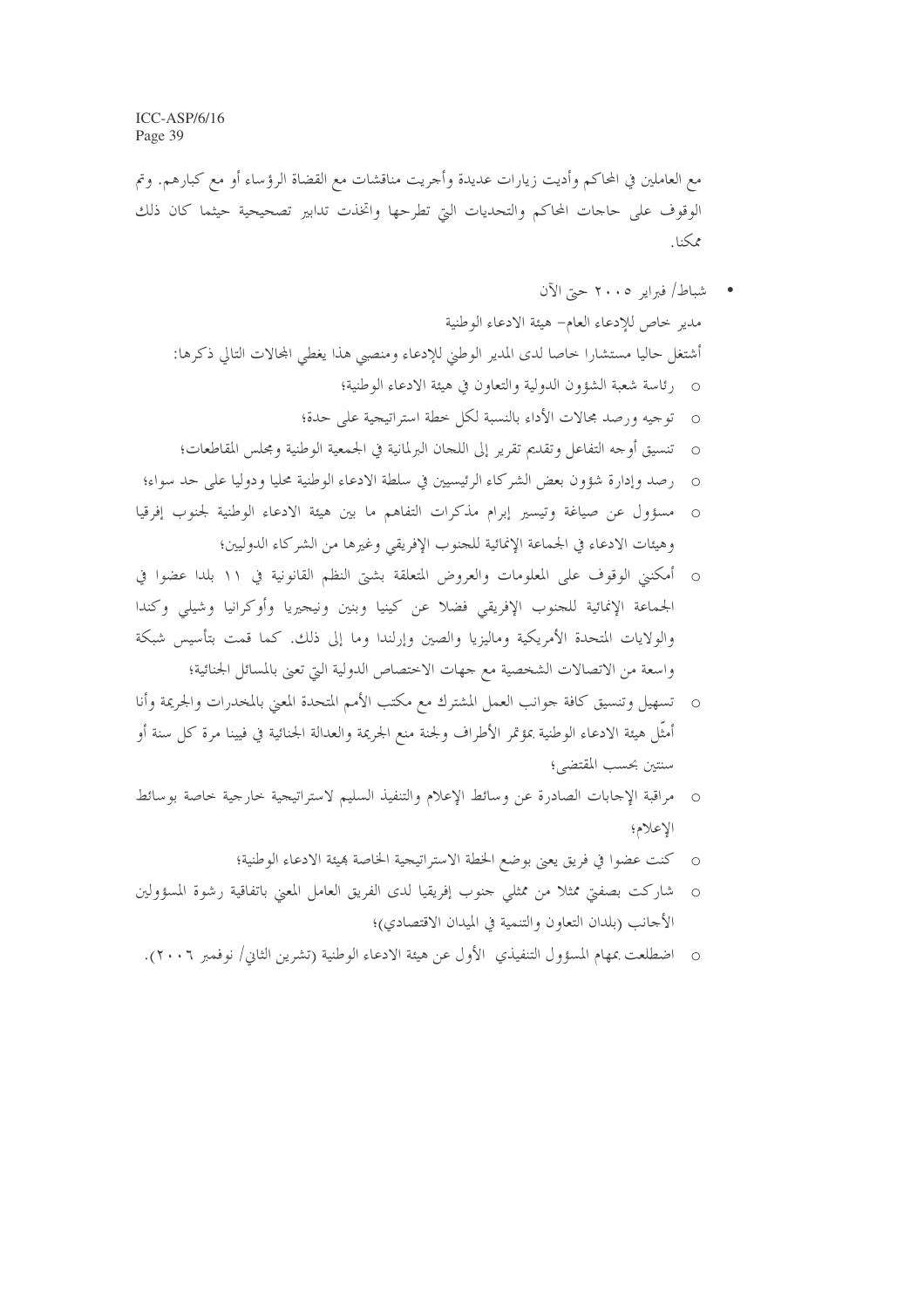مع العاملين في المحاكم وأديت زيارات عديدة وأجريت مناقشات مع القضاة الرؤساء أو مع كبارهم. وتم الوقوف على حاجات المحاكم والتحديات التي تطرحها واتخذت تدابير تصحيحية حيثما كان ذلك ممكنا.

- شباط/ فبراير ٢٠٠٥ حتى الآن

  مدير خاص للإدعاء العام– هيئة الادعاء الوطنية

  أشتغل حاليا مستشارا خاصا لدى المدير الوطني للإدعاء ومنصبي هذا يغطي المجالات التالي ذكرها:

  - رئاسة شعبة الشؤون الدولية والتعاون في هيئة الادعاء الوطنية؛
  - توجيه ورصد مجالات الأداء بالنسبة لكل خطة استراتيجية على حدة؛
  - تنسيق أوجه التفاعل وتقديم تقرير إلى اللجان البرلمانية في الجمعية الوطنية ومجلس المقاطعات؛
  - رصد وإدارة شؤون بعض الشركاء الرئيسيين في سلطة الادعاء الوطنية محليا ودوليا على حد سواء؛
  - مسؤول عن صياغة وتيسير إبرام مذكرات التفاهم ما بين هيئة الادعاء الوطنية لجنوب إفرقيا وهيئات الادعاء في الجماعة الإنمائية للجنوب الإفريقي وغيرها من الشركاء الدوليين؛
  - أمكنني الوقوف على المعلومات والعروض المتعلقة بشتى النظم القانونية في ١١ بلدا عضوا في الجماعة الإنمائية للجنوب الإفريقي فضلا عن كينيا وبنين ونيجيريا وأوكرانيا وشيلي وكندا والولايات المتحدة الأمريكية وماليزيا والصين وإرلندا وما إلى ذلك. كما قمت بتأسيس شبكة واسعة من الاتصالات الشخصية مع جهات الاختصاص الدولية التي تعنى بالمسائل الجنائية؛
  - تسهيل وتنسيق كافة جوانب العمل المشترك مع مكتب الأمم المتحدة المعني بالمخدرات والجريمة وأنا أمثّل هيئة الادعاء الوطنية بمؤتمر الأطراف ولجنة منع الجريمة والعدالة الجنائية في فيينا مرة كل سنة أو سنتين بحسب المقتضى؛
  - مراقبة الإجابات الصادرة عن وسائط الإعلام والتنفيذ السليم لاستراتيجية خارجية خاصة بوسائط الإعلام؛
  - كنت عضوا في فريق يعنى بوضع الخطة الاستراتيجية الخاصة بهيئة الادعاء الوطنية؛
  - شاركت بصفتي ممثلا من ممثلي جنوب إفريقيا لدى الفريق العامل المعني باتفاقية رشوة المسؤولين الأجانب (بلدان التعاون والتنمية في الميدان الاقتصادي)؛
  - اضطلعت بمهام المسؤول التنفيذي الأول عن هيئة الادعاء الوطنية (تشرين الثاني/ نوفمبر ٢٠٠٦).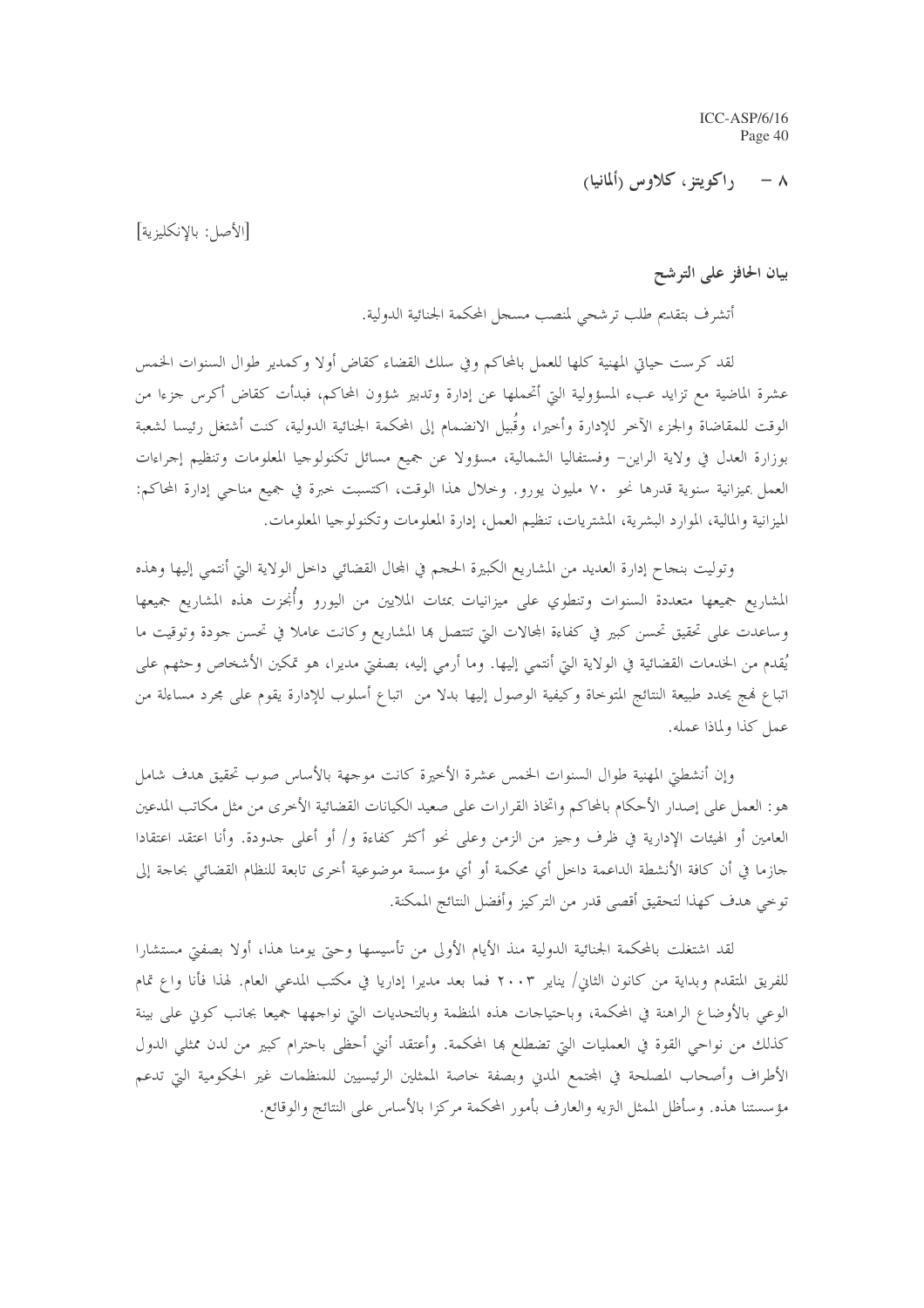## ٨ – راكويتز، كلاوس (ألمانيا)

[الأصل: بالإنكليزية]

### بيان الحافز على الترشح

أتشرف بتقديم طلب ترشحي لمنصب مسجل المحكمة الجنائية الدولية.

لقد كرست حياتي المهنية كلها للعمل بالمحاكم وفي سلك القضاء كقاض أولا وكمدير طوال السنوات الخمس عشرة الماضية مع تزايد عبء المسؤولية التي أتحملها عن إدارة وتدبير شؤون المحاكم، فبدأت كقاض أكرس جزءا من الوقت للمقاضاة والجزء الآخر للإدارة وأخيرا، وقُبيل الانضمام إلى المحكمة الجنائية الدولية، كنت أشتغل رئيسا لشعبة بوزارة العدل في ولاية الراين- وفستفاليا الشمالية، مسؤولا عن جميع مسائل تكنولوجيا المعلومات وتنظيم إجراءات العمل بميزانية سنوية قدرها نحو ٧٠ مليون يورو. وخلال هذا الوقت، اكتسبت خبرة في جميع مناحي إدارة المحاكم: الميزانية والمالية، الموارد البشرية، المشتريات، تنظيم العمل، إدارة المعلومات وتكنولوجيا المعلومات.

وتوليت بنجاح إدارة العديد من المشاريع الكبيرة الحجم في المجال القضائي داخل الولاية التي أنتمي إليها وهذه المشاريع جميعها متعددة السنوات وتنطوي على ميزانيات بمئات الملايين من اليورو وأُنجزت هذه المشاريع جميعها وساعدت على تحقيق تحسن كبير في كفاءة المجالات التي تتصل بها المشاريع وكانت عاملا في تحسن جودة وتوقيت ما يُقدم من الخدمات القضائية في الولاية التي أنتمي إليها. وما أرمي إليه، بصفتي مديرا، هو تمكين الأشخاص وحثهم على اتباع نهج يحدد طبيعة النتائج المتوخاة وكيفية الوصول إليها بدلا من اتباع أسلوب للإدارة يقوم على مجرد مساءلة من عمل كذا ولماذا عمله.

وإن أنشطتي المهنية طوال السنوات الخمس عشرة الأخيرة كانت موجهة بالأساس صوب تحقيق هدف شامل هو: العمل على إصدار الأحكام بالمحاكم واتخاذ القرارات على صعيد الكيانات القضائية الأخرى من مثل مكاتب المدعين العامين أو الهيئات الإدارية في ظرف وجيز من الزمن وعلى نحو أكثر كفاءة و/ أو أعلى جدودة. وأنا اعتقد اعتقادا جازما في أن كافة الأنشطة الداعمة داخل أي محكمة أو أي مؤسسة موضوعية أخرى تابعة للنظام القضائي بحاجة إلى توخي هدف كهذا لتحقيق أقصى قدر من التركيز وأفضل النتائج الممكنة.

لقد اشتغلت بالمحكمة الجنائية الدولية منذ الأيام الأولى من تأسيسها وحتى يومنا هذا، أولا بصفتي مستشارا للفريق المتقدم وبداية من كانون الثاني/ يناير ٢٠٠٣ فما بعد مديرا إداريا في مكتب المدعي العام. لهذا فأنا واع تمام الوعي بالأوضاع الراهنة في المحكمة، وباحتياجات هذه المنظمة وبالتحديات التي نواجهها جميعا بجانب كوني على بينة كذلك من نواحي القوة في العمليات التي تضطلع بها المحكمة. وأعتقد أنني أحظى باحترام كبير من لدن ممثلي الدول الأطراف وأصحاب المصلحة في المجتمع المدني وبصفة خاصة الممثلين الرئيسيين للمنظمات غير الحكومية التي تدعم مؤسستنا هذه. وسأظل الممثل النزيه والعارف بأمور المحكمة مركزا بالأساس على النتائج والوقائع.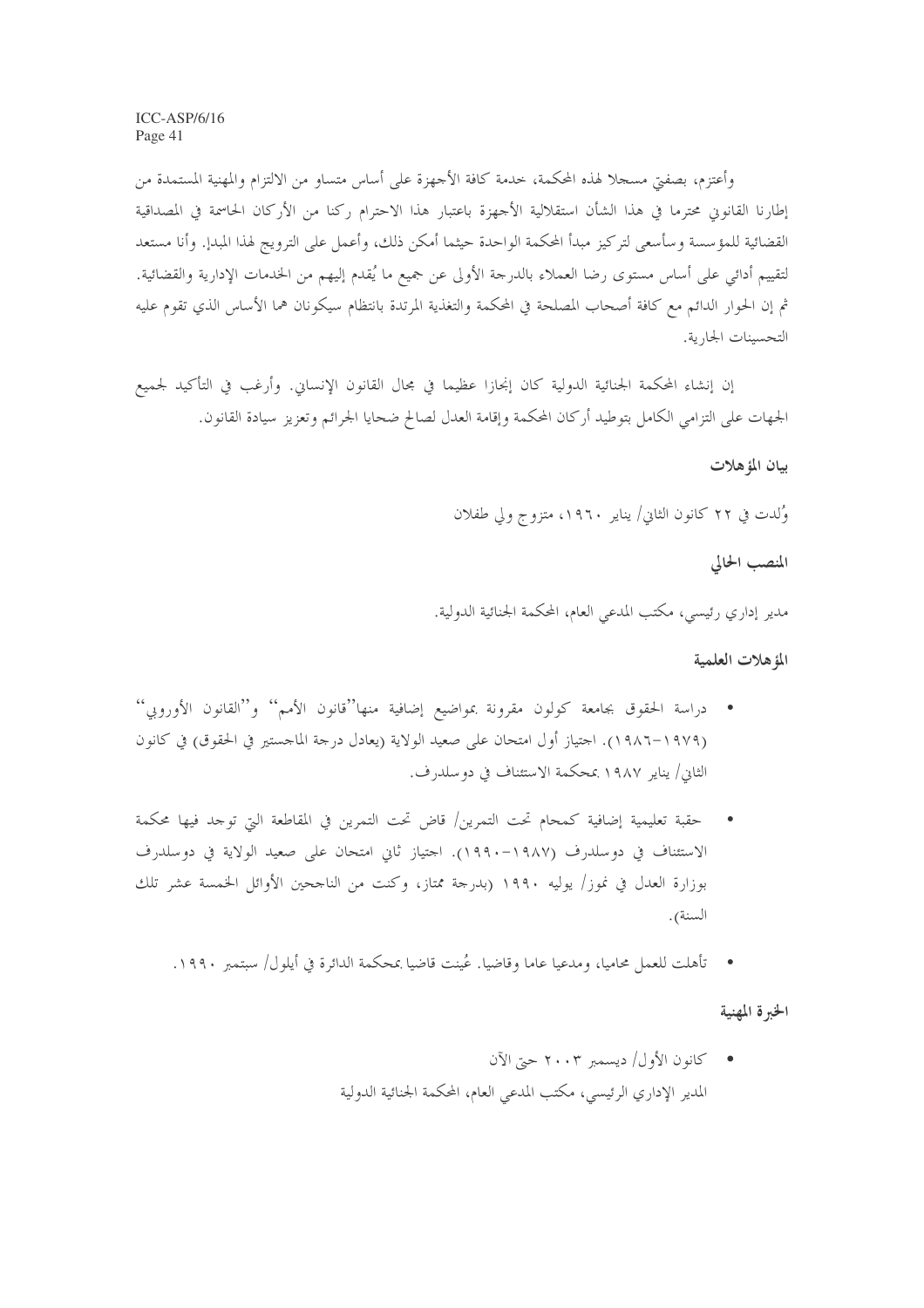وأعتزم، بصفتي مسجلا لهذه المحكمة، خدمة كافة الأجهزة على أساس متساو من الالتزام والمهنية المستمدة من إطارنا القانوني محترما في هذا الشأن استقلالية الأجهزة باعتبار هذا الاحترام ركنا من الأركان الحاسمة في المصداقية القضائية للمؤسسة وسأسعى لتركيز مبدأ المحكمة الواحدة حيثما أمكن ذلك، وأعمل على الترويج لهذا المبدإ. وأنا مستعد لتقييم أدائي على أساس مستوى رضا العملاء بالدرجة الأولى عن جميع ما يُقدم إليهم من الخدمات الإدارية والقضائية. ثم إن الحوار الدائم مع كافة أصحاب المصلحة في المحكمة والتغذية المرتدة بانتظام سيكونان هما الأساس الذي تقوم عليه التحسينات الجارية.

إن إنشاء المحكمة الجنائية الدولية كان إنجازا عظيما في مجال القانون الإنساني. وأرغب في التأكيد لجميع الجهات على التزامي الكامل بتوطيد أركان المحكمة وإقامة العدل لصالح ضحايا الجرائم وتعزيز سيادة القانون.

### بيان المؤهلات

وُلدت في ٢٢ كانون الثاني/ يناير ١٩٦٠، متزوج ولي طفلان

### المنصب الحالي

مدير إداري رئيسي، مكتب المدعي العام، المحكمة الجنائية الدولية.

### المؤهلات العلمية

- دراسة الحقوق بجامعة كولون مقرونة بمواضيع إضافية منها "قانون الأمم" و"القانون الأوروبي" (١٩٧٩-١٩٨٦). اجتياز أول امتحان على صعيد الولاية (يعادل درجة الماجستير في الحقوق) في كانون الثاني/ يناير ١٩٨٧ بمحكمة الاستئناف في دوسلدرف.
- حقبة تعليمية إضافية كمحام تحت التمرين/ قاض تحت التمرين في المقاطعة التي توجد فيها محكمة الاستئناف في دوسلدرف (١٩٨٧-١٩٩٠). اجتياز ثاني امتحان على صعيد الولاية في دوسلدرف بوزارة العدل في تموز/ يوليه ١٩٩٠ (بدرجة ممتاز، وكنت من الناجحين الأوائل الخمسة عشر تلك السنة).
- تأهلت للعمل محاميا، ومدعيا عاما وقاضيا. عُينت قاضيا بمحكمة الدائرة في أيلول/ سبتمبر ١٩٩٠.

### الخبرة المهنية

- كانون الأول/ ديسمبر ٢٠٠٣ حتى الآن
  المدير الإداري الرئيسي، مكتب المدعي العام، المحكمة الجنائية الدولية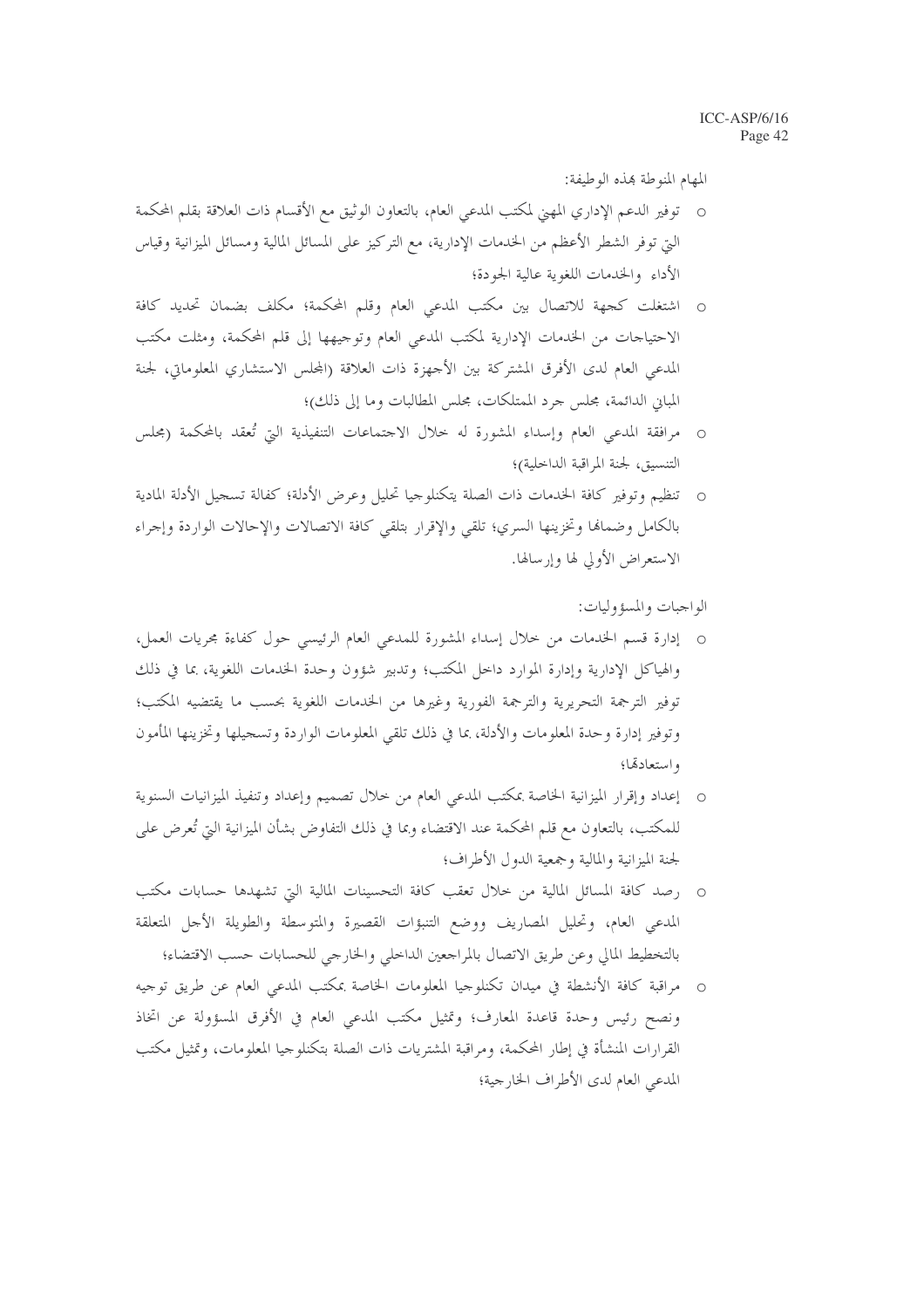المهام المنوطة بهذه الوظيفة:

- توفير الدعم الإداري المهني لمكتب المدعي العام، بالتعاون الوثيق مع الأقسام ذات العلاقة بقلم المحكمة التي توفر الشطر الأعظم من الخدمات الإدارية، مع التركيز على المسائل المالية ومسائل الميزانية وقياس الأداء والخدمات اللغوية عالية الجودة؛
- اشتغلت كجهة للاتصال بين مكتب المدعي العام وقلم المحكمة؛ مكلف بضمان تحديد كافة الاحتياجات من الخدمات الإدارية لمكتب المدعي العام وتوجيهها إلى قلم المحكمة، ومثلت مكتب المدعي العام لدى الأفرق المشتركة بين الأجهزة ذات العلاقة (المجلس الاستشاري المعلوماتي، لجنة المباني الدائمة، مجلس جرد الممتلكات، مجلس المطالبات وما إلى ذلك)؛
- مرافقة المدعي العام وإسداء المشورة له خلال الاجتماعات التنفيذية التي تُعقد بالمحكمة (مجلس التنسيق، لجنة المراقبة الداخلية)؛
- تنظيم وتوفير كافة الخدمات ذات الصلة بتكنلوجيا تحليل وعرض الأدلة؛ كفالة تسجيل الأدلة المادية بالكامل وضمانها وتخزينها السري؛ تلقي والإقرار بتلقي كافة الاتصالات والإحالات الواردة وإجراء الاستعراض الأولي لها وإرسالها.

الواجبات والمسؤوليات:

- إدارة قسم الخدمات من خلال إسداء المشورة للمدعي العام الرئيسي حول كفاءة مجريات العمل، والهياكل الإدارية وإدارة الموارد داخل المكتب؛ وتدبير شؤون وحدة الخدمات اللغوية، بما في ذلك توفير الترجمة التحريرية والترجمة الفورية وغيرها من الخدمات اللغوية بحسب ما يقتضيه المكتب؛ وتوفير إدارة وحدة المعلومات والأدلة، بما في ذلك تلقي المعلومات الواردة وتسجيلها وتخزينها المأمون واستعادتها؛
- إعداد وإقرار الميزانية الخاصة بمكتب المدعي العام من خلال تصميم وإعداد وتنفيذ الميزانيات السنوية للمكتب، بالتعاون مع قلم المحكمة عند الاقتضاء وبما في ذلك التفاوض بشأن الميزانية التي تُعرض على لجنة الميزانية والمالية وجمعية الدول الأطراف؛
- رصد كافة المسائل المالية من خلال تعقب كافة التحسينات المالية التي تشهدها حسابات مكتب المدعي العام، وتحليل المصاريف ووضع التنبؤات القصيرة والمتوسطة والطويلة الأجل المتعلقة بالتخطيط المالي وعن طريق الاتصال بالمراجعين الداخلي والخارجي للحسابات حسب الاقتضاء؛
- مراقبة كافة الأنشطة في ميدان تكنلوجيا المعلومات الخاصة بمكتب المدعي العام عن طريق توجيه ونصح رئيس وحدة قاعدة المعارف؛ وتمثيل مكتب المدعي العام في الأفرق المسؤولة عن اتخاذ القرارات المنشأة في إطار المحكمة، ومراقبة المشتريات ذات الصلة بتكنلوجيا المعلومات، وتمثيل مكتب المدعي العام لدى الأطراف الخارجية؛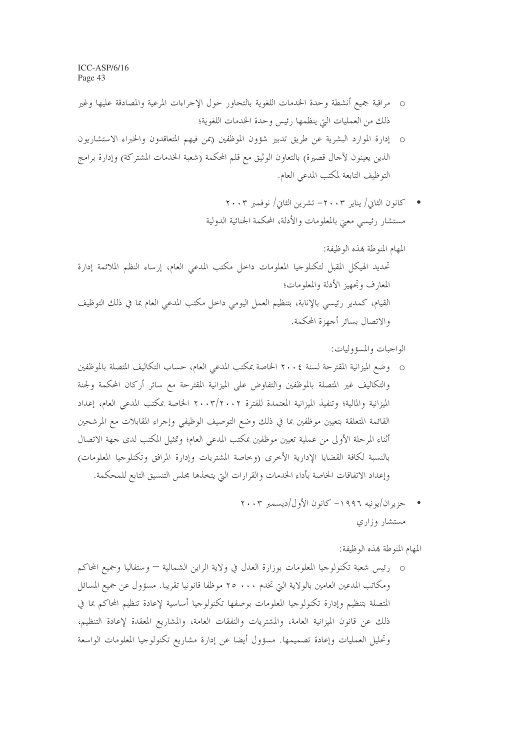- مراقبة جميع أنشطة وحدة الخدمات اللغوية بالتحاور حول الإجراءات المرعية والمصادقة عليها وغير ذلك من العمليات التي ينظمها رئيس وحدة الخدمات اللغوية؛
- إدارة الموارد البشرية عن طريق تدبير شؤون الموظفين (بمن فيهم المتعاقدون والخبراء الاستشاريون الذين يعينون لآجال قصيرة) بالتعاون الوثيق مع قلم المحكمة (شعبة الخدمات المشتركة) وإدارة برامج التوظيف التابعة لمكتب المدعي العام.

- كانون الثاني/ يناير ٢٠٠٣– تشرين الثاني/ نوفمبر ٢٠٠٣
مستشار رئيسي معني بالمعلومات والأدلة، المحكمة الجنائية الدولية

المهام المنوطة بهذه الوظيفة:

تحديد الهيكل المقبل لتكنولوجيا المعلومات داخل مكتب المدعي العام، إرساء النظم الملائمة إدارة المعارف وتجهيز الأدلة والمعلومات؛

القيام، كمدير رئيسي بالإنابة، بتنظيم العمل اليومي داخل مكتب المدعي العام بما في ذلك التوظيف والاتصال بسائر أجهزة المحكمة.

الواجبات والمسؤوليات:

- وضع الميزانية المقترحة لسنة ٢٠٠٤ الخاصة بمكتب المدعي العام، حساب التكاليف المتصلة بالموظفين والتكاليف غير المتصلة بالموظفين والتفاوض على الميزانية المقترحة مع سائر أركان المحكمة ولجنة الميزانية والمالية؛ وتنفيذ الميزانية المعتمدة للفترة ٢٠٠٢/٢٠٠٣ الخاصة بمكتب المدعي العام، إعداد القائمة المتعلقة بتعيين موظفين بما في ذلك وضع التوصيف الوظيفي وإجراء المقابلات مع المرشحين أثناء المرحلة الأولى من عملية تعيين موظفين بمكتب المدعي العام؛ وتمثيل المكتب لدى جهة الاتصال بالنسبة لكافة القضايا الإدارية الأخرى (وخاصة المشتريات وإدارة المرافق وتكنولوجيا المعلومات) وإعداد الاتفاقات الخاصة بأداء الخدمات والقرارات التي يتخذها مجلس التنسيق التابع للمحكمة.

- حزيران/يونيه ١٩٩٦– كانون الأول/ديسمبر ٢٠٠٣
مستشار وزاري

المهام المنوطة بهذه الوظيفة:

- رئيس شعبة تكنولوجيا المعلومات بوزارة العدل في ولاية الراين الشمالية — وستفاليا وجميع المحاكم ومكاتب المدعين العامين بالولاية التي تخدم ٢٥ ٠٠٠ موظفا قانونيا تقريبا. مسؤول عن جميع المسائل المتصلة بتنظيم وإدارة تكنولوجيا المعلومات بوصفها تكنولوجيا أساسية لإعادة تنظيم المحاكم بما في ذلك عن قانون الميزانية العامة، والمشتريات والنفقات العامة، والمشاريع المعقدة لإعادة التنظيم، وتحليل العمليات وإعادة تصميمها. مسؤول أيضا عن إدارة مشاريع تكنولوجيا المعلومات الواسعة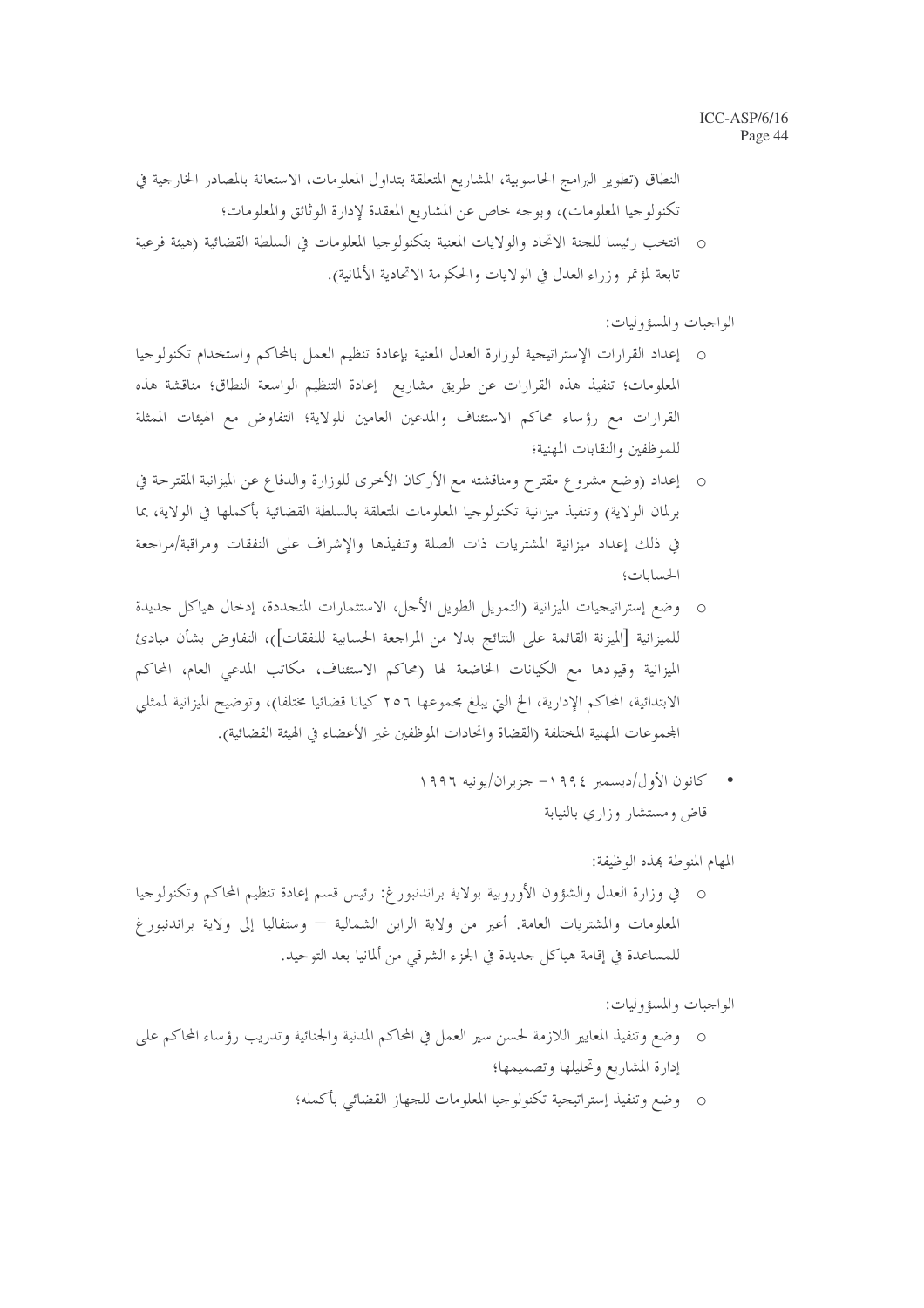النطاق (تطوير البرامج الحاسوبية، المشاريع المتعلقة بتداول المعلومات، الاستعانة بالمصادر الخارجية في تكنولوجيا المعلومات)، وبوجه خاص عن المشاريع المعقدة لإدارة الوثائق والمعلومات؛

- o انتخب رئيسا للجنة الاتحاد والولايات المعنية بتكنولوجيا المعلومات في السلطة القضائية (هيئة فرعية تابعة لمؤتمر وزراء العدل في الولايات والحكومة الاتحادية الألمانية).

الواجبات والمسؤوليات:

- o إعداد القرارات الإستراتيجية لوزارة العدل المعنية بإعادة تنظيم العمل بالمحاكم واستخدام تكنولوجيا المعلومات؛ تنفيذ هذه القرارات عن طريق مشاريع إعادة التنظيم الواسعة النطاق؛ مناقشة هذه القرارات مع رؤساء محاكم الاستئناف والمدعين العامين للولاية؛ التفاوض مع الهيئات الممثلة للموظفين والنقابات المهنية؛
- o إعداد (وضع مشروع مقترح ومناقشته مع الأركان الأخرى للوزارة والدفاع عن الميزانية المقترحة في برلمان الولاية) وتنفيذ ميزانية تكنولوجيا المعلومات المتعلقة بالسلطة القضائية بأكملها في الولاية، بما في ذلك إعداد ميزانية المشتريات ذات الصلة وتنفيذها والإشراف على النفقات ومراقبة/مراجعة الحسابات؛
- o وضع إستراتيجيات الميزانية (التمويل الطويل الأجل، الاستثمارات المتجددة، إدخال هياكل جديدة للميزانية [الميزنة القائمة على النتائج بدلا من المراجعة الحسابية للنفقات])، التفاوض بشأن مبادئ الميزانية وقيودها مع الكيانات الخاضعة لها (محاكم الاستئناف، مكاتب المدعي العام، المحاكم الابتدائية، المحاكم الإدارية، الخ التي يبلغ مجموعها ٢٥٦ كيانا قضائيا مختلفا)، وتوضيح الميزانية لممثلي المجموعات المهنية المختلفة (القضاة واتحادات الموظفين غير الأعضاء في الهيئة القضائية).

- كانون الأول/ديسمبر ١٩٩٤– حزيران/يونيه ١٩٩٦
  قاض ومستشار وزاري بالنيابة

المهام المنوطة بهذه الوظيفة:

- o في وزارة العدل والشؤون الأوروبية بولاية براندنبورغ: رئيس قسم إعادة تنظيم المحاكم وتكنولوجيا المعلومات والمشتريات العامة. أعير من ولاية الراين الشمالية – وستفاليا إلى ولاية براندنبورغ للمساعدة في إقامة هياكل جديدة في الجزء الشرقي من ألمانيا بعد التوحيد.

الواجبات والمسؤوليات:

- o وضع وتنفيذ المعايير اللازمة لحسن سير العمل في المحاكم المدنية والجنائية وتدريب رؤساء المحاكم على إدارة المشاريع وتحليلها وتصميمها؛
- o وضع وتنفيذ إستراتيجية تكنولوجيا المعلومات للجهاز القضائي بأكمله؛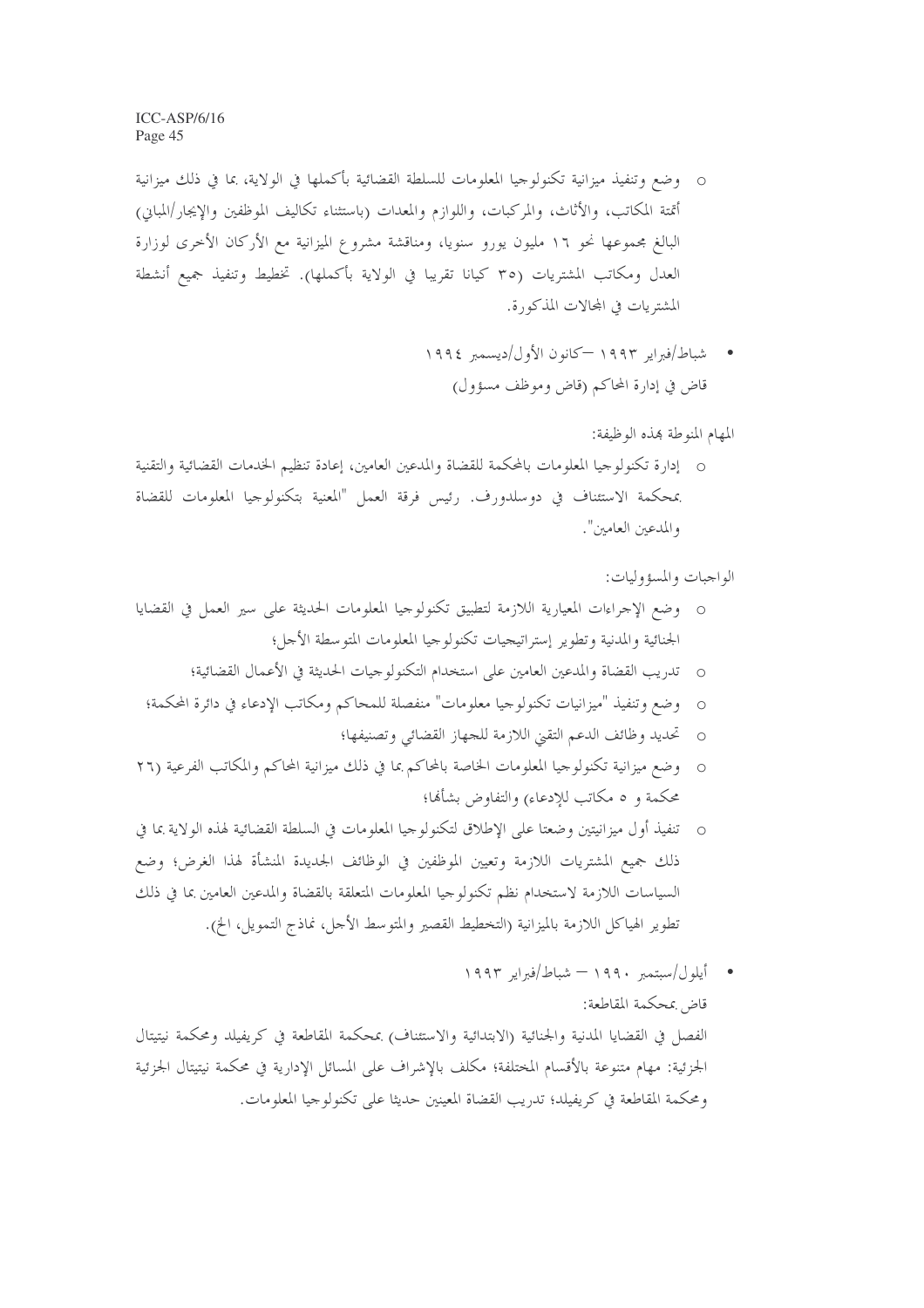- وضع وتنفيذ ميزانية تكنولوجيا المعلومات للسلطة القضائية بأكملها في الولاية، بما في ذلك ميزانية أتمتة المكاتب، والأثاث، والمركبات، واللوازم والمعدات (باستثناء تكاليف الموظفين والإيجار/المباني) البالغ مجموعها نحو ١٦ مليون يورو سنويا، ومناقشة مشروع الميزانية مع الأركان الأخرى لوزارة العدل ومكاتب المشتريات (٣٥ كيانا تقريبا في الولاية بأكملها). تخطيط وتنفيذ جميع أنشطة المشتريات في المجالات المذكورة.

- شباط/فبراير ١٩٩٣ –كانون الأول/ديسمبر ١٩٩٤
  قاض في إدارة المحاكم (قاض وموظف مسؤول)

المهام المنوطة بهذه الوظيفة:

- إدارة تكنولوجيا المعلومات بالمحكمة للقضاة والمدعين العامين، إعادة تنظيم الخدمات القضائية والتقنية بمحكمة الاستئناف في دوسلدورف. رئيس فرقة العمل "المعنية بتكنولوجيا المعلومات للقضاة والمدعين العامين".

الواجبات والمسؤوليات:

- وضع الإجراءات المعيارية اللازمة لتطبيق تكنولوجيا المعلومات الحديثة على سير العمل في القضايا الجنائية والمدنية وتطوير إستراتيجيات تكنولوجيا المعلومات المتوسطة الأجل؛
- تدريب القضاة والمدعين العامين على استخدام التكنولوجيات الحديثة في الأعمال القضائية؛
- وضع وتنفيذ "ميزانيات تكنولوجيا معلومات" منفصلة للمحاكم ومكاتب الإدعاء في دائرة المحكمة؛
- تحديد وظائف الدعم التقني اللازمة للجهاز القضائي وتصنيفها؛
- وضع ميزانية تكنولوجيا المعلومات الخاصة بالمحاكم بما في ذلك ميزانية المحاكم والمكاتب الفرعية (٢٦ محكمة و ٥ مكاتب للإدعاء) والتفاوض بشأنها؛
- تنفيذ أول ميزانيتين وضعتا على الإطلاق لتكنولوجيا المعلومات في السلطة القضائية لهذه الولاية بما في ذلك جميع المشتريات اللازمة وتعيين الموظفين في الوظائف الجديدة المنشأة لهذا الغرض؛ وضع السياسات اللازمة لاستخدام نظم تكنولوجيا المعلومات المتعلقة بالقضاة والمدعين العامين بما في ذلك تطوير الهياكل اللازمة بالميزانية (التخطيط القصير والمتوسط الأجل، نماذج التمويل، الخ).

- أيلول/سبتمبر ١٩٩٠ – شباط/فبراير ١٩٩٣
  قاض بمحكمة المقاطعة:

الفصل في القضايا المدنية والجنائية (الابتدائية والاستئناف) بمحكمة المقاطعة في كريفيلد ومحكمة نيتيتال الجزئية: مهام متنوعة بالأقسام المختلفة؛ مكلف بالإشراف على المسائل الإدارية في محكمة نيتيتال الجزئية ومحكمة المقاطعة في كريفيلد؛ تدريب القضاة المعينين حديثا على تكنولوجيا المعلومات.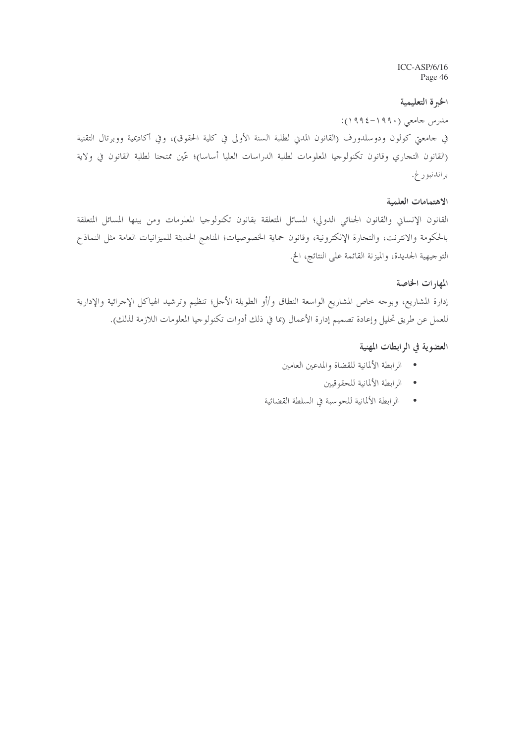### الخبرة التعليمية

مدرس جامعي (١٩٩٠-١٩٩٤):

في جامعتي كولون ودوسلدورف (القانون المدني لطلبة السنة الأولى في كلية الحقوق)، وفي أكاديمية ووبرتال التقنية (القانون التجاري وقانون تكنولوجيا المعلومات لطلبة الدراسات العليا أساسا)؛ عيّن ممتحنا لطلبة القانون في ولاية براندنبورغ.

### الاهتمامات العلمية

القانون الإنساني والقانون الجنائي الدولي؛ المسائل المتعلقة بقانون تكنولوجيا المعلومات ومن بينها المسائل المتعلقة بالحكومة والانترنت، والتجارة الإلكترونية، وقانون حماية الخصوصيات؛ المناهج الحديثة للميزانيات العامة مثل النماذج التوجيهية الجديدة، والميزنة القائمة على النتائج، الخ.

### المهارات الخاصة

إدارة المشاريع، وبوجه خاص المشاريع الواسعة النطاق و/أو الطويلة الأجل؛ تنظيم وترشيد الهياكل الإجرائية والإدارية للعمل عن طريق تحليل وإعادة تصميم إدارة الأعمال (بما في ذلك أدوات تكنولوجيا المعلومات اللازمة لذلك).

### العضوية في الرابطات المهنية

- الرابطة الألمانية للقضاة والمدعين العامين
- الرابطة الألمانية للحقوقيين
- الرابطة الألمانية للحوسبة في السلطة القضائية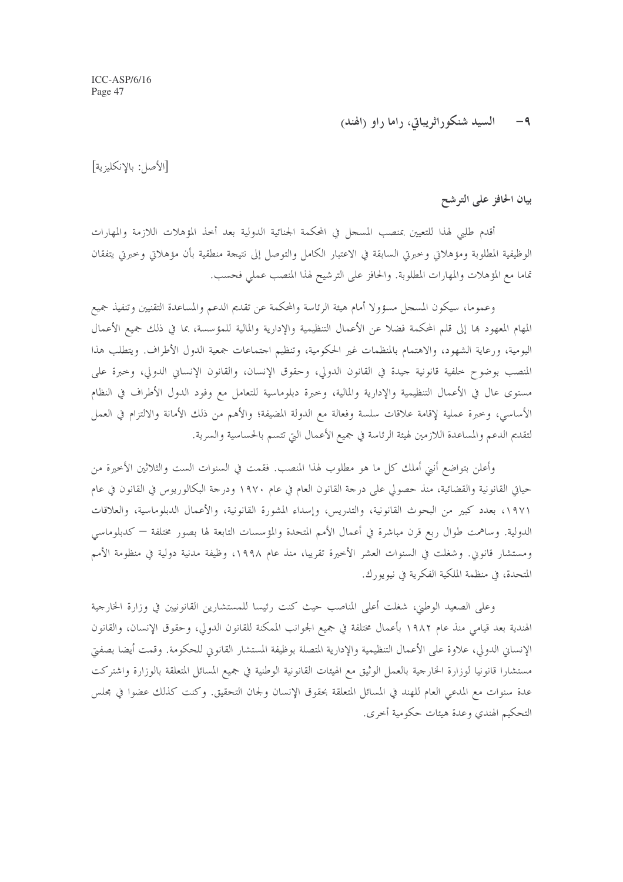### ٩- السيد شنكوراثريباتي، راما راو (الهند)

[الأصل: بالإنكليزية]

**بيان الحافز على الترشح**

أقدم طلبي لهذا للتعيين بمنصب المسجل في المحكمة الجنائية الدولية بعد أخذ المؤهلات اللازمة والمهارات الوظيفية المطلوبة ومؤهلاتي وخبرتي السابقة في الاعتبار الكامل والتوصل إلى نتيجة منطقية بأن مؤهلاتي وخبرتي يتفقان تماما مع المؤهلات والمهارات المطلوبة. والحافز على الترشيح لهذا المنصب عملي فحسب.

وعموما، سيكون المسجل مسؤولا أمام هيئة الرئاسة والمحكمة عن تقديم الدعم والمساعدة التقنيين وتنفيذ جميع المهام المعهود بها إلى قلم المحكمة فضلا عن الأعمال التنظيمية والإدارية والمالية للمؤسسة، بما في ذلك جميع الأعمال اليومية، ورعاية الشهود، والاهتمام بالمنظمات غير الحكومية، وتنظيم اجتماعات جمعية الدول الأطراف. ويتطلب هذا المنصب بوضوح خلفية قانونية جيدة في القانون الدولي، وحقوق الإنسان، والقانون الإنساني الدولي، وخبرة على مستوى عال في الأعمال التنظيمية والإدارية والمالية، وخبرة دبلوماسية للتعامل مع وفود الدول الأطراف في النظام الأساسي، وخبرة عملية لإقامة علاقات سلسة وفعالة مع الدولة المضيفة؛ والأهم من ذلك الأمانة والالتزام في العمل لتقديم الدعم والمساعدة اللازمين لهيئة الرئاسة في جميع الأعمال التي تتسم بالحساسية والسرية.

وأعلن بتواضع أنني أملك كل ما هو مطلوب لهذا المنصب. فقمت في السنوات الست والثلاثين الأخيرة من حياتي القانونية والقضائية، منذ حصولي على درجة القانون العام في عام ١٩٧٠ ودرجة البكالوريوس في القانون في عام ١٩٧١، بعدد كبير من البحوث القانونية، والتدريس، وإسداء المشورة القانونية، والأعمال الدبلوماسية، والعلاقات الدولية. وساهمت طوال ربع قرن مباشرة في أعمال الأمم المتحدة والمؤسسات التابعة لها بصور مختلفة – كدبلوماسي ومستشار قانوني. وشغلت في السنوات العشر الأخيرة تقريبا، منذ عام ١٩٩٨، وظيفة مدنية دولية في منظومة الأمم المتحدة، في منظمة الملكية الفكرية في نيويورك.

وعلى الصعيد الوطني، شغلت أعلى المناصب حيث كنت رئيسا للمستشارين القانونيين في وزارة الخارجية الهندية بعد قيامي منذ عام ١٩٨٢ بأعمال مختلفة في جميع الجوانب الممكنة للقانون الدولي، وحقوق الإنسان، والقانون الإنساني الدولي، علاوة على الأعمال التنظيمية والإدارية المتصلة بوظيفة المستشار القانوني للحكومة. وقمت أيضا بصفتي مستشارا قانونيا لوزارة الخارجية بالعمل الوثيق مع الهيئات القانونية الوطنية في جميع المسائل المتعلقة بالوزارة واشتركت عدة سنوات مع المدعي العام للهند في المسائل المتعلقة بحقوق الإنسان ولجان التحقيق. وكنت كذلك عضوا في مجلس التحكيم الهندي وعدة هيئات حكومية أخرى.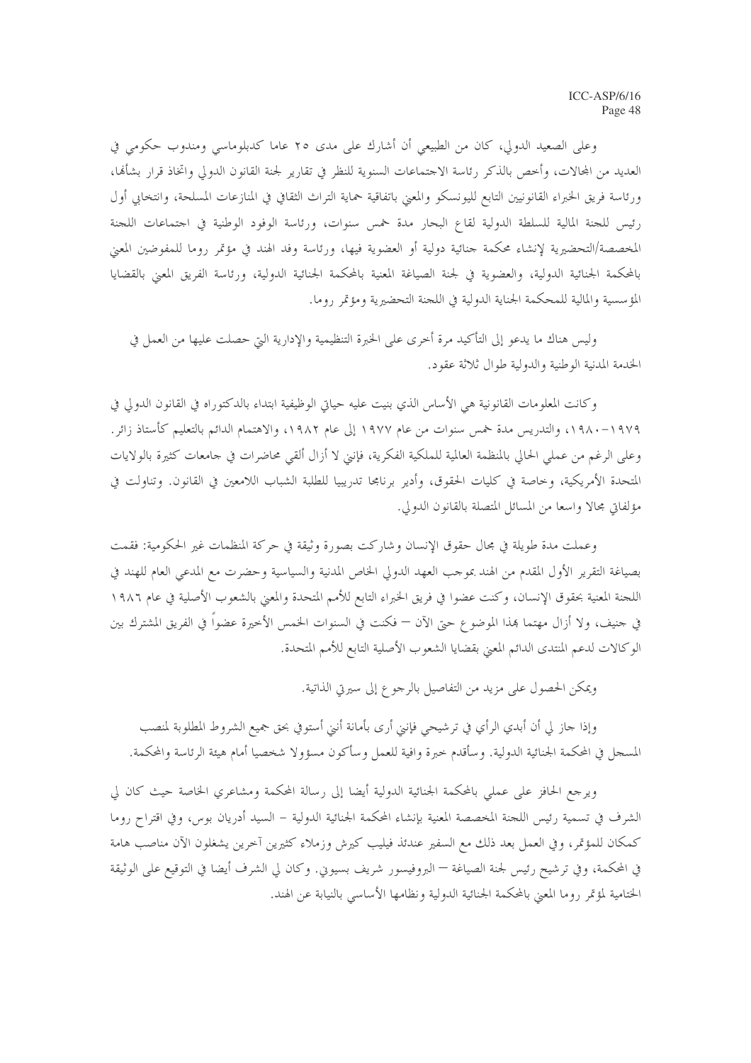وعلى الصعيد الدولي، كان من الطبيعي أن أشارك على مدى ٢٥ عاما كدبلوماسي ومندوب حكومي في العديد من المجالات، وأخص بالذكر رئاسة الاجتماعات السنوية للنظر في تقارير لجنة القانون الدولي واتخاذ قرار بشأنها، ورئاسة فريق الخبراء القانونيين التابع لليونسكو والمعني باتفاقية حماية التراث الثقافي في المنازعات المسلحة، وانتخابي أول رئيس للجنة المالية للسلطة الدولية لقاع البحار مدة خمس سنوات، ورئاسة الوفود الوطنية في اجتماعات اللجنة المخصصة/التحضيرية لإنشاء محكمة جنائية دولية أو العضوية فيها، ورئاسة وفد الهند في مؤتمر روما للمفوضين المعني بالمحكمة الجنائية الدولية، والعضوية في لجنة الصياغة المعنية بالمحكمة الجنائية الدولية، ورئاسة الفريق المعني بالقضايا المؤسسية والمالية للمحكمة الجنائية الدولية في اللجنة التحضيرية ومؤتمر روما.

وليس هناك ما يدعو إلى التأكيد مرة أخرى على الخبرة التنظيمية والإدارية التي حصلت عليها من العمل في الخدمة المدنية الوطنية والدولية طوال ثلاثة عقود.

وكانت المعلومات القانونية هي الأساس الذي بنيت عليه حياتي الوظيفية ابتداء بالدكتوراه في القانون الدولي في ١٩٧٩-١٩٨٠، والتدريس مدة خمس سنوات من عام ١٩٧٧ إلى عام ١٩٨٢، والاهتمام الدائم بالتعليم كأستاذ زائر. وعلى الرغم من عملي الحالي بالمنظمة العالمية للملكية الفكرية، فإنني لا أزال ألقي محاضرات في جامعات كثيرة بالولايات المتحدة الأمريكية، وخاصة في كليات الحقوق، وأدير برنامجا تدريبيا للطلبة الشباب اللامعين في القانون. وتناولت في مؤلفاتي مجالا واسعا من المسائل المتصلة بالقانون الدولي.

وعملت مدة طويلة في مجال حقوق الإنسان وشاركت بصورة وثيقة في حركة المنظمات غير الحكومية: فقمت بصياغة التقرير الأول المقدم من الهند بموجب العهد الدولي الخاص بالحقوق المدنية والسياسية وحضرت مع المدعي العام للهند في اللجنة المعنية بحقوق الإنسان، وكنت عضوا في فريق الخبراء التابع للأمم المتحدة والمعني بالشعوب الأصلية في عام ١٩٨٦ في جنيف، ولا أزال مهتما بهذا الموضوع حتى الآن — فكنت في السنوات الخمس الأخيرة عضواً في الفريق المشترك بين الوكالات لدعم المنتدى الدائم المعني بقضايا الشعوب الأصلية التابع للأمم المتحدة.

ويمكن الحصول على مزيد من التفاصيل بالرجوع إلى سيرتي الذاتية.

وإذا جاز لي أن أبدي الرأي في ترشيحي فإنني أرى بأمانة أنني أستوفي بحق جميع الشروط المطلوبة لمنصب المسجل في المحكمة الجنائية الدولية. وسأقدم خبرة وافية للعمل وسأكون مسؤولا شخصيا أمام هيئة الرئاسة والمحكمة.

ويرجع الحافز على عملي بالمحكمة الجنائية الدولية أيضا إلى رسالة المحكمة ومشاعري الخاصة حيث كان لي الشرف في تسمية رئيس اللجنة المخصصة المعنية بإنشاء المحكمة الجنائية الدولية – السيد أدريان بوس، وفي اقتراح روما كمكان للمؤتمر، وفي العمل بعد ذلك مع السفير عندئذ فيليب كيرش وزملاء كثيرين آخرين يشغلون الآن مناصب هامة في المحكمة، وفي ترشيح رئيس لجنة الصياغة — البروفيسور شريف بسيوني. وكان لي الشرف أيضا في التوقيع على الوثيقة الختامية لمؤتمر روما المعني بالمحكمة الجنائية الدولية ونظامها الأساسي بالنيابة عن الهند.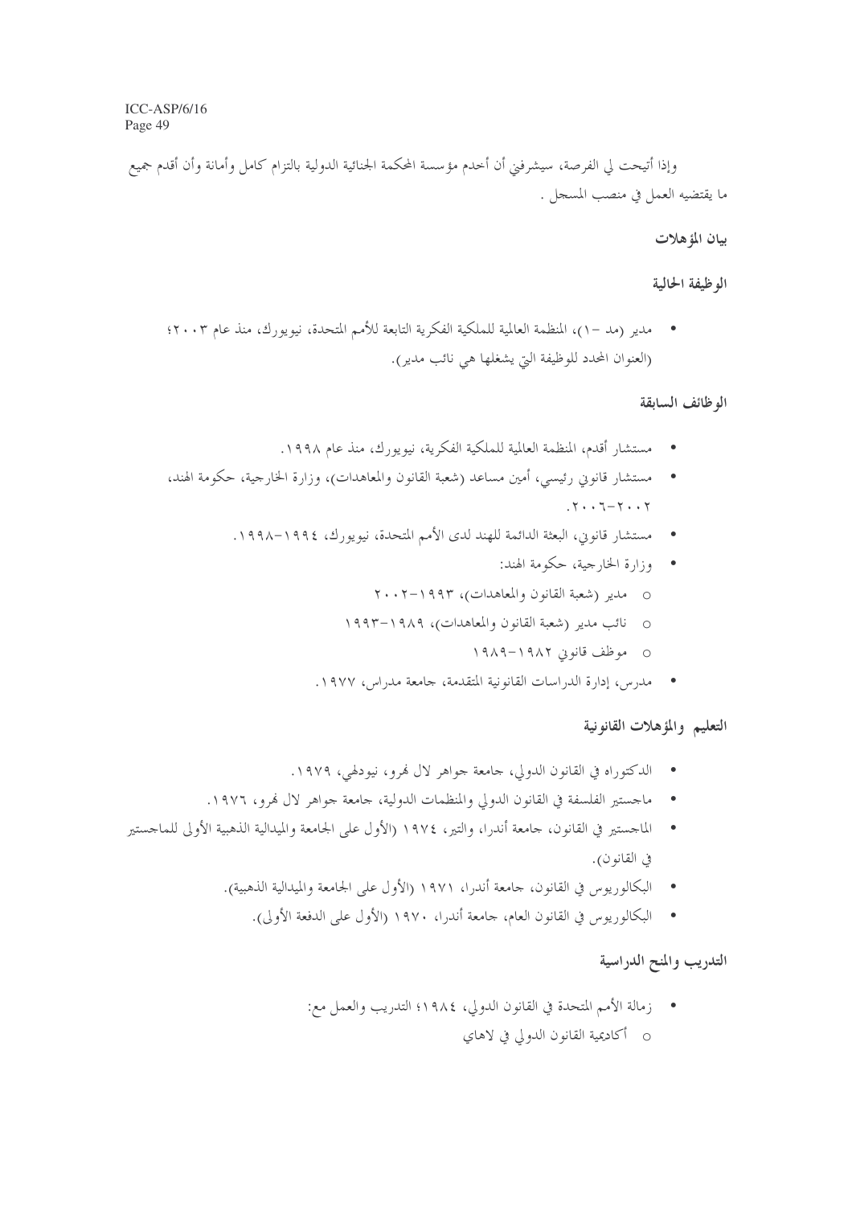وإذا أتيحت لي الفرصة، سيشرفني أن أخدم مؤسسة المحكمة الجنائية الدولية بالتزام كامل وأمانة وأن أقدم جميع ما يقتضيه العمل في منصب المسجل .

**بيان المؤهلات**

**الوظيفة الحالية**

- مدير (مد -١)، المنظمة العالمية للملكية الفكرية التابعة للأمم المتحدة، نيويورك، منذ عام ٢٠٠٣؛ (العنوان المحدد للوظيفة التي يشغلها هي نائب مدير).

**الوظائف السابقة**

- مستشار أقدم، المنظمة العالمية للملكية الفكرية، نيويورك، منذ عام ١٩٩٨.
- مستشار قانوني رئيسي، أمين مساعد (شعبة القانون والمعاهدات)، وزارة الخارجية، حكومة الهند، ٢٠٠٢-٢٠٠٦.
- مستشار قانوني، البعثة الدائمة للهند لدى الأمم المتحدة، نيويورك، ١٩٩٤-١٩٩٨.
- وزارة الخارجية، حكومة الهند:
  - مدير (شعبة القانون والمعاهدات)، ١٩٩٣-٢٠٠٢
  - نائب مدير (شعبة القانون والمعاهدات)، ١٩٨٩-١٩٩٣
  - موظف قانوني ١٩٨٢-١٩٨٩
- مدرس، إدارة الدراسات القانونية المتقدمة، جامعة مدراس، ١٩٧٧.

**التعليم والمؤهلات القانونية**

- الدكتوراه في القانون الدولي، جامعة جواهر لال نهرو، نيودلهي، ١٩٧٩.
- ماجستير الفلسفة في القانون الدولي والمنظمات الدولية، جامعة جواهر لال نهرو، ١٩٧٦.
- الماجستير في القانون، جامعة أندرا، والتير، ١٩٧٤ (الأول على الجامعة والميدالية الذهبية الأولى للماجستير في القانون).
- البكالوريوس في القانون، جامعة أندرا، ١٩٧١ (الأول على الجامعة والميدالية الذهبية).
- البكالوريوس في القانون العام، جامعة أندرا، ١٩٧٠ (الأول على الدفعة الأولى).

**التدريب والمنح الدراسية**

- زمالة الأمم المتحدة في القانون الدولي، ١٩٨٤؛ التدريب والعمل مع:
  - أكاديمية القانون الدولي في لاهاي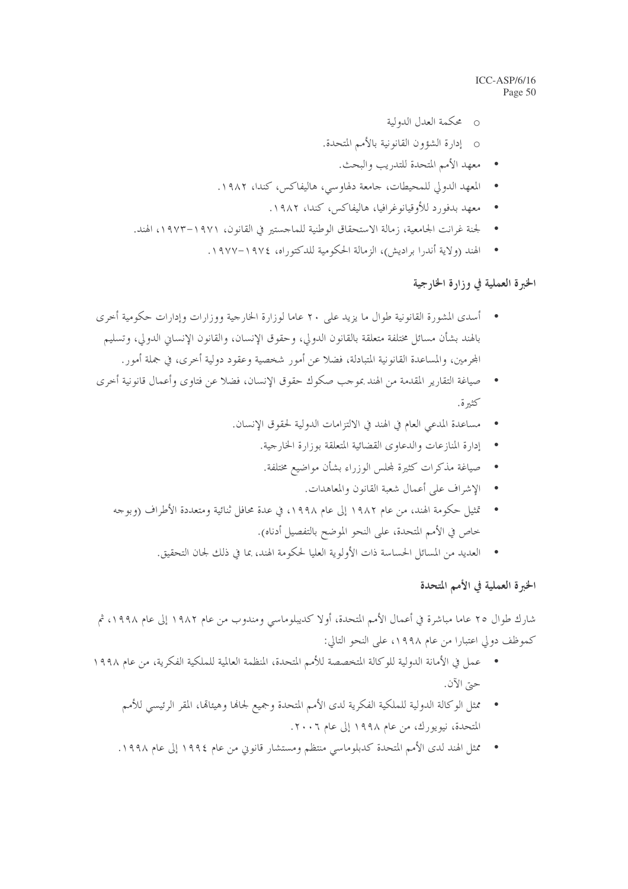- o محكمة العدل الدولية
- o إدارة الشؤون القانونية بالأمم المتحدة.

- معهد الأمم المتحدة للتدريب والبحث.
- المعهد الدولي للمحيطات، جامعة دلهاوسي، هاليفاكس، كندا، ١٩٨٢.
- معهد بدفورد للأوقيانوغرافيا، هاليفاكس، كندا، ١٩٨٢.
- لجنة غرانت الجامعية، زمالة الاستحقاق الوطنية للماجستير في القانون، ١٩٧١-١٩٧٣، الهند.
- الهند (ولاية أندرا براديش)، الزمالة الحكومية للدكتوراه، ١٩٧٤-١٩٧٧.

## الخبرة العملية في وزارة الخارجية

- أسدى المشورة القانونية طوال ما يزيد على ٢٠ عاما لوزارة الخارجية ووزارات وإدارات حكومية أخرى بالهند بشأن مسائل مختلفة متعلقة بالقانون الدولي، وحقوق الإنسان، والقانون الإنساني الدولي، وتسليم المجرمين، والمساعدة القانونية المتبادلة، فضلا عن أمور شخصية وعقود دولية أخرى، في جملة أمور.
- صياغة التقارير المقدمة من الهند بموجب صكوك حقوق الإنسان، فضلا عن فتاوى وأعمال قانونية أخرى كثيرة.
- مساعدة المدعي العام في الهند في الالتزامات الدولية لحقوق الإنسان.
- إدارة المنازعات والدعاوى القضائية المتعلقة بوزارة الخارجية.
- صياغة مذكرات كثيرة لمجلس الوزراء بشأن مواضيع مختلفة.
- الإشراف على أعمال شعبة القانون والمعاهدات.
- تمثيل حكومة الهند، من عام ١٩٨٢ إلى عام ١٩٩٨، في عدة محافل ثنائية ومتعددة الأطراف (وبوجه خاص في الأمم المتحدة، على النحو الموضح بالتفصيل أدناه).
- العديد من المسائل الحساسة ذات الأولوية العليا لحكومة الهند، بما في ذلك لجان التحقيق.

## الخبرة العملية في الأمم المتحدة

شارك طوال ٢٥ عاما مباشرة في أعمال الأمم المتحدة، أولا كديبلوماسي ومندوب من عام ١٩٨٢ إلى عام ١٩٩٨، ثم كموظف دولي اعتبارا من عام ١٩٩٨، على النحو التالي:

- عمل في الأمانة الدولية للوكالة المتخصصة للأمم المتحدة، المنظمة العالمية للملكية الفكرية، من عام ١٩٩٨ حتى الآن.
- ممثل الوكالة الدولية للملكية الفكرية لدى الأمم المتحدة وجميع لجانها وهيئاتها، المقر الرئيسي للأمم المتحدة، نيويورك، من عام ١٩٩٨ إلى عام ٢٠٠٦.
- ممثل الهند لدى الأمم المتحدة كدبلوماسي منتظم ومستشار قانوني من عام ١٩٩٤ إلى عام ١٩٩٨.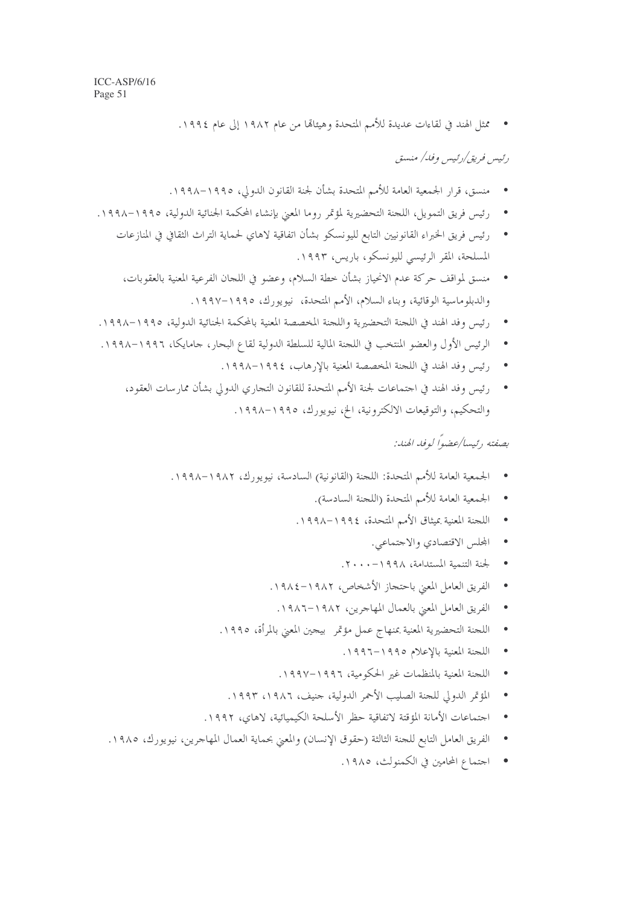- ممثل الهند في لقاءات عديدة للأمم المتحدة وهيئاتها من عام ١٩٨٢ إلى عام ١٩٩٤.

*رئيس فريق/رئيس وفد/ منسق*

- منسق، قرار الجمعية العامة للأمم المتحدة بشأن لجنة القانون الدولي، ١٩٩٥-١٩٩٨.
- رئيس فريق التمويل، اللجنة التحضيرية لمؤتمر روما المعني بإنشاء المحكمة الجنائية الدولية، ١٩٩٥-١٩٩٨.
- رئيس فريق الخبراء القانونيين التابع لليونسكو بشأن اتفاقية لاهاي لحماية التراث الثقافي في المنازعات المسلحة، المقر الرئيسي لليونسكو، باريس، ١٩٩٣.
- منسق لمواقف حركة عدم الانحياز بشأن خطة السلام، وعضو في اللجان الفرعية المعنية بالعقوبات، والدبلوماسية الوقائية، وبناء السلام، الأمم المتحدة، نيويورك، ١٩٩٥-١٩٩٧.
- رئيس وفد الهند في اللجنة التحضيرية واللجنة المخصصة المعنية بالمحكمة الجنائية الدولية، ١٩٩٥-١٩٩٨.
- الرئيس الأول والعضو المنتخب في اللجنة المالية للسلطة الدولية لقاع البحار، جامايكا، ١٩٩٦-١٩٩٨.
- رئيس وفد الهند في اللجنة المخصصة المعنية بالإرهاب، ١٩٩٤-١٩٩٨.
- رئيس وفد الهند في اجتماعات لجنة الأمم المتحدة للقانون التجاري الدولي بشأن ممارسات العقود، والتحكيم، والتوقيعات الالكترونية، الخ، نيويورك، ١٩٩٥-١٩٩٨.

*بصفته رئيساً/عضواً لوفد الهند:*

- الجمعية العامة للأمم المتحدة: اللجنة (القانونية) السادسة، نيويورك، ١٩٨٢-١٩٩٨.
- الجمعية العامة للأمم المتحدة (اللجنة السادسة).
- اللجنة المعنية بميثاق الأمم المتحدة، ١٩٩٤-١٩٩٨.
- المجلس الاقتصادي والاجتماعي.
- لجنة التنمية المستدامة، ١٩٩٨-٢٠٠٠.
- الفريق العامل المعني باحتجاز الأشخاص، ١٩٨٢-١٩٨٤.
- الفريق العامل المعني بالعمال المهاجرين، ١٩٨٢-١٩٨٦.
- اللجنة التحضيرية المعنية بمنهاج عمل مؤتمر بيجين المعني بالمرأة، ١٩٩٥.
- اللجنة المعنية بالإعلام ١٩٩٥-١٩٩٦.
- اللجنة المعنية بالمنظمات غير الحكومية، ١٩٩٦-١٩٩٧.
- المؤتمر الدولي للجنة الصليب الأحمر الدولية، جنيف، ١٩٨٦، ١٩٩٣.
- اجتماعات الأمانة المؤقتة لاتفاقية حظر الأسلحة الكيميائية، لاهاي، ١٩٩٢.
- الفريق العامل التابع للجنة الثالثة (حقوق الإنسان) والمعني بحماية العمال المهاجرين، نيويورك، ١٩٨٥.
- اجتماع المحامين في الكمنولث، ١٩٨٥.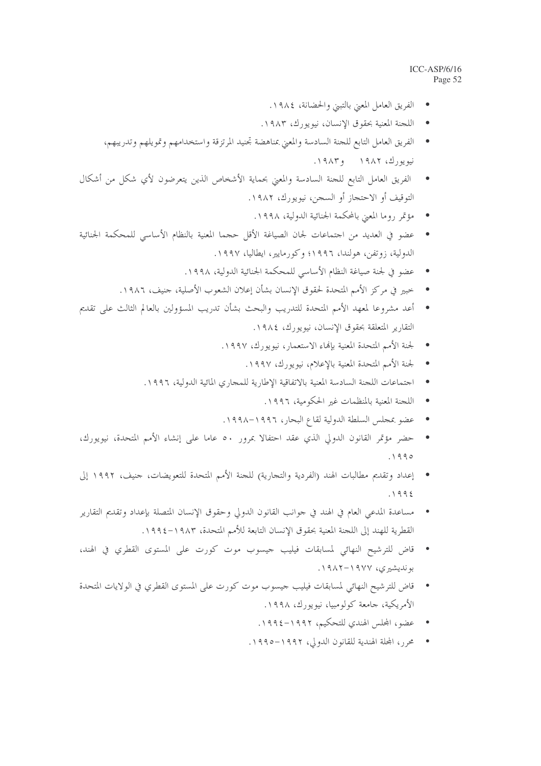- الفريق العامل المعني بالتبني والحضانة، ١٩٨٤.
- اللجنة المعنية بحقوق الإنسان، نيويورك، ١٩٨٣.
- الفريق العامل التابع للجنة السادسة والمعني بمناهضة تجنيد المرتزقة واستخدامهم وتمويلهم وتدريبهم، نيويورك، ١٩٨٢ و١٩٨٣.
- الفريق العامل التابع للجنة السادسة والمعني بحماية الأشخاص الذين يتعرضون لأي شكل من أشكال التوقيف أو الاحتجاز أو السجن، نيويورك، ١٩٨٢.
- مؤتمر روما المعني بالمحكمة الجنائية الدولية، ١٩٩٨.
- عضو في العديد من اجتماعات لجان الصياغة الأقل حجما المعنية بالنظام الأساسي للمحكمة الجنائية الدولية، زوتفن، هولندا، ١٩٩٦؛ وكورمايير، ايطاليا، ١٩٩٧.
- عضو في لجنة صياغة النظام الأساسي للمحكمة الجنائية الدولية، ١٩٩٨.
- خبير في مركز الأمم المتحدة لحقوق الإنسان بشأن إعلان الشعوب الأصلية، جنيف، ١٩٨٦.
- أعد مشروعا لمعهد الأمم المتحدة للتدريب والبحث بشأن تدريب المسؤولين بالعالم الثالث على تقديم التقارير المتعلقة بحقوق الإنسان، نيويورك، ١٩٨٤.
- لجنة الأمم المتحدة المعنية بإنهاء الاستعمار، نيويورك، ١٩٩٧.
- لجنة الأمم المتحدة المعنية بالإعلام، نيويورك، ١٩٩٧.
- اجتماعات اللجنة السادسة المعنية بالاتفاقية الإطارية للمجاري المائية الدولية، ١٩٩٦.
- اللجنة المعنية بالمنظمات غير الحكومية، ١٩٩٦.
- عضو بمجلس السلطة الدولية لقاع البحار، ١٩٩٦-١٩٩٨.
- حضر مؤتمر القانون الدولي الذي عقد احتفالا بمرور ٥٠ عاما على إنشاء الأمم المتحدة، نيويورك، ١٩٩٥.
- إعداد وتقديم مطالبات الهند (الفردية والتجارية) للجنة الأمم المتحدة للتعويضات، جنيف، ١٩٩٢ إلى ١٩٩٤.
- مساعدة المدعي العام في الهند في جوانب القانون الدولي وحقوق الإنسان المتصلة بإعداد وتقديم التقارير القطرية للهند إلى اللجنة المعنية بحقوق الإنسان التابعة للأمم المتحدة، ١٩٨٣-١٩٩٤.
- قاض للترشيح النهائي لمسابقات فيليب جيسوب موت كورت على المستوى القطري في الهند، بونديشيري، ١٩٧٧-١٩٨٢.
- قاض للترشيح النهائي لمسابقات فيليب جيسوب موت كورت على المستوى القطري في الولايات المتحدة الأمريكية، جامعة كولومبيا، نيويورك، ١٩٩٨.
- عضو، المجلس الهندي للتحكيم، ١٩٩٢-١٩٩٤.
- محرر، المجلة الهندية للقانون الدولي، ١٩٩٢-١٩٩٥.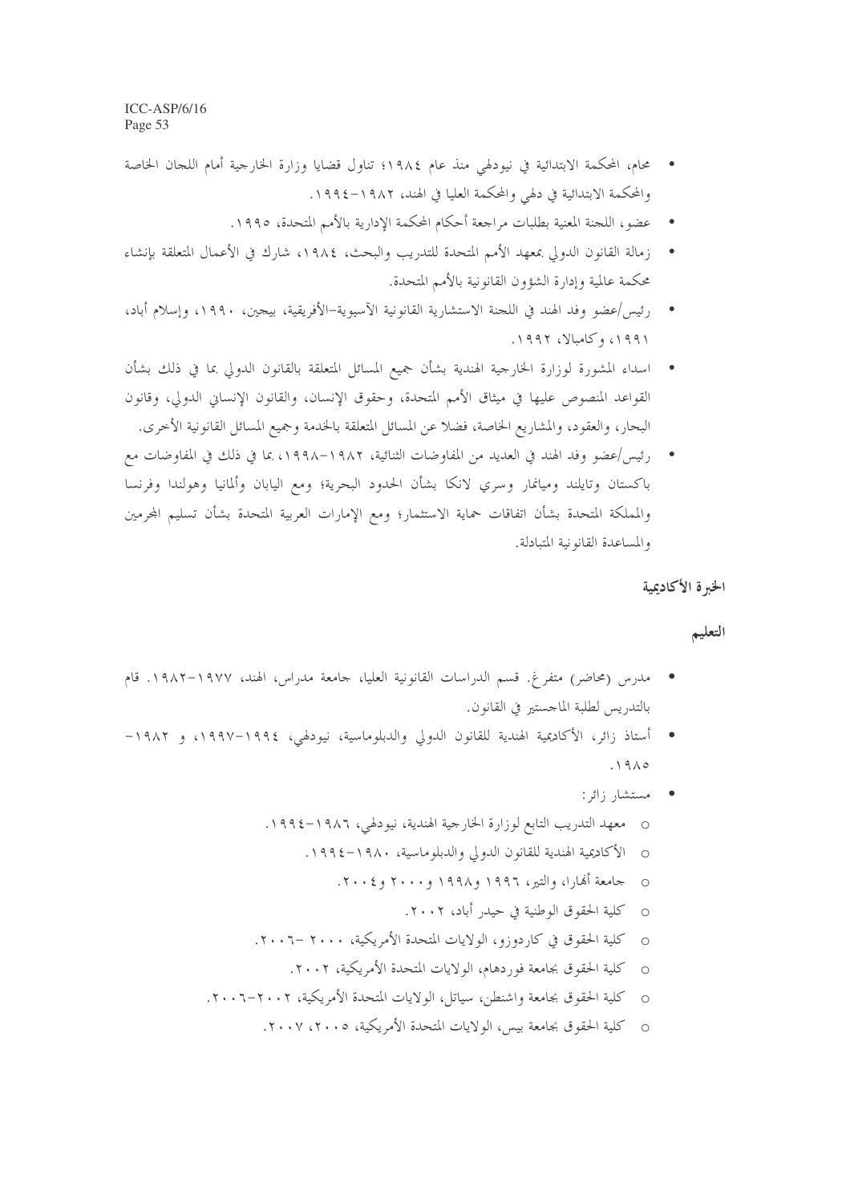- محام، المحكمة الابتدائية في نيودلهي منذ عام ١٩٨٤؛ تناول قضايا وزارة الخارجية أمام اللجان الخاصة والمحكمة الابتدائية في دلهي والمحكمة العليا في الهند، ١٩٨٢-١٩٩٤.
- عضو، اللجنة المعنية بطلبات مراجعة أحكام المحكمة الإدارية بالأمم المتحدة، ١٩٩٥.
- زمالة القانون الدولي بمعهد الأمم المتحدة للتدريب والبحث، ١٩٨٤، شارك في الأعمال المتعلقة بإنشاء محكمة عالمية وإدارة الشؤون القانونية بالأمم المتحدة.
- رئيس/عضو وفد الهند في اللجنة الاستشارية القانونية الآسيوية-الأفريقية، بيجين، ١٩٩٠، وإسلام أباد، ١٩٩١، وكامبالا، ١٩٩٢.
- اسداء المشورة لوزارة الخارجية الهندية بشأن جميع المسائل المتعلقة بالقانون الدولي بما في ذلك بشأن القواعد المنصوص عليها في ميثاق الأمم المتحدة، وحقوق الإنسان، والقانون الإنساني الدولي، وقانون البحار، والعقود، والمشاريع الخاصة، فضلا عن المسائل المتعلقة بالخدمة وجميع المسائل القانونية الأخرى.
- رئيس/عضو وفد الهند في العديد من المفاوضات الثنائية، ١٩٨٢-١٩٩٨، بما في ذلك في المفاوضات مع باكستان وتايلند وميانمار وسري لانكا بشأن الحدود البحرية؛ ومع اليابان وألمانيا وهولندا وفرنسا والمملكة المتحدة بشأن اتفاقات حماية الاستثمار؛ ومع الإمارات العربية المتحدة بشأن تسليم المجرمين والمساعدة القانونية المتبادلة.

## الخبرة الأكاديمية

### التعليم

- مدرس (محاضر) متفرغ. قسم الدراسات القانونية العليا، جامعة مدراس، الهند، ١٩٧٧-١٩٨٢. قام بالتدريس لطلبة الماجستير في القانون.
- أستاذ زائر، الأكاديمية الهندية للقانون الدولي والدبلوماسية، نيودلهي، ١٩٩٤-١٩٩٧، و ١٩٨٢-١٩٨٥.
- مستشار زائر:
  - معهد التدريب التابع لوزارة الخارجية الهندية، نيودلهي، ١٩٨٦-١٩٩٤.
  - الأكاديمية الهندية للقانون الدولي والدبلوماسية، ١٩٨٠-١٩٩٤.
  - جامعة أنهارا، والتير، ١٩٩٦ و١٩٩٨ و٢٠٠٠ و٢٠٠٤.
  - كلية الحقوق الوطنية في حيدر أباد، ٢٠٠٢.
  - كلية الحقوق في كاردوزو، الولايات المتحدة الأمريكية، ٢٠٠٠ -٢٠٠٦.
  - كلية الحقوق بجامعة فوردهام، الولايات المتحدة الأمريكية، ٢٠٠٢.
  - كلية الحقوق بجامعة واشنطن، سياتل، الولايات المتحدة الأمريكية، ٢٠٠٢-٢٠٠٦.
  - كلية الحقوق بجامعة بيس، الولايات المتحدة الأمريكية، ٢٠٠٥، ٢٠٠٧.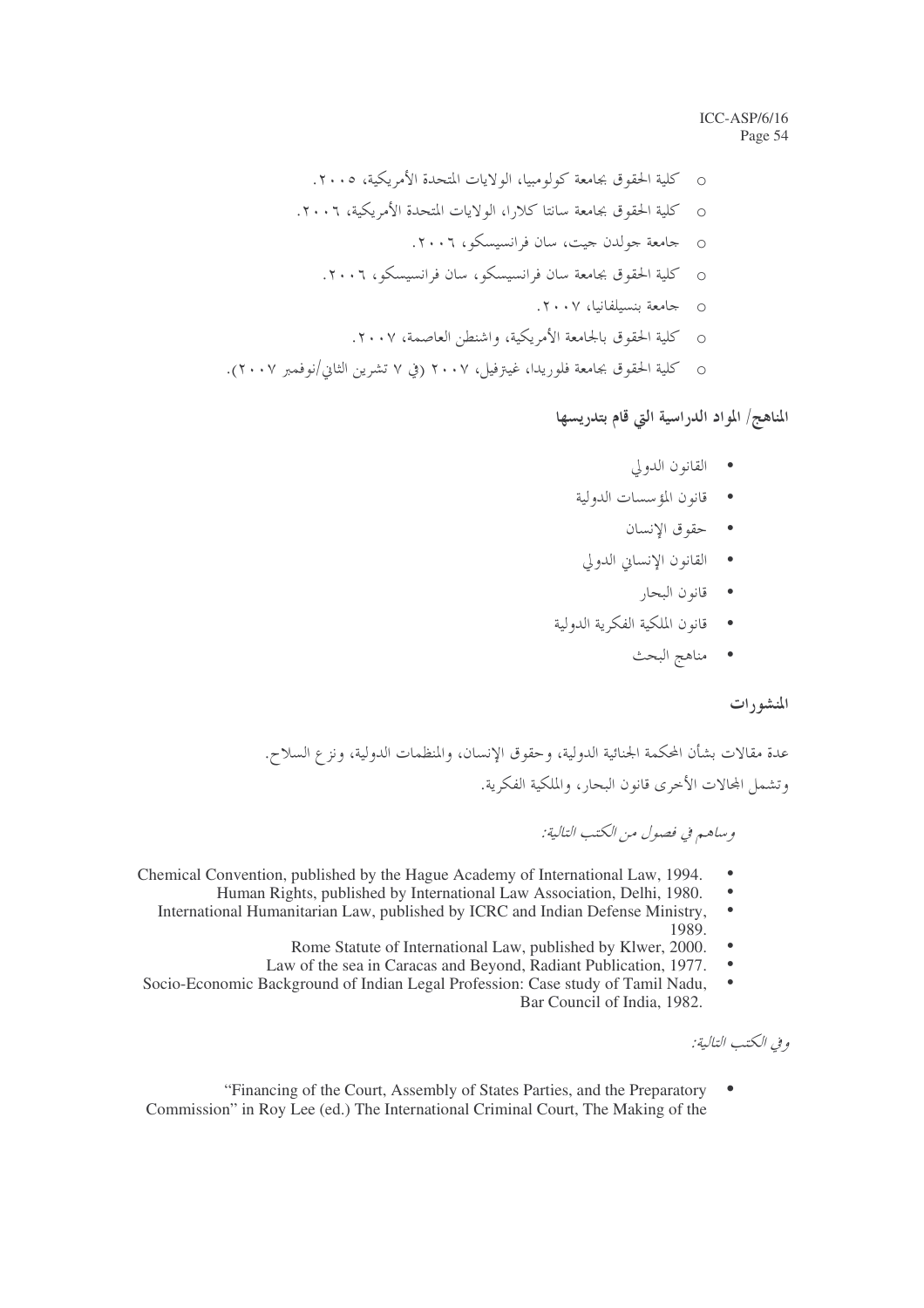- كلية الحقوق بجامعة كولومبيا، الولايات المتحدة الأمريكية، ٢٠٠٥.
- كلية الحقوق بجامعة سانتا كلارا، الولايات المتحدة الأمريكية، ٢٠٠٦.
- جامعة جولدن جيت، سان فرانسيسكو، ٢٠٠٦.
- كلية الحقوق بجامعة سان فرانسيسكو، سان فرانسيسكو، ٢٠٠٦.
- جامعة بنسيلفانيا، ٢٠٠٧.
- كلية الحقوق بالجامعة الأمريكية، واشنطن العاصمة، ٢٠٠٧.
- كلية الحقوق بجامعة فلوريدا، غيترفيل، ٢٠٠٧ (في ٧ تشرين الثاني/نوفمبر ٢٠٠٧).

**المناهج/ المواد الدراسية التي قام بتدريسها**

- القانون الدولي
- قانون المؤسسات الدولية
- حقوق الإنسان
- القانون الإنساني الدولي
- قانون البحار
- قانون الملكية الفكرية الدولية
- مناهج البحث

**المنشورات**

عدة مقالات بشأن المحكمة الجنائية الدولية، وحقوق الإنسان، والمنظمات الدولية، ونزع السلاح. وتشمل المجالات الأخرى قانون البحار، والملكية الفكرية.

*وساهم في فصول من الكتب التالية:*

- Chemical Convention, published by the Hague Academy of International Law, 1994.
- Human Rights, published by International Law Association, Delhi, 1980.
- International Humanitarian Law, published by ICRC and Indian Defense Ministry, 1989.
- Rome Statute of International Law, published by Klwer, 2000.
- Law of the sea in Caracas and Beyond, Radiant Publication, 1977.
- Socio-Economic Background of Indian Legal Profession: Case study of Tamil Nadu, Bar Council of India, 1982.

*وفي الكتب التالية:*

- "Financing of the Court, Assembly of States Parties, and the Preparatory Commission" in Roy Lee (ed.) The International Criminal Court, The Making of the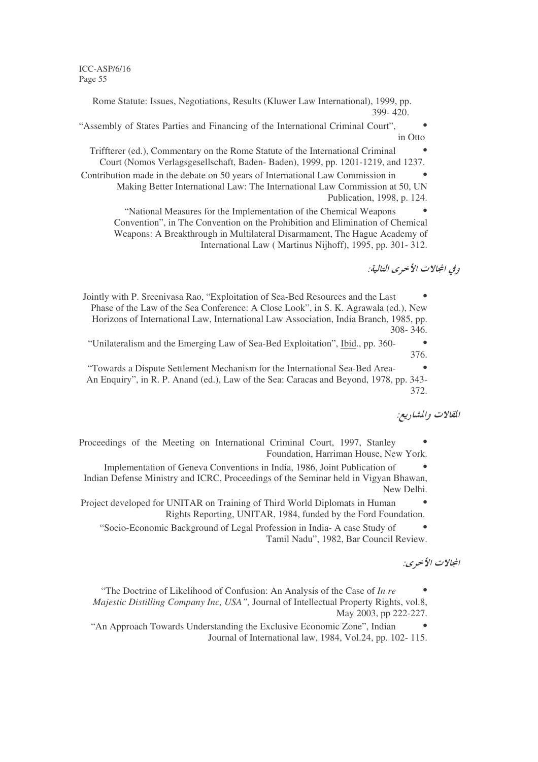Rome Statute: Issues, Negotiations, Results (Kluwer Law International), 1999, pp. 399- 420.

- "Assembly of States Parties and Financing of the International Criminal Court", in Otto Triffterer (ed.), Commentary on the Rome Statute of the International Criminal Court (Nomos Verlagsgesellschaft, Baden- Baden), 1999, pp. 1201-1219, and 1237.
- Contribution made in the debate on 50 years of International Law Commission in Making Better International Law: The International Law Commission at 50, UN Publication, 1998, p. 124.
- "National Measures for the Implementation of the Chemical Weapons Convention", in The Convention on the Prohibition and Elimination of Chemical Weapons: A Breakthrough in Multilateral Disarmament, The Hague Academy of International Law ( Martinus Nijhoff), 1995, pp. 301- 312.

وفي المجالات الأخرى التالية:

- Jointly with P. Sreenivasa Rao, "Exploitation of Sea-Bed Resources and the Last Phase of the Law of the Sea Conference: A Close Look", in S. K. Agrawala (ed.), New Horizons of International Law, International Law Association, India Branch, 1985, pp. 308- 346.
- "Unilateralism and the Emerging Law of Sea-Bed Exploitation", Ibid., pp. 360- 376.
- "Towards a Dispute Settlement Mechanism for the International Sea-Bed Area- An Enquiry", in R. P. Anand (ed.), Law of the Sea: Caracas and Beyond, 1978, pp. 343- 372.

المقالات والمشاريع:

- Proceedings of the Meeting on International Criminal Court, 1997, Stanley Foundation, Harriman House, New York.
- Implementation of Geneva Conventions in India, 1986, Joint Publication of Indian Defense Ministry and ICRC, Proceedings of the Seminar held in Vigyan Bhawan, New Delhi.
- Project developed for UNITAR on Training of Third World Diplomats in Human Rights Reporting, UNITAR, 1984, funded by the Ford Foundation.
- "Socio-Economic Background of Legal Profession in India- A case Study of Tamil Nadu", 1982, Bar Council Review.

المجالات الأخرى:

- "The Doctrine of Likelihood of Confusion: An Analysis of the Case of *In re Majestic Distilling Company Inc, USA",* Journal of Intellectual Property Rights, vol.8, May 2003, pp 222-227.
- "An Approach Towards Understanding the Exclusive Economic Zone", Indian Journal of International law, 1984, Vol.24, pp. 102- 115.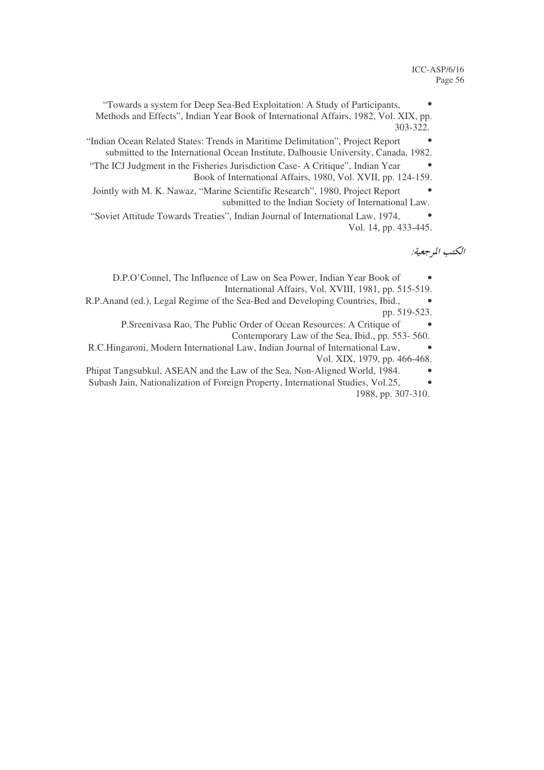- "Towards a system for Deep Sea-Bed Exploitation: A Study of Participants, Methods and Effects", Indian Year Book of International Affairs, 1982, Vol. XIX, pp. 303-322.
- "Indian Ocean Related States: Trends in Maritime Delimitation", Project Report submitted to the International Ocean Institute, Dalhousie University, Canada, 1982.
- "The ICJ Judgment in the Fisheries Jurisdiction Case- A Critique", Indian Year Book of International Affairs, 1980, Vol. XVII, pp. 124-159.
- Jointly with M. K. Nawaz, "Marine Scientific Research", 1980, Project Report submitted to the Indian Society of International Law.
- "Soviet Attitude Towards Treaties", Indian Journal of International Law, 1974, Vol. 14, pp. 433-445.

**الكتب المرجعية:**

- D.P.O'Connel, The Influence of Law on Sea Power, Indian Year Book of International Affairs, Vol. XVIII, 1981, pp. 515-519.
- R.P.Anand (ed.), Legal Regime of the Sea-Bed and Developing Countries, Ibid., pp. 519-523.
- P.Sreenivasa Rao, The Public Order of Ocean Resources: A Critique of Contemporary Law of the Sea, Ibid., pp. 553- 560.
- R.C.Hingaroni, Modern International Law, Indian Journal of International Law, Vol. XIX, 1979, pp. 466-468.
- Phipat Tangsubkul, ASEAN and the Law of the Sea, Non-Aligned World, 1984.
- Subash Jain, Nationalization of Foreign Property, International Studies, Vol.25, 1988, pp. 307-310.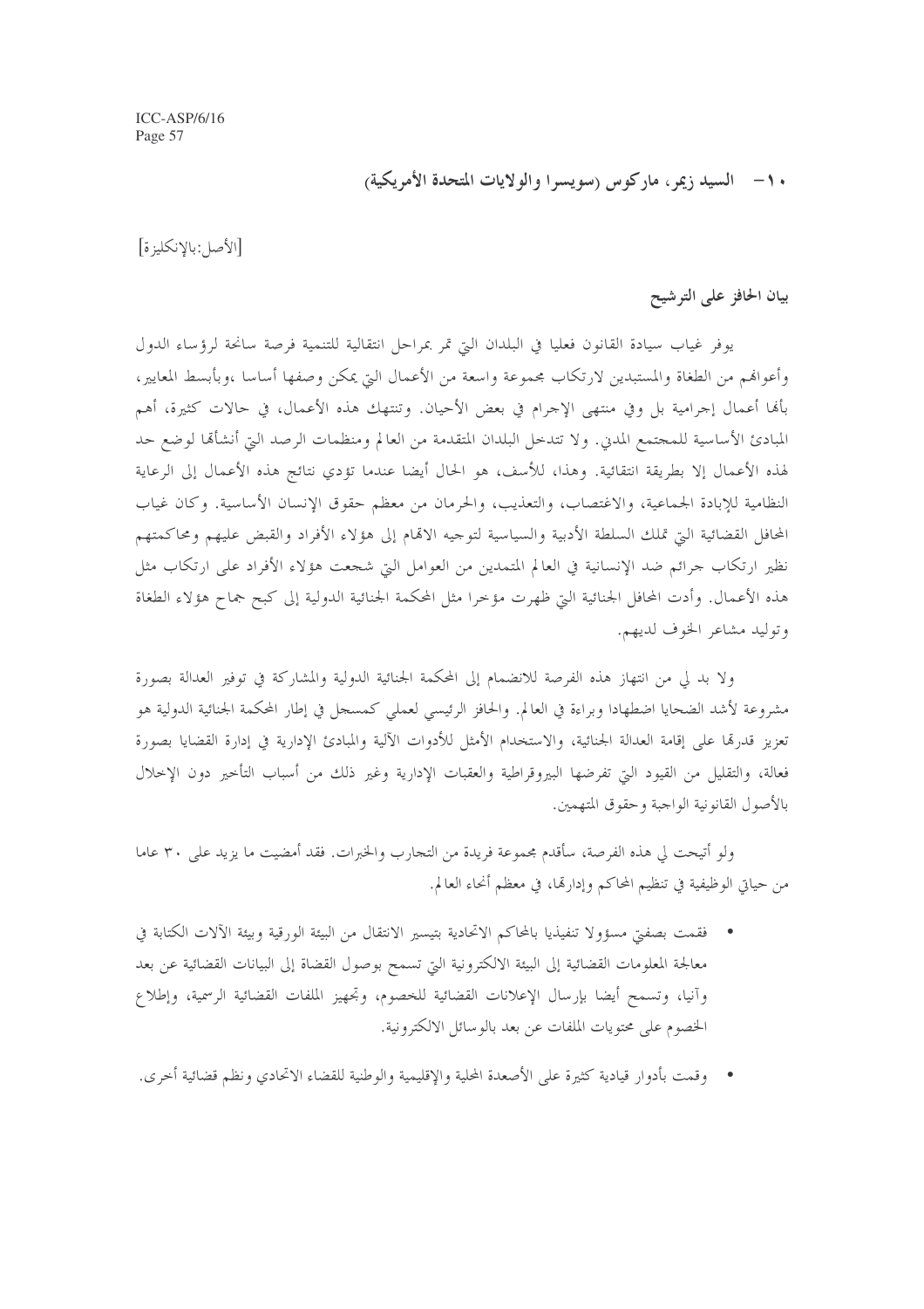### ١٠- السيد زيمر، ماركوس (سويسرا والولايات المتحدة الأمريكية)

[الأصل: بالإنكليزية]

**بيان الحافز على الترشيح**

يوفر غياب سيادة القانون فعليا في البلدان التي تمر بمراحل انتقالية للتنمية فرصة سانحة لرؤساء الدول وأعوانهم من الطغاة والمستبدين لارتكاب مجموعة واسعة من الأعمال التي يمكن وصفها أساسا ،وبأبسط المعايير، بأنها أعمال إجرامية بل وفي منتهى الإجرام في بعض الأحيان. وتنتهك هذه الأعمال، في حالات كثيرة، أهم المبادئ الأساسية للمجتمع المدني. ولا تتدخل البلدان المتقدمة من العالم ومنظمات الرصد التي أنشأتها لوضع حد لهذه الأعمال إلا بطريقة انتقائية. وهذا، للأسف، هو الحال أيضا عندما تؤدي نتائج هذه الأعمال إلى الرعاية النظامية للإبادة الجماعية، والاغتصاب، والتعذيب، والحرمان من معظم حقوق الإنسان الأساسية. وكان غياب المحافل القضائية التي تملك السلطة الأدبية والسياسية لتوجيه الاتهام إلى هؤلاء الأفراد والقبض عليهم ومحاكمتهم نظير ارتكاب جرائم ضد الإنسانية في العالم المتمدين من العوامل التي شجعت هؤلاء الأفراد على ارتكاب مثل هذه الأعمال. وأدت المحافل الجنائية التي ظهرت مؤخرا مثل المحكمة الجنائية الدولية إلى كبح جماح هؤلاء الطغاة وتوليد مشاعر الخوف لديهم.

ولا بد لي من انتهاز هذه الفرصة للانضمام إلى المحكمة الجنائية الدولية والمشاركة في توفير العدالة بصورة مشروعة لأشد الضحايا اضطهادا وبراءة في العالم. والحافز الرئيسي لعملي كمسجل في إطار المحكمة الجنائية الدولية هو تعزيز قدرتها على إقامة العدالة الجنائية، والاستخدام الأمثل للأدوات الآلية والمبادئ الإدارية في إدارة القضايا بصورة فعالة، والتقليل من القيود التي تفرضها البيروقراطية والعقبات الإدارية وغير ذلك من أسباب التأخير دون الإخلال بالأصول القانونية الواجبة وحقوق المتهمين.

ولو أتيحت لي هذه الفرصة، سأقدم مجموعة فريدة من التجارب والخبرات. فقد أمضيت ما يزيد على ٣٠ عاما من حياتي الوظيفية في تنظيم المحاكم وإدارتها، في معظم أنحاء العالم.

- فقمت بصفتي مسؤولا تنفيذيا بالمحاكم الاتحادية بتيسير الانتقال من البيئة الورقية وبيئة الآلات الكاتبة في معالجة المعلومات القضائية إلى البيئة الالكترونية التي تسمح بوصول القضاة إلى البيانات القضائية عن بعد وآنيا، وتسمح أيضا بإرسال الإعلانات القضائية للخصوم، وتجهيز الملفات القضائية الرسمية، وإطلاع الخصوم على محتويات الملفات عن بعد بالوسائل الالكترونية.

- وقمت بأدوار قيادية كثيرة على الأصعدة المحلية والإقليمية والوطنية للقضاء الاتحادي ونظم قضائية أخرى.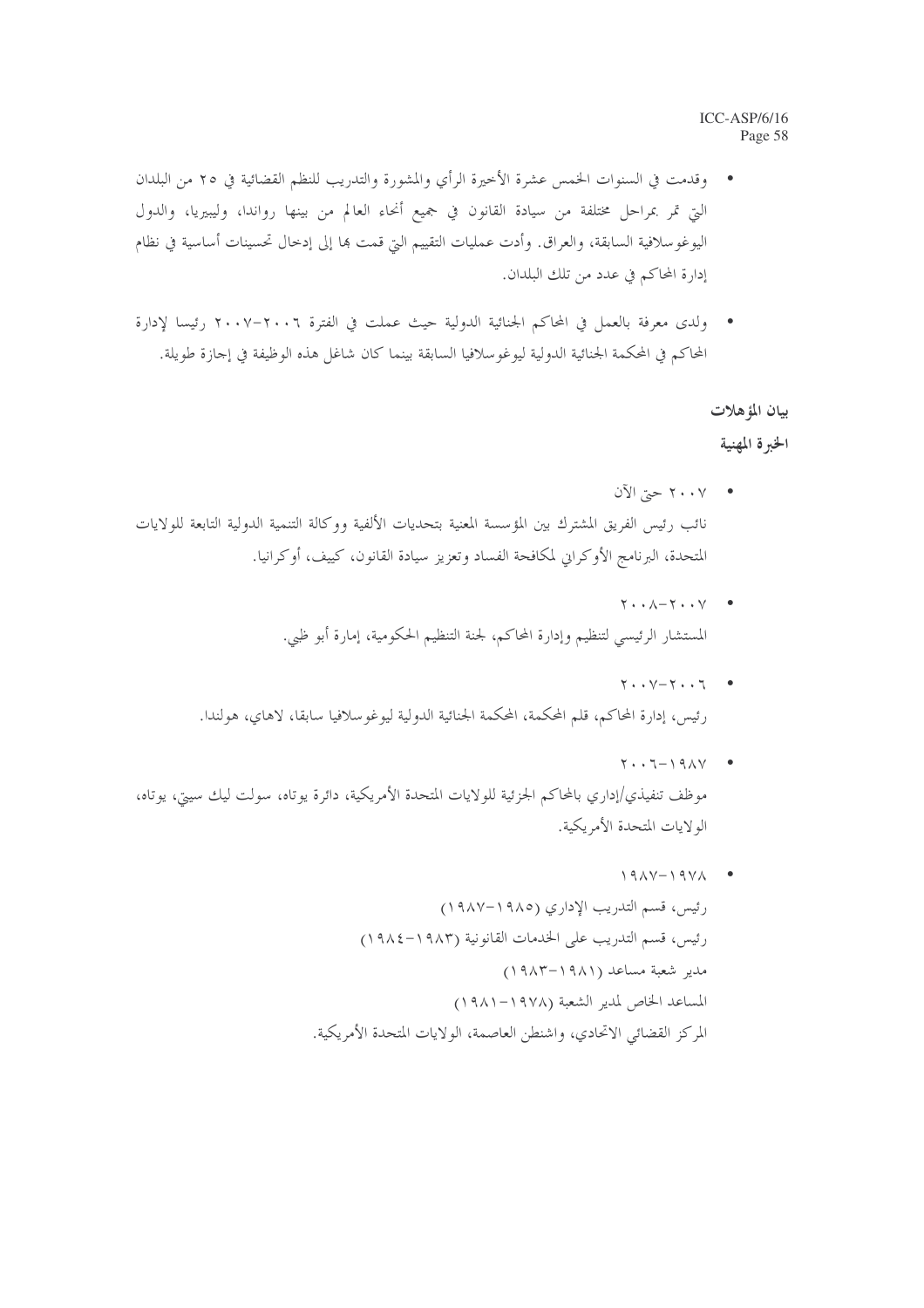- وقدمت في السنوات الخمس عشرة الأخيرة الرأي والمشورة والتدريب للنظم القضائية في ٢٥ من البلدان التي تمر بمراحل مختلفة من سيادة القانون في جميع أنحاء العالم من بينها رواندا، وليبيريا، والدول اليوغوسلافية السابقة، والعراق. وأدت عمليات التقييم التي قمت بها إلى إدخال تحسينات أساسية في نظام إدارة المحاكم في عدد من تلك البلدان.

- ولدى معرفة بالعمل في المحاكم الجنائية الدولية حيث عملت في الفترة ٢٠٠٦-٢٠٠٧ رئيسا لإدارة المحاكم في المحكمة الجنائية الدولية ليوغوسلافيا السابقة بينما كان شاغل هذه الوظيفة في إجازة طويلة.

## بيان المؤهلات

### الخبرة المهنية

- ٢٠٠٧ حتى الآن

نائب رئيس الفريق المشترك بين المؤسسة المعنية بتحديات الألفية ووكالة التنمية الدولية التابعة للولايات المتحدة، البرنامج الأوكراني لمكافحة الفساد وتعزيز سيادة القانون، كييف، أوكرانيا.

- ٢٠٠٧-٢٠٠٨

المستشار الرئيسي لتنظيم وإدارة المحاكم، لجنة التنظيم الحكومية، إمارة أبو ظبي.

- ٢٠٠٦-٢٠٠٧

رئيس، إدارة المحاكم، قلم المحكمة، المحكمة الجنائية الدولية ليوغوسلافيا سابقا، لاهاي، هولندا.

- ١٩٨٧-٢٠٠٦

موظف تنفيذي/إداري بالمحاكم الجزئية للولايات المتحدة الأمريكية، دائرة يوتاه، سولت ليك سيتي، يوتاه، الولايات المتحدة الأمريكية.

- ١٩٧٨-١٩٨٧

رئيس، قسم التدريب الإداري (١٩٨٥-١٩٨٧)
رئيس، قسم التدريب على الخدمات القانونية (١٩٨٣-١٩٨٤)
مدير شعبة مساعد (١٩٨١-١٩٨٣)
المساعد الخاص لمدير الشعبة (١٩٧٨-١٩٨١)
المركز القضائي الاتحادي، واشنطن العاصمة، الولايات المتحدة الأمريكية.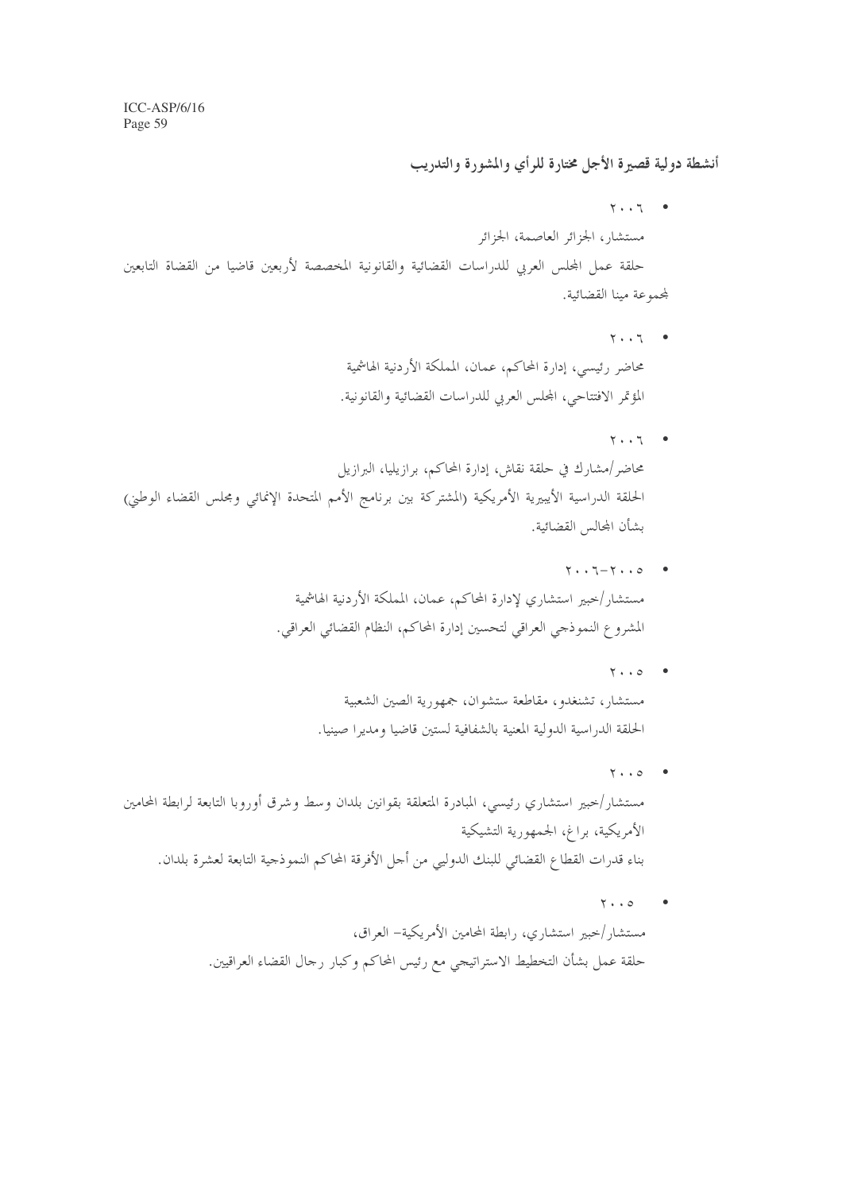### أنشطة دولية قصيرة الأجل مختارة للرأي والمشورة والتدريب

- ٢٠٠٦

  مستشار، الجزائر العاصمة، الجزائر

  حلقة عمل المجلس العربي للدراسات القضائية والقانونية المخصصة لأربعين قاضيا من القضاة التابعين لمجموعة مينا القضائية.

- ٢٠٠٦

  محاضر رئيسي، إدارة المحاكم، عمان، المملكة الأردنية الهاشمية

  المؤتمر الافتتاحي، المجلس العربي للدراسات القضائية والقانونية.

- ٢٠٠٦

  محاضر/مشارك في حلقة نقاش، إدارة المحاكم، برازيليا، البرازيل

  الحلقة الدراسية الأيبيرية الأمريكية (المشتركة بين برنامج الأمم المتحدة الإنمائي ومجلس القضاء الوطني) بشأن المجالس القضائية.

- ٢٠٠٥-٢٠٠٦

  مستشار/خبير استشاري لإدارة المحاكم، عمان، المملكة الأردنية الهاشمية

  المشروع النموذجي العراقي لتحسين إدارة المحاكم، النظام القضائي العراقي.

- ٢٠٠٥

  مستشار، تشنغدو، مقاطعة ستشوان، جمهورية الصين الشعبية

  الحلقة الدراسية الدولية المعنية بالشفافية لستين قاضيا ومديرا صينيا.

- ٢٠٠٥

  مستشار/خبير استشاري رئيسي، المبادرة المتعلقة بقوانين بلدان وسط وشرق أوروبا التابعة لرابطة المحامين الأمريكية، براغ، الجمهورية التشيكية

  بناء قدرات القطاع القضائي للبنك الدولي من أجل الأفرقة المحاكم النموذجية التابعة لعشرة بلدان.

- ٢٠٠٥

  مستشار/خبير استشاري، رابطة المحامين الأمريكية- العراق،

  حلقة عمل بشأن التخطيط الاستراتيجي مع رئيس المحاكم وكبار رجال القضاء العراقيين.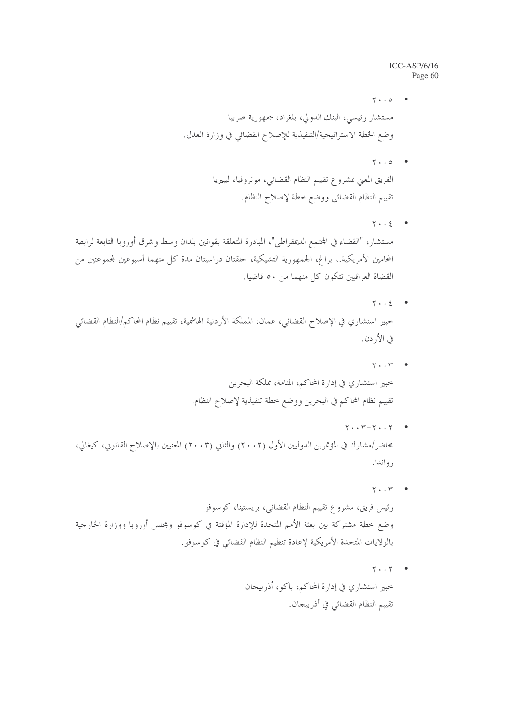- ٢٠٠٥

مستشار رئيسي، البنك الدولي، بلغراد، جمهورية صربيا
وضع الخطة الاستراتيجية/التنفيذية للإصلاح القضائي في وزارة العدل.

- ٢٠٠٥

الفريق المعني بمشروع تقييم النظام القضائي، مونروفيا، ليبيريا
تقييم النظام القضائي ووضع خطة لإصلاح النظام.

- ٢٠٠٤

مستشار، "القضاء في المجتمع الديمقراطي"، المبادرة المتعلقة بقوانين بلدان وسط وشرق أوروبا التابعة لرابطة المحامين الأمريكية.، براغ، الجمهورية التشيكية، حلقتان دراسيتان مدة كل منهما أسبوعين لمجموعتين من القضاة العراقيين تتكون كل منهما من ٥٠ قاضيا.

- ٢٠٠٤

خبير استشاري في الإصلاح القضائي، عمان، المملكة الأردنية الهاشمية، تقييم نظام المحاكم/النظام القضائي في الأردن.

- ٢٠٠٣

خبير استشاري في إدارة المحاكم، المنامة، مملكة البحرين
تقييم نظام المحاكم في البحرين ووضع خطة تنفيذية لإصلاح النظام.

- ٢٠٠٢-٢٠٠٣

محاضر/مشارك في المؤتمرين الدوليين الأول (٢٠٠٢) والثاني (٢٠٠٣) المعنيين بالإصلاح القانوني، كيغالي، رواندا.

- ٢٠٠٣

رئيس فريق، مشروع تقييم النظام القضائي، بريستينا، كوسوفو
وضع خطة مشتركة بين بعثة الأمم المتحدة للإدارة المؤقتة في كوسوفو ومجلس أوروبا ووزارة الخارجية بالولايات المتحدة الأمريكية لإعادة تنظيم النظام القضائي في كوسوفو.

- ٢٠٠٢

خبير استشاري في إدارة المحاكم، باكو، أذربيجان
تقييم النظام القضائي في أذربيجان.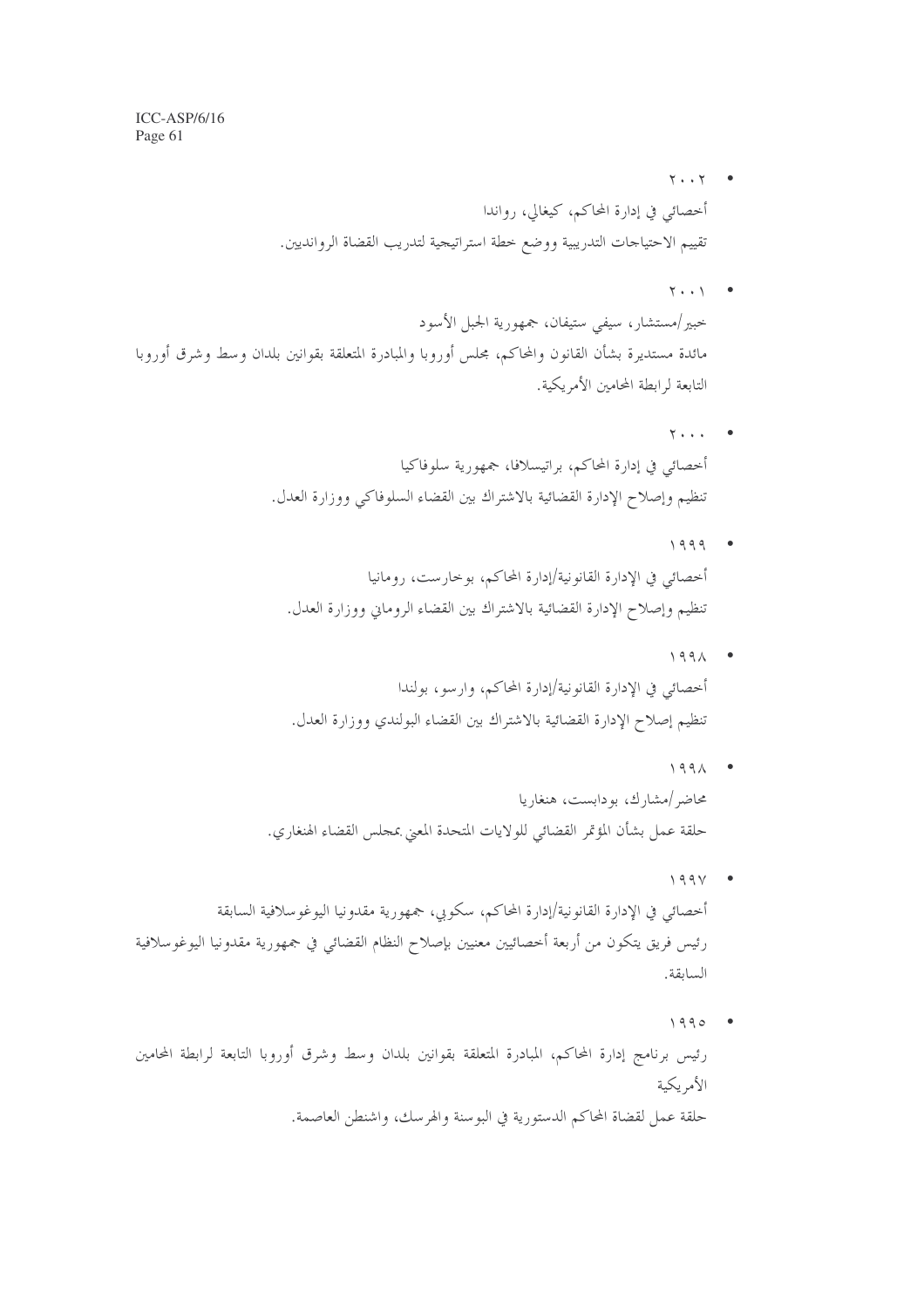- ٢٠٠٢

أخصائي في إدارة المحاكم، كيغالي، رواندا

تقييم الاحتياجات التدريبية ووضع خطة استراتيجية لتدريب القضاة الروانديين.

- ٢٠٠١

خبير/مستشار، سيفي ستيفان، جمهورية الجبل الأسود

مائدة مستديرة بشأن القانون والمحاكم، مجلس أوروبا والمبادرة المتعلقة بقوانين بلدان وسط وشرق أوروبا التابعة لرابطة المحامين الأمريكية.

- ٢٠٠٠

أخصائي في إدارة المحاكم، براتيسلافا، جمهورية سلوفاكيا

تنظيم وإصلاح الإدارة القضائية بالاشتراك بين القضاء السلوفاكي ووزارة العدل.

- ١٩٩٩

أخصائي في الإدارة القانونية/إدارة المحاكم، بوخارست، رومانيا

تنظيم وإصلاح الإدارة القضائية بالاشتراك بين القضاء الروماني ووزارة العدل.

- ١٩٩٨

أخصائي في الإدارة القانونية/إدارة المحاكم، وارسو، بولندا

تنظيم إصلاح الإدارة القضائية بالاشتراك بين القضاء البولندي ووزارة العدل.

- ١٩٩٨

محاضر/مشارك، بودابست، هنغاريا

حلقة عمل بشأن المؤتمر القضائي للولايات المتحدة المعني بمجلس القضاء الهنغاري.

- ١٩٩٧

أخصائي في الإدارة القانونية/إدارة المحاكم، سكوبي، جمهورية مقدونيا اليوغوسلافية السابقة

رئيس فريق يتكون من أربعة أخصائيين معنيين بإصلاح النظام القضائي في جمهورية مقدونيا اليوغوسلافية السابقة.

- ١٩٩٥

رئيس برنامج إدارة المحاكم، المبادرة المتعلقة بقوانين بلدان وسط وشرق أوروبا التابعة لرابطة المحامين الأمريكية

حلقة عمل لقضاة المحاكم الدستورية في البوسنة والهرسك، واشنطن العاصمة.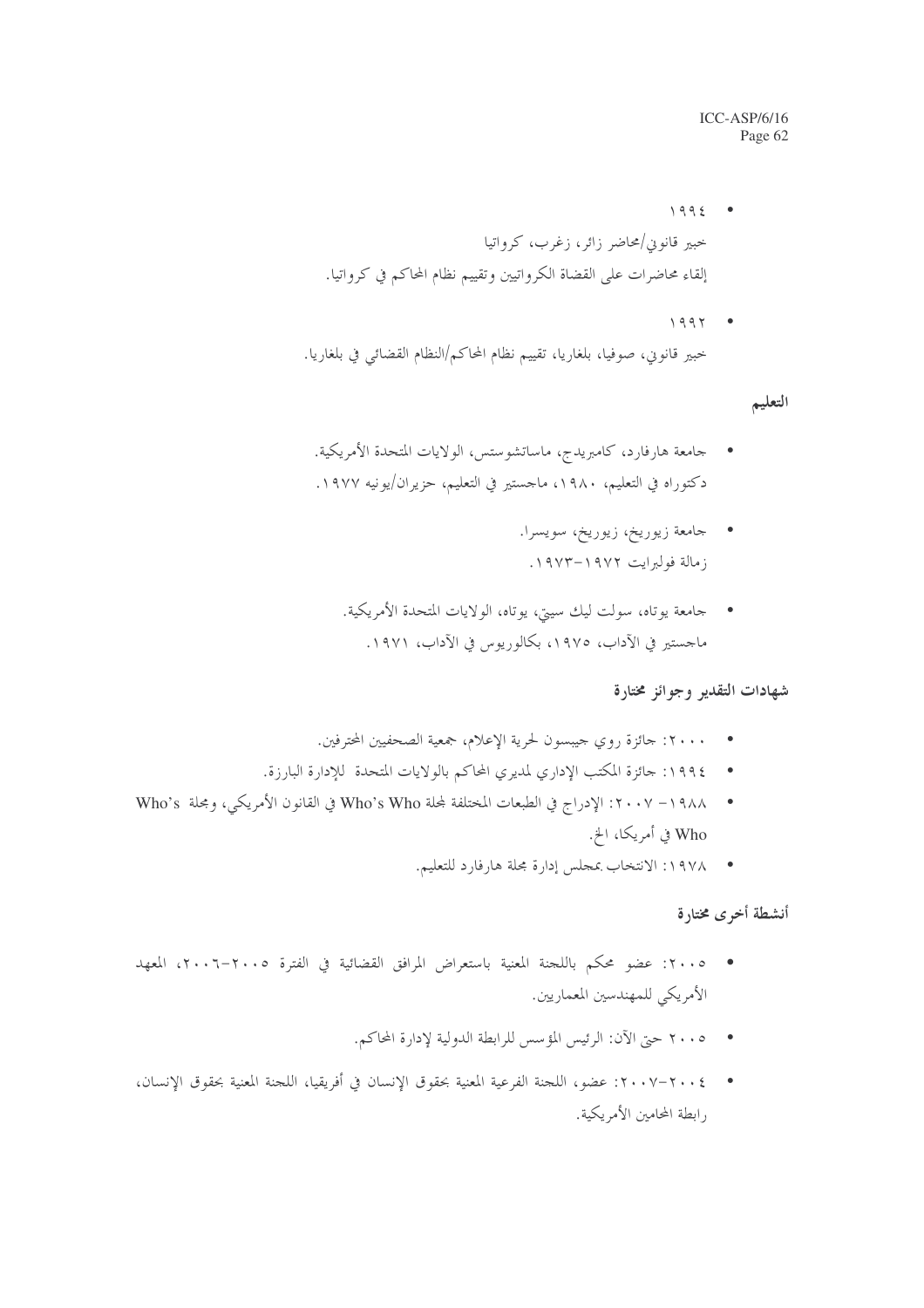- ١٩٩٤
خبير قانوني/محاضر زائر، زغرب، كرواتيا
إلقاء محاضرات على القضاة الكرواتيين وتقييم نظام المحاكم في كرواتيا.

- ١٩٩٢
خبير قانوني، صوفيا، بلغاريا، تقييم نظام المحاكم/النظام القضائي في بلغاريا.

### التعليم

- جامعة هارفارد، كامبريدج، ماساتشوستس، الولايات المتحدة الأمريكية.
دكتوراه في التعليم، ١٩٨٠، ماجستير في التعليم، حزيران/يونيه ١٩٧٧.

- جامعة زيوريخ، زيوريخ، سويسرا.
زمالة فولبرايت ١٩٧٢-١٩٧٣.

- جامعة يوتاه، سولت ليك سيتي، يوتاه، الولايات المتحدة الأمريكية.
ماجستير في الآداب، ١٩٧٥، بكالوريوس في الآداب، ١٩٧١.

### شهادات التقدير وجوائز مختارة

- ٢٠٠٠: جائزة روي جيبسون لحرية الإعلام، جمعية الصحفيين المحترفين.
- ١٩٩٤: جائزة المكتب الإداري لمديري المحاكم بالولايات المتحدة للإدارة البارزة.
- ١٩٨٨ - ٢٠٠٧: الإدراج في الطبعات المختلفة لمجلة Who's Who في القانون الأمريكي، ومجلة Who's Who في أمريكا، الخ.
- ١٩٧٨: الانتخاب بمجلس إدارة مجلة هارفارد للتعليم.

### أنشطة أخرى مختارة

- ٢٠٠٥: عضو محكم باللجنة المعنية باستعراض المرافق القضائية في الفترة ٢٠٠٥-٢٠٠٦، المعهد الأمريكي للمهندسين المعماريين.

- ٢٠٠٥ حتى الآن: الرئيس المؤسس للرابطة الدولية لإدارة المحاكم.

- ٢٠٠٤-٢٠٠٧: عضو، اللجنة الفرعية المعنية بحقوق الإنسان في أفريقيا، اللجنة المعنية بحقوق الإنسان، رابطة المحامين الأمريكية.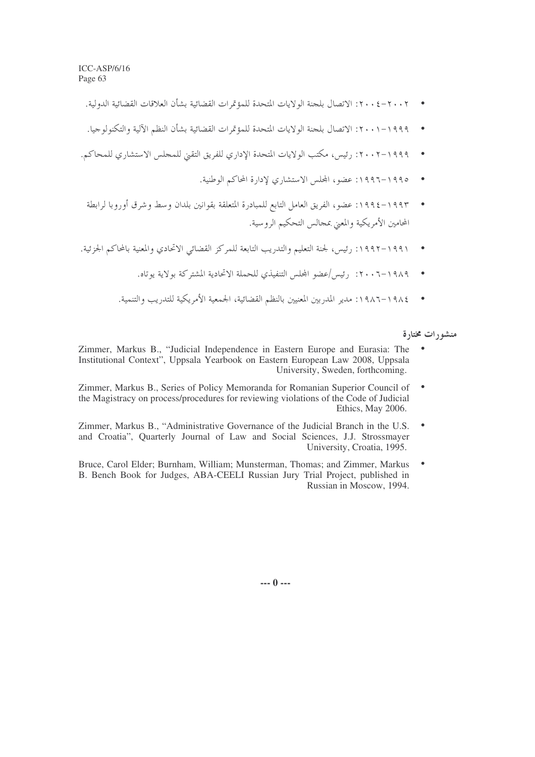- ٢٠٠٢-٢٠٠٤: الاتصال بلجنة الولايات المتحدة للمؤتمرات القضائية بشأن العلاقات القضائية الدولية.
- ١٩٩٩-٢٠٠١: الاتصال بلجنة الولايات المتحدة للمؤتمرات القضائية بشأن النظم الآلية والتكنولوجيا.
- ١٩٩٩-٢٠٠٢: رئيس، مكتب الولايات المتحدة الإداري للفريق التقني للمجلس الاستشاري للمحاكم.
- ١٩٩٥-١٩٩٦: عضو، المجلس الاستشاري لإدارة المحاكم الوطنية.
- ١٩٩٣-١٩٩٤: عضو، الفريق العامل التابع للمبادرة المتعلقة بقوانين بلدان وسط وشرق أوروبا لرابطة المحامين الأمريكية والمعني بمجالس التحكيم الروسية.
- ١٩٩١-١٩٩٢: رئيس، لجنة التعليم والتدريب التابعة للمركز القضائي الاتحادي والمعنية بالمحاكم الجزئية.
- ١٩٨٩-٢٠٠٦: رئيس/عضو المجلس التنفيذي للحملة الاتحادية المشتركة بولاية يوتاه.
- ١٩٨٤-١٩٨٦: مدير المدربين المعنيين بالنظم القضائية، الجمعية الأمريكية للتدريب والتنمية.

### منشورات مختارة

- Zimmer, Markus B., "Judicial Independence in Eastern Europe and Eurasia: The Institutional Context", Uppsala Yearbook on Eastern European Law 2008, Uppsala University, Sweden, forthcoming.
- Zimmer, Markus B., Series of Policy Memoranda for Romanian Superior Council of the Magistracy on process/procedures for reviewing violations of the Code of Judicial Ethics, May 2006.
- Zimmer, Markus B., "Administrative Governance of the Judicial Branch in the U.S. and Croatia", Quarterly Journal of Law and Social Sciences, J.J. Strossmayer University, Croatia, 1995.
- Bruce, Carol Elder; Burnham, William; Munsterman, Thomas; and Zimmer, Markus B. Bench Book for Judges, ABA-CEELI Russian Jury Trial Project, published in Russian in Moscow, 1994.

--- 0 ---